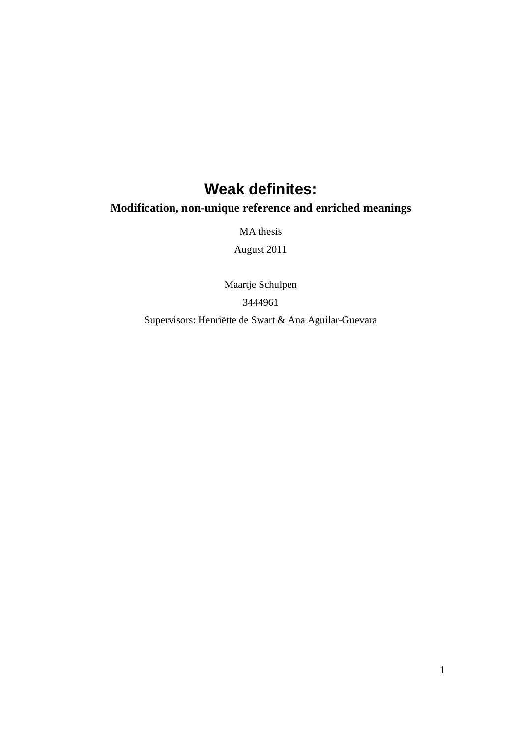# Weak definites:

## Modification, non-unique reference and enriched meanings

MA thesis

August 2011

Maartje Schulpen

3444961

Supervisors: Henriëtte de Swart & Ana Aguilar-Guevara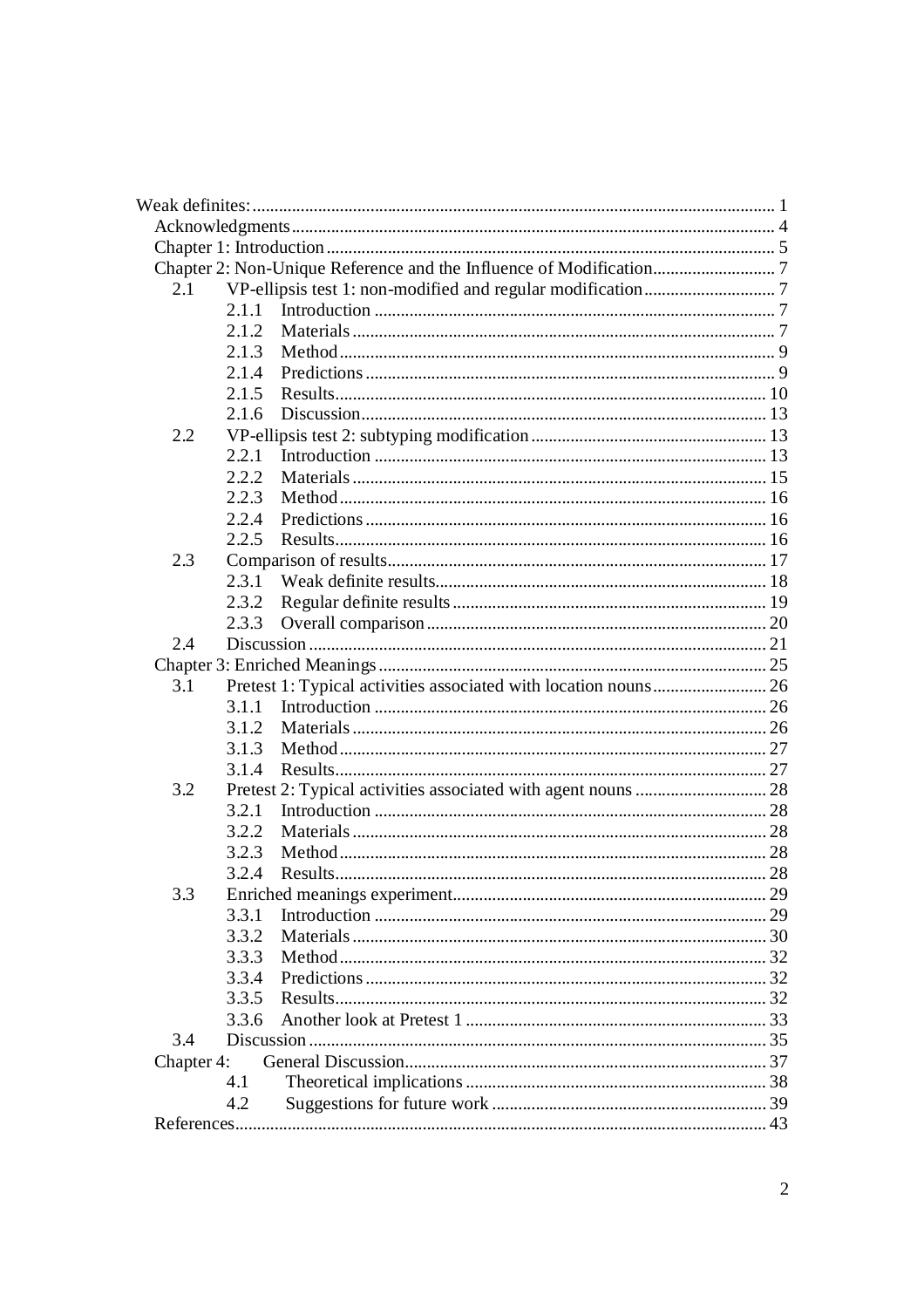Weak definites: ..................................................................................................................... 1

Acknowledgments ............................................................................................................. 4

Chapter 1: Introduction ..................................................................................................... 5

Chapter 2: Non-Unique Reference and the Influence of Modification ............................ 7

- 2.1 VP-ellipsis test 1: non-modified and regular modification .............................. 7
  - 2.1.1 Introduction ........................................................................................... 7
  - 2.1.2 Materials ................................................................................................ 7
  - 2.1.3 Method ................................................................................................... 9
  - 2.1.4 Predictions ............................................................................................. 9
  - 2.1.5 Results .................................................................................................. 10
  - 2.1.6 Discussion ............................................................................................ 13
- 2.2 VP-ellipsis test 2: subtyping modification ...................................................... 13
  - 2.2.1 Introduction ......................................................................................... 13
  - 2.2.2 Materials .............................................................................................. 15
  - 2.2.3 Method ................................................................................................. 16
  - 2.2.4 Predictions ........................................................................................... 16
  - 2.2.5 Results .................................................................................................. 16
- 2.3 Comparison of results ...................................................................................... 17
  - 2.3.1 Weak definite results ............................................................................ 18
  - 2.3.2 Regular definite results ........................................................................ 19
  - 2.3.3 Overall comparison .............................................................................. 20
- 2.4 Discussion ........................................................................................................ 21

Chapter 3: Enriched Meanings ........................................................................................ 25

- 3.1 Pretest 1: Typical activities associated with location nouns .......................... 26
  - 3.1.1 Introduction ......................................................................................... 26
  - 3.1.2 Materials .............................................................................................. 26
  - 3.1.3 Method ................................................................................................. 27
  - 3.1.4 Results .................................................................................................. 27
- 3.2 Pretest 2: Typical activities associated with agent nouns .............................. 28
  - 3.2.1 Introduction ......................................................................................... 28
  - 3.2.2 Materials .............................................................................................. 28
  - 3.2.3 Method ................................................................................................. 28
  - 3.2.4 Results .................................................................................................. 28
- 3.3 Enriched meanings experiment ........................................................................ 29
  - 3.3.1 Introduction ......................................................................................... 29
  - 3.3.2 Materials .............................................................................................. 30
  - 3.3.3 Method ................................................................................................. 32
  - 3.3.4 Predictions ........................................................................................... 32
  - 3.3.5 Results .................................................................................................. 32
  - 3.3.6 Another look at Pretest 1 ..................................................................... 33
- 3.4 Discussion ........................................................................................................ 35

Chapter 4: General Discussion ........................................................................................ 37

- 4.1 Theoretical implications .................................................................................. 38
- 4.2 Suggestions for future work ............................................................................. 39

References ........................................................................................................................ 43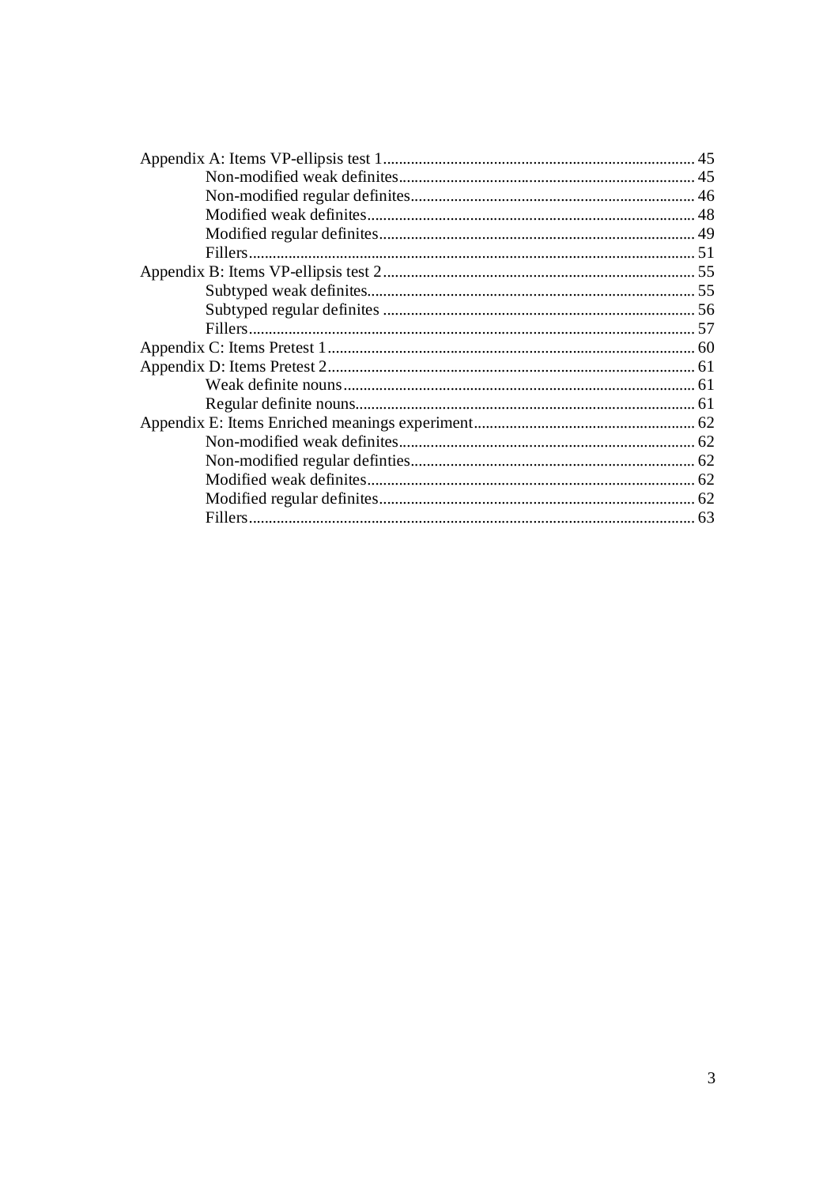Appendix A: Items VP-ellipsis test 1 ............................................................................. 45
- Non-modified weak definites ......................................................................... 45
- Non-modified regular definites ...................................................................... 46
- Modified weak definites ................................................................................. 48
- Modified regular definites .............................................................................. 49
- Fillers ............................................................................................................... 51

Appendix B: Items VP-ellipsis test 2 ............................................................................. 55
- Subtyped weak definites ................................................................................. 55
- Subtyped regular definites ............................................................................. 56
- Fillers ............................................................................................................... 57

Appendix C: Items Pretest 1 ........................................................................................... 60

Appendix D: Items Pretest 2 ........................................................................................... 61
- Weak definite nouns ....................................................................................... 61
- Regular definite nouns .................................................................................... 61

Appendix E: Items Enriched meanings experiment ....................................................... 62
- Non-modified weak definites ......................................................................... 62
- Non-modified regular defintiesm ...................................................................... 62
- Modified weak definites ................................................................................. 62
- Modified regular definites .............................................................................. 62
- Fillers ............................................................................................................... 63

Appendix A: Items VP-ellipsis test 1 ............................................................................. 45
- Non-modified weak definites ......................................................................... 45
- Non-modified regular definites ...................................................................... 46
- Modified weak definites ................................................................................. 48
- Modified regular definites .............................................................................. 49
- Fillers ............................................................................................................... 51

Appendix B: Items VP-ellipsis test 2 ............................................................................. 55
- Subtyped weak definites ................................................................................. 55
- Subtyped regular definites ............................................................................. 56
- Fillers ............................................................................................................... 57

Appendix C: Items Pretest 1 ........................................................................................... 60

Appendix D: Items Pretest 2 ........................................................................................... 61
- Weak definite nouns ....................................................................................... 61
- Regular definite nouns .................................................................................... 61

Appendix E: Items Enriched meanings experiment ....................................................... 62
- Non-modified weak definites ......................................................................... 62
- Non-modified regular defintie s...................................................................... 62
- Modified weak definites ................................................................................. 62
- Modified regular definites .............................................................................. 62
- Fillers ............................................................................................................... 63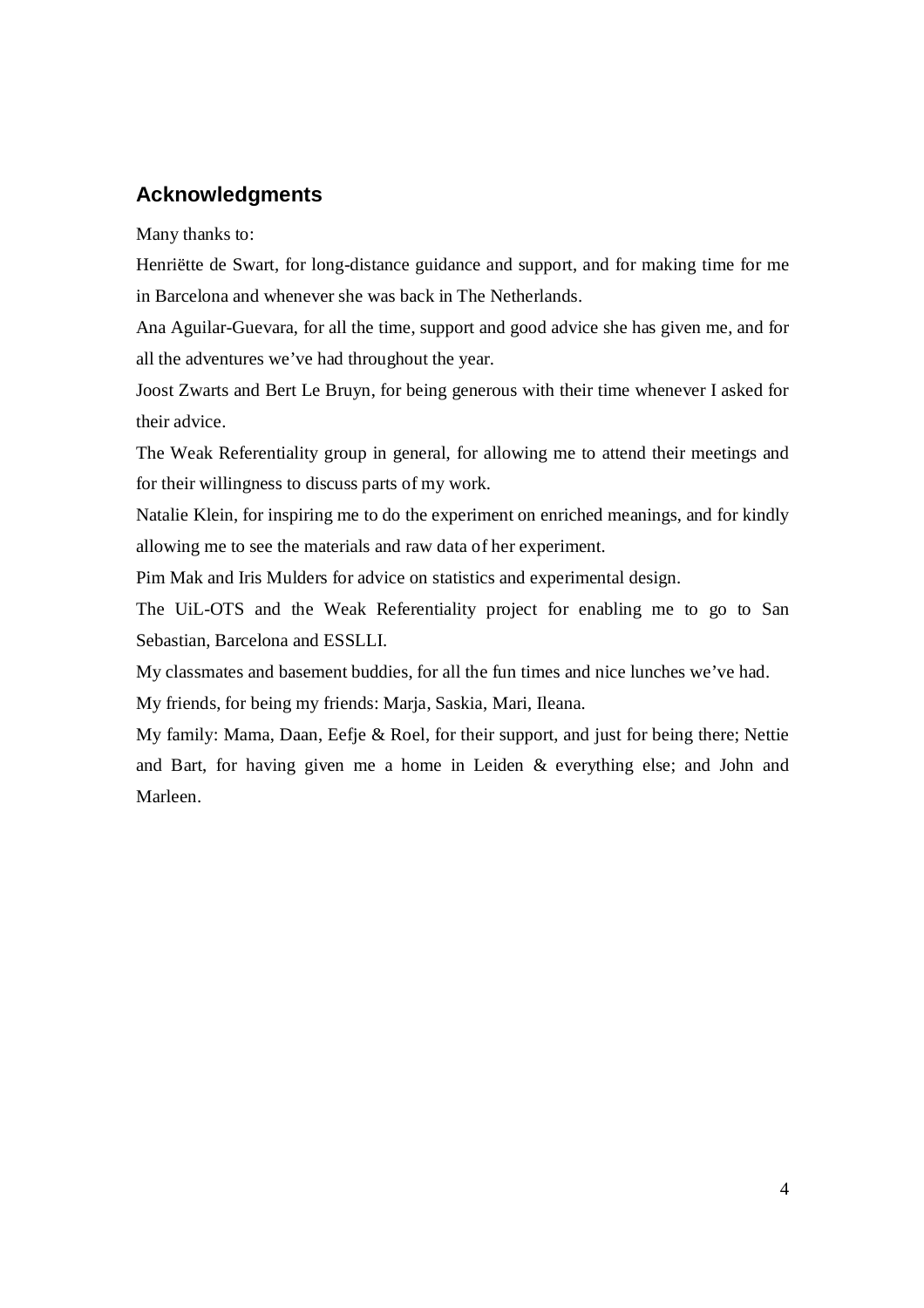## Acknowledgments

Many thanks to:

Henriëtte de Swart, for long-distance guidance and support, and for making time for me in Barcelona and whenever she was back in The Netherlands.

Ana Aguilar-Guevara, for all the time, support and good advice she has given me, and for all the adventures we've had throughout the year.

Joost Zwarts and Bert Le Bruyn, for being generous with their time whenever I asked for their advice.

The Weak Referentiality group in general, for allowing me to attend their meetings and for their willingness to discuss parts of my work.

Natalie Klein, for inspiring me to do the experiment on enriched meanings, and for kindly allowing me to see the materials and raw data of her experiment.

Pim Mak and Iris Mulders for advice on statistics and experimental design.

The UiL-OTS and the Weak Referentiality project for enabling me to go to San Sebastian, Barcelona and ESSLLI.

My classmates and basement buddies, for all the fun times and nice lunches we've had.

My friends, for being my friends: Marja, Saskia, Mari, Ileana.

My family: Mama, Daan, Eefje & Roel, for their support, and just for being there; Nettie and Bart, for having given me a home in Leiden & everything else; and John and Marleen.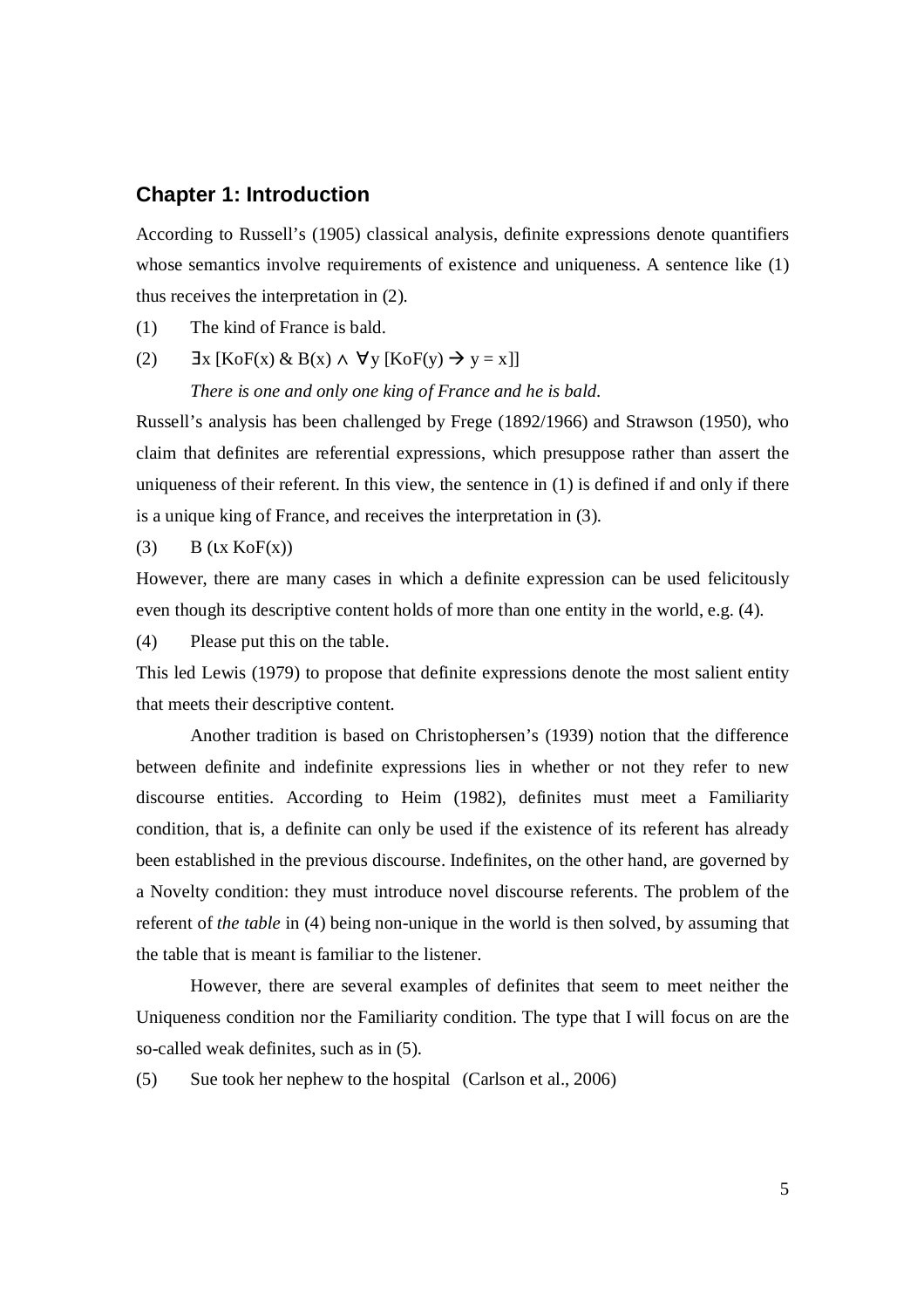## Chapter 1: Introduction

According to Russell's (1905) classical analysis, definite expressions denote quantifiers whose semantics involve requirements of existence and uniqueness. A sentence like (1) thus receives the interpretation in (2).

(1) The kind of France is bald.

(2) $\exists x\ [KoF(x)\ \&\ B(x) \wedge \forall y\ [KoF(y) \rightarrow y = x]]$

*There is one and only one king of France and he is bald.*

Russell's analysis has been challenged by Frege (1892/1966) and Strawson (1950), who claim that definites are referential expressions, which presuppose rather than assert the uniqueness of their referent. In this view, the sentence in (1) is defined if and only if there is a unique king of France, and receives the interpretation in (3).

(3) $B\ (\iota x\ KoF(x))$

However, there are many cases in which a definite expression can be used felicitously even though its descriptive content holds of more than one entity in the world, e.g. (4).

(4) Please put this on the table.

This led Lewis (1979) to propose that definite expressions denote the most salient entity that meets their descriptive content.

Another tradition is based on Christophersen's (1939) notion that the difference between definite and indefinite expressions lies in whether or not they refer to new discourse entities. According to Heim (1982), definites must meet a Familiarity condition, that is, a definite can only be used if the existence of its referent has already been established in the previous discourse. Indefinites, on the other hand, are governed by a Novelty condition: they must introduce novel discourse referents. The problem of the referent of *the table* in (4) being non-unique in the world is then solved, by assuming that the table that is meant is familiar to the listener.

However, there are several examples of definites that seem to meet neither the Uniqueness condition nor the Familiarity condition. The type that I will focus on are the so-called weak definites, such as in (5).

(5) Sue took her nephew to the hospital (Carlson et al., 2006)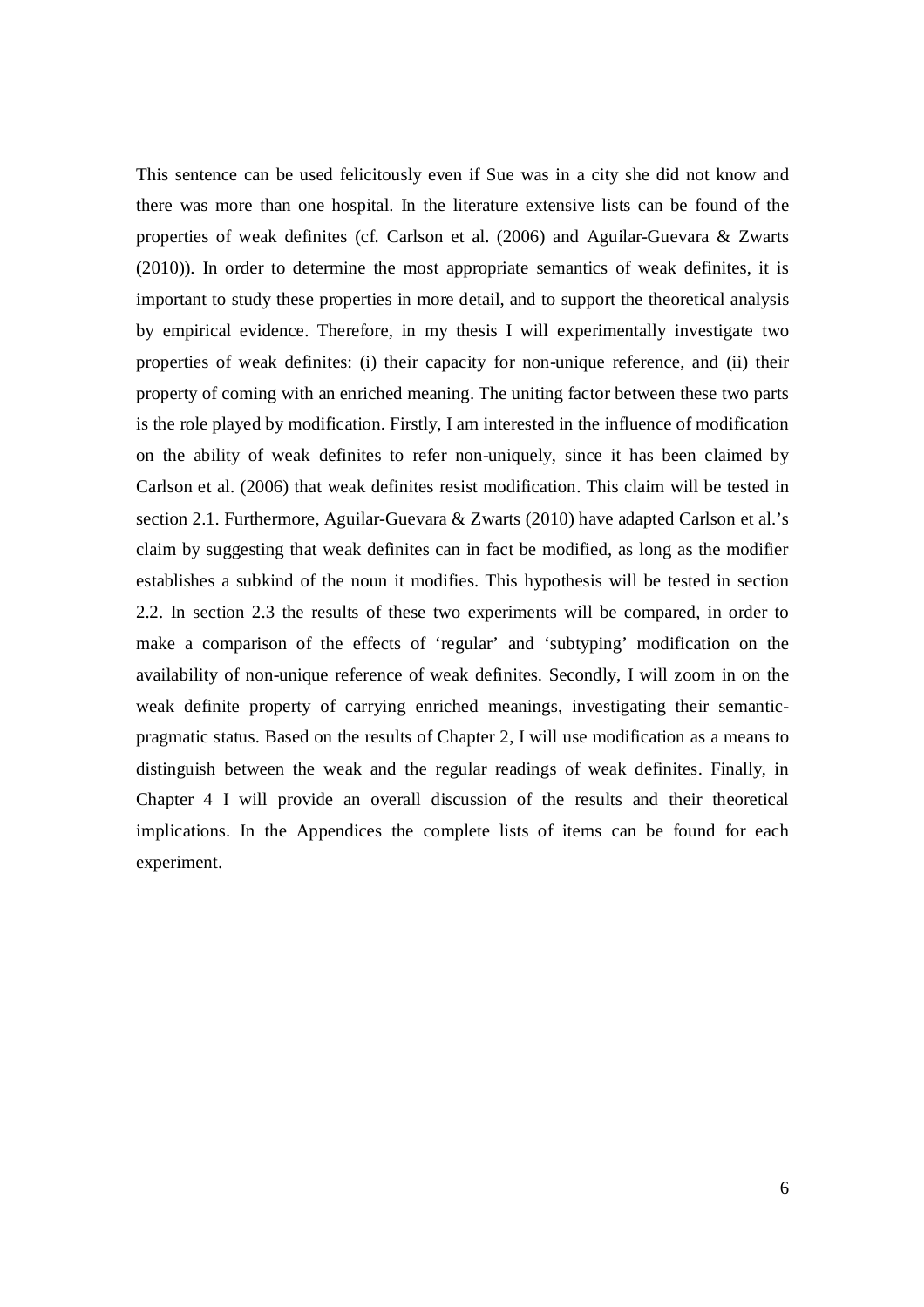This sentence can be used felicitously even if Sue was in a city she did not know and there was more than one hospital. In the literature extensive lists can be found of the properties of weak definites (cf. Carlson et al. (2006) and Aguilar-Guevara & Zwarts (2010)). In order to determine the most appropriate semantics of weak definites, it is important to study these properties in more detail, and to support the theoretical analysis by empirical evidence. Therefore, in my thesis I will experimentally investigate two properties of weak definites: (i) their capacity for non-unique reference, and (ii) their property of coming with an enriched meaning. The uniting factor between these two parts is the role played by modification. Firstly, I am interested in the influence of modification on the ability of weak definites to refer non-uniquely, since it has been claimed by Carlson et al. (2006) that weak definites resist modification. This claim will be tested in section 2.1. Furthermore, Aguilar-Guevara & Zwarts (2010) have adapted Carlson et al.'s claim by suggesting that weak definites can in fact be modified, as long as the modifier establishes a subkind of the noun it modifies. This hypothesis will be tested in section 2.2. In section 2.3 the results of these two experiments will be compared, in order to make a comparison of the effects of 'regular' and 'subtyping' modification on the availability of non-unique reference of weak definites. Secondly, I will zoom in on the weak definite property of carrying enriched meanings, investigating their semantic-pragmatic status. Based on the results of Chapter 2, I will use modification as a means to distinguish between the weak and the regular readings of weak definites. Finally, in Chapter 4 I will provide an overall discussion of the results and their theoretical implications. In the Appendices the complete lists of items can be found for each experiment.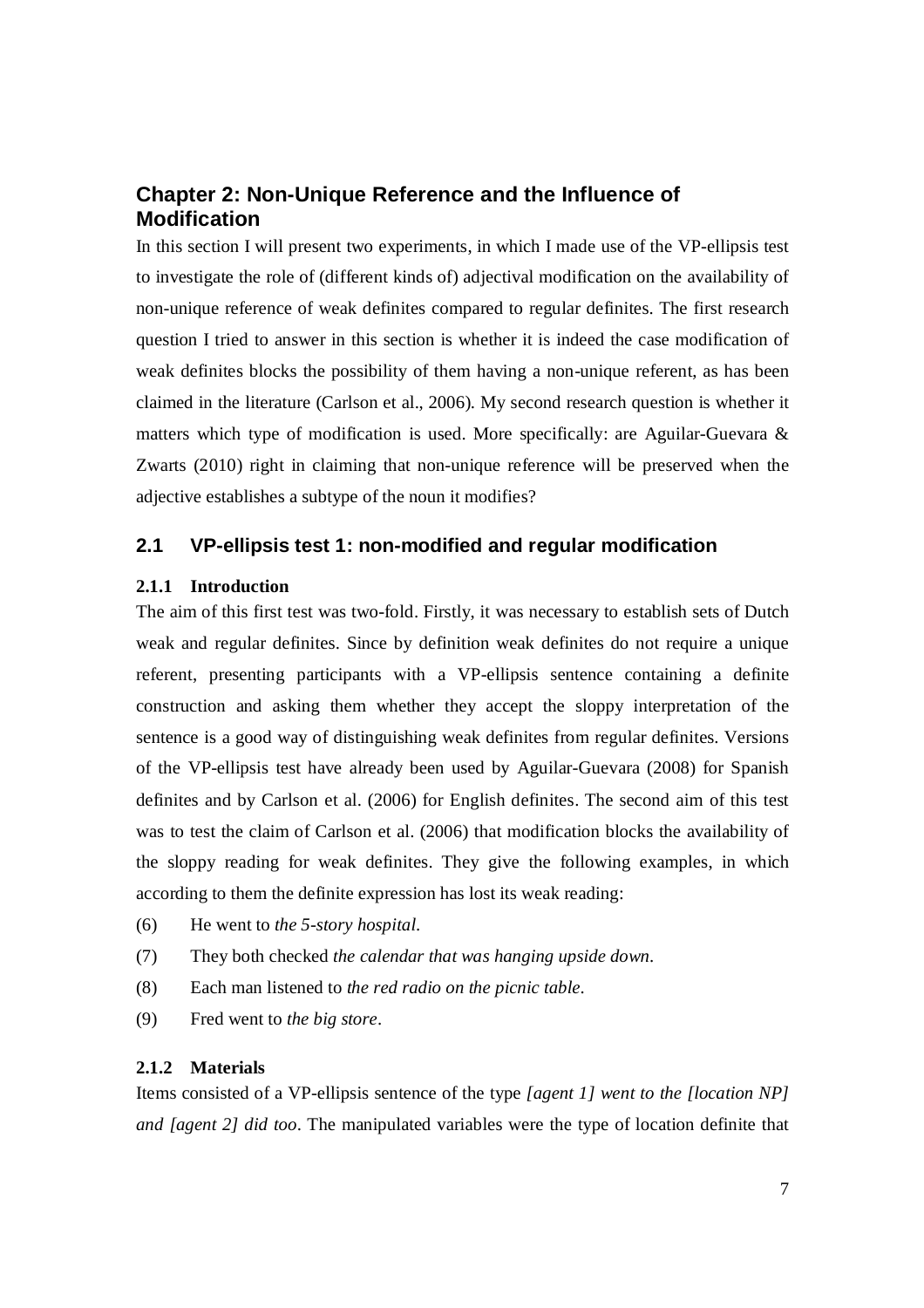## Chapter 2: Non-Unique Reference and the Influence of Modification

In this section I will present two experiments, in which I made use of the VP-ellipsis test to investigate the role of (different kinds of) adjectival modification on the availability of non-unique reference of weak definites compared to regular definites. The first research question I tried to answer in this section is whether it is indeed the case modification of weak definites blocks the possibility of them having a non-unique referent, as has been claimed in the literature (Carlson et al., 2006). My second research question is whether it matters which type of modification is used. More specifically: are Aguilar-Guevara & Zwarts (2010) right in claiming that non-unique reference will be preserved when the adjective establishes a subtype of the noun it modifies?

### 2.1 VP-ellipsis test 1: non-modified and regular modification

#### 2.1.1 Introduction

The aim of this first test was two-fold. Firstly, it was necessary to establish sets of Dutch weak and regular definites. Since by definition weak definites do not require a unique referent, presenting participants with a VP-ellipsis sentence containing a definite construction and asking them whether they accept the sloppy interpretation of the sentence is a good way of distinguishing weak definites from regular definites. Versions of the VP-ellipsis test have already been used by Aguilar-Guevara (2008) for Spanish definites and by Carlson et al. (2006) for English definites. The second aim of this test was to test the claim of Carlson et al. (2006) that modification blocks the availability of the sloppy reading for weak definites. They give the following examples, in which according to them the definite expression has lost its weak reading:

(6) He went to *the 5-story hospital*.

(7) They both checked *the calendar that was hanging upside down*.

(8) Each man listened to *the red radio on the picnic table*.

(9) Fred went to *the big store*.

#### 2.1.2 Materials

Items consisted of a VP-ellipsis sentence of the type *[agent 1] went to the [location NP] and [agent 2] did too*. The manipulated variables were the type of location definite that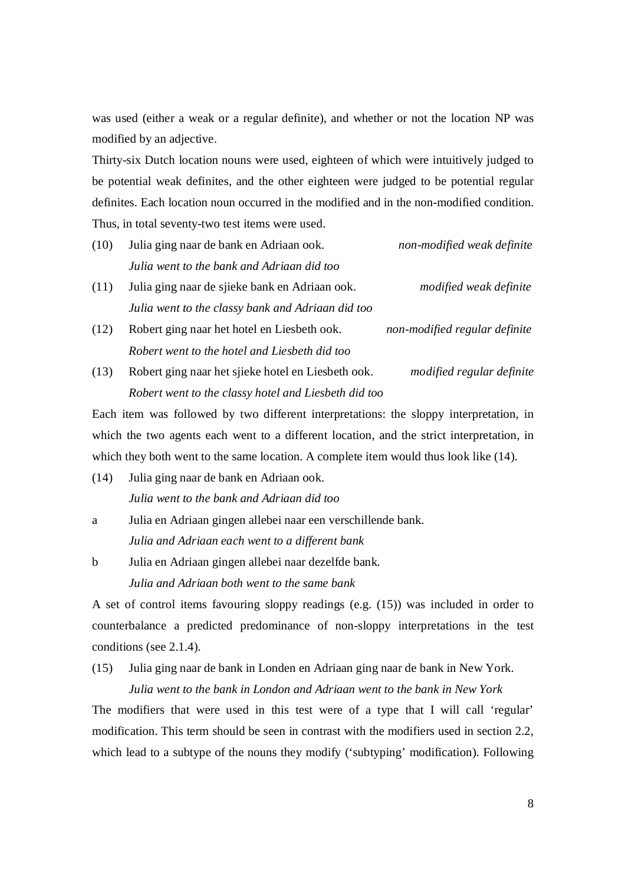was used (either a weak or a regular definite), and whether or not the location NP was modified by an adjective.

Thirty-six Dutch location nouns were used, eighteen of which were intuitively judged to be potential weak definites, and the other eighteen were judged to be potential regular definites. Each location noun occurred in the modified and in the non-modified condition. Thus, in total seventy-two test items were used.

(10) Julia ging naar de bank en Adriaan ook. *non-modified weak definite*
*Julia went to the bank and Adriaan did too*

(11) Julia ging naar de sjieke bank en Adriaan ook. *modified weak definite*
*Julia went to the classy bank and Adriaan did too*

(12) Robert ging naar het hotel en Liesbeth ook. *non-modified regular definite*
*Robert went to the hotel and Liesbeth did too*

(13) Robert ging naar het sjieke hotel en Liesbeth ook. *modified regular definite*
*Robert went to the classy hotel and Liesbeth did too*

Each item was followed by two different interpretations: the sloppy interpretation, in which the two agents each went to a different location, and the strict interpretation, in which they both went to the same location. A complete item would thus look like (14).

(14) Julia ging naar de bank en Adriaan ook.
*Julia went to the bank and Adriaan did too*

a Julia en Adriaan gingen allebei naar een verschillende bank.
*Julia and Adriaan each went to a different bank*

b Julia en Adriaan gingen allebei naar dezelfde bank.
*Julia and Adriaan both went to the same bank*

A set of control items favouring sloppy readings (e.g. (15)) was included in order to counterbalance a predicted predominance of non-sloppy interpretations in the test conditions (see 2.1.4).

(15) Julia ging naar de bank in Londen en Adriaan ging naar de bank in New York.
*Julia went to the bank in London and Adriaan went to the bank in New York*

The modifiers that were used in this test were of a type that I will call 'regular' modification. This term should be seen in contrast with the modifiers used in section 2.2, which lead to a subtype of the nouns they modify ('subtyping' modification). Following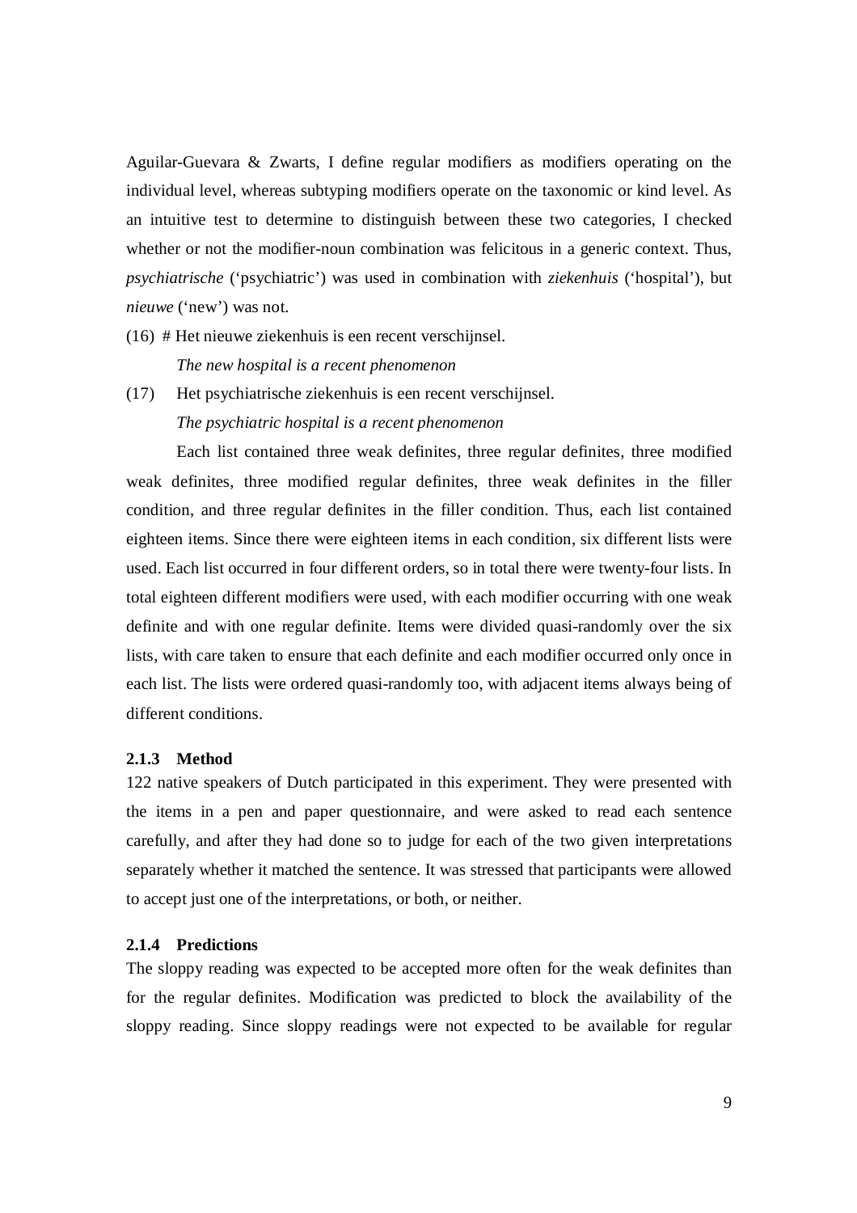Aguilar-Guevara & Zwarts, I define regular modifiers as modifiers operating on the individual level, whereas subtyping modifiers operate on the taxonomic or kind level. As an intuitive test to determine to distinguish between these two categories, I checked whether or not the modifier-noun combination was felicitous in a generic context. Thus, *psychiatrische* ('psychiatric') was used in combination with *ziekenhuis* ('hospital'), but *nieuwe* ('new') was not.

(16) # Het nieuwe ziekenhuis is een recent verschijnsel.

*The new hospital is a recent phenomenon*

(17) Het psychiatrische ziekenhuis is een recent verschijnsel.

*The psychiatric hospital is a recent phenomenon*

Each list contained three weak definites, three regular definites, three modified weak definites, three modified regular definites, three weak definites in the filler condition, and three regular definites in the filler condition. Thus, each list contained eighteen items. Since there were eighteen items in each condition, six different lists were used. Each list occurred in four different orders, so in total there were twenty-four lists. In total eighteen different modifiers were used, with each modifier occurring with one weak definite and with one regular definite. Items were divided quasi-randomly over the six lists, with care taken to ensure that each definite and each modifier occurred only once in each list. The lists were ordered quasi-randomly too, with adjacent items always being of different conditions.

### 2.1.3 Method

122 native speakers of Dutch participated in this experiment. They were presented with the items in a pen and paper questionnaire, and were asked to read each sentence carefully, and after they had done so to judge for each of the two given interpretations separately whether it matched the sentence. It was stressed that participants were allowed to accept just one of the interpretations, or both, or neither.

### 2.1.4 Predictions

The sloppy reading was expected to be accepted more often for the weak definites than for the regular definites. Modification was predicted to block the availability of the sloppy reading. Since sloppy readings were not expected to be available for regular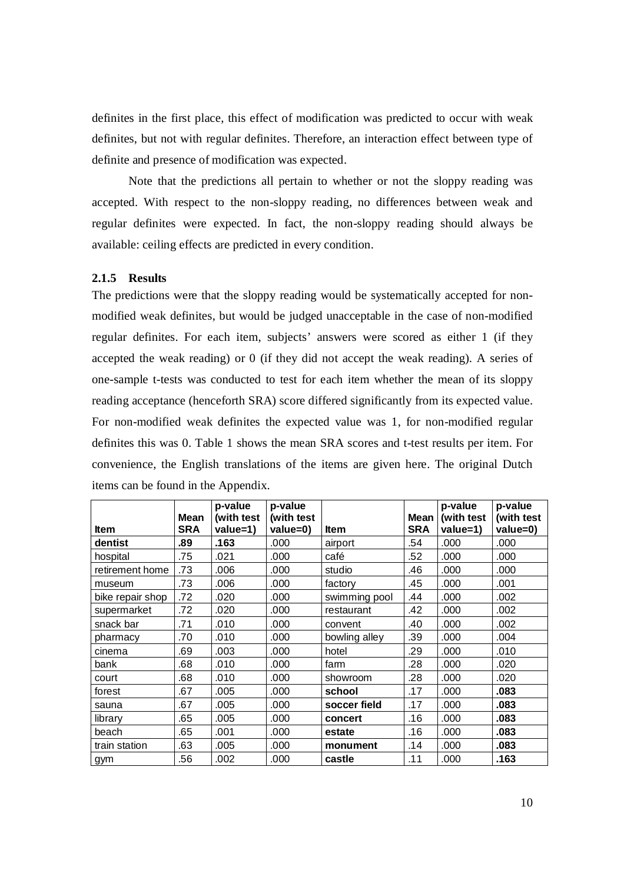definites in the first place, this effect of modification was predicted to occur with weak definites, but not with regular definites. Therefore, an interaction effect between type of definite and presence of modification was expected.

Note that the predictions all pertain to whether or not the sloppy reading was accepted. With respect to the non-sloppy reading, no differences between weak and regular definites were expected. In fact, the non-sloppy reading should always be available: ceiling effects are predicted in every condition.

### 2.1.5 Results

The predictions were that the sloppy reading would be systematically accepted for non-modified weak definites, but would be judged unacceptable in the case of non-modified regular definites. For each item, subjects' answers were scored as either 1 (if they accepted the weak reading) or 0 (if they did not accept the weak reading). A series of one-sample t-tests was conducted to test for each item whether the mean of its sloppy reading acceptance (henceforth SRA) score differed significantly from its expected value. For non-modified weak definites the expected value was 1, for non-modified regular definites this was 0. Table 1 shows the mean SRA scores and t-test results per item. For convenience, the English translations of the items are given here. The original Dutch items can be found in the Appendix.

| Item | Mean SRA | p-value (with test value=1) | p-value (with test value=0) | Item | Mean SRA | p-value (with test value=1) | p-value (with test value=0) |
|---|---|---|---|---|---|---|---|
| **dentist** | **.89** | **.163** | .000 | airport | .54 | .000 | .000 |
| hospital | .75 | .021 | .000 | café | .52 | .000 | .000 |
| retirement home | .73 | .006 | .000 | studio | .46 | .000 | .000 |
| museum | .73 | .006 | .000 | factory | .45 | .000 | .001 |
| bike repair shop | .72 | .020 | .000 | swimming pool | .44 | .000 | .002 |
| supermarket | .72 | .020 | .000 | restaurant | .42 | .000 | .002 |
| snack bar | .71 | .010 | .000 | convent | .40 | .000 | .002 |
| pharmacy | .70 | .010 | .000 | bowling alley | .39 | .000 | .004 |
| cinema | .69 | .003 | .000 | hotel | .29 | .000 | .010 |
| bank | .68 | .010 | .000 | farm | .28 | .000 | .020 |
| court | .68 | .010 | .000 | showroom | .28 | .000 | .020 |
| forest | .67 | .005 | .000 | **school** | .17 | .000 | **.083** |
| sauna | .67 | .005 | .000 | **soccer field** | .17 | .000 | **.083** |
| library | .65 | .005 | .000 | **concert** | .16 | .000 | **.083** |
| beach | .65 | .001 | .000 | **estate** | .16 | .000 | **.083** |
| train station | .63 | .005 | .000 | **monument** | .14 | .000 | **.083** |
| gym | .56 | .002 | .000 | **castle** | .11 | .000 | **.163** |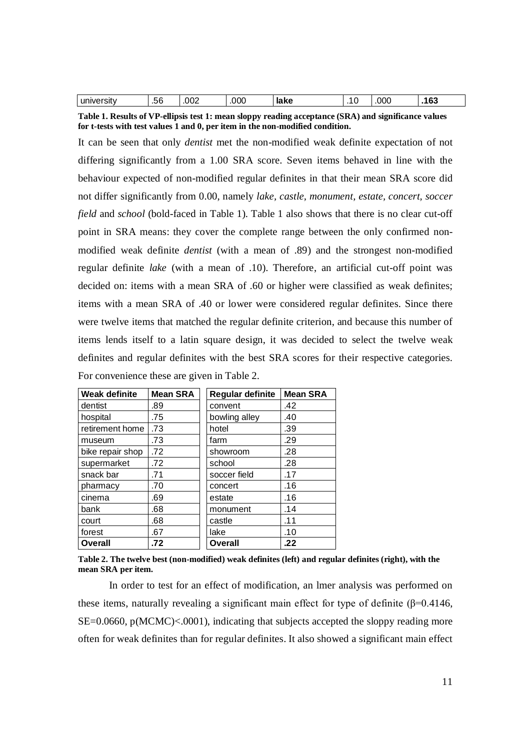| university | .56 | .002 | .000 | **lake** | .10 | .000 | **.163** |
|---|---|---|---|---|---|---|---|

**Table 1. Results of VP-ellipsis test 1: mean sloppy reading acceptance (SRA) and significance values for t-tests with test values 1 and 0, per item in the non-modified condition.**

It can be seen that only *dentist* met the non-modified weak definite expectation of not differing significantly from a 1.00 SRA score. Seven items behaved in line with the behaviour expected of non-modified regular definites in that their mean SRA score did not differ significantly from 0.00, namely *lake*, *castle*, *monument*, *estate*, *concert*, *soccer field* and *school* (bold-faced in Table 1). Table 1 also shows that there is no clear cut-off point in SRA means: they cover the complete range between the only confirmed non-modified weak definite *dentist* (with a mean of .89) and the strongest non-modified regular definite *lake* (with a mean of .10). Therefore, an artificial cut-off point was decided on: items with a mean SRA of .60 or higher were classified as weak definites; items with a mean SRA of .40 or lower were considered regular definites. Since there were twelve items that matched the regular definite criterion, and because this number of items lends itself to a latin square design, it was decided to select the twelve weak definites and regular definites with the best SRA scores for their respective categories. For convenience these are given in Table 2.

| Weak definite | Mean SRA | Regular definite | Mean SRA |
|---|---|---|---|
| dentist | .89 | convent | .42 |
| hospital | .75 | bowling alley | .40 |
| retirement home | .73 | hotel | .39 |
| museum | .73 | farm | .29 |
| bike repair shop | .72 | showroom | .28 |
| supermarket | .72 | school | .28 |
| snack bar | .71 | soccer field | .17 |
| pharmacy | .70 | concert | .16 |
| cinema | .69 | estate | .16 |
| bank | .68 | monument | .14 |
| court | .68 | castle | .11 |
| forest | .67 | lake | .10 |
| **Overall** | **.72** | **Overall** | **.22** |

**Table 2. The twelve best (non-modified) weak definites (left) and regular definites (right), with the mean SRA per item.**

In order to test for an effect of modification, an lmer analysis was performed on these items, naturally revealing a significant main effect for type of definite ($\beta$=0.4146, SE=0.0660, p(MCMC)<.0001), indicating that subjects accepted the sloppy reading more often for weak definites than for regular definites. It also showed a significant main effect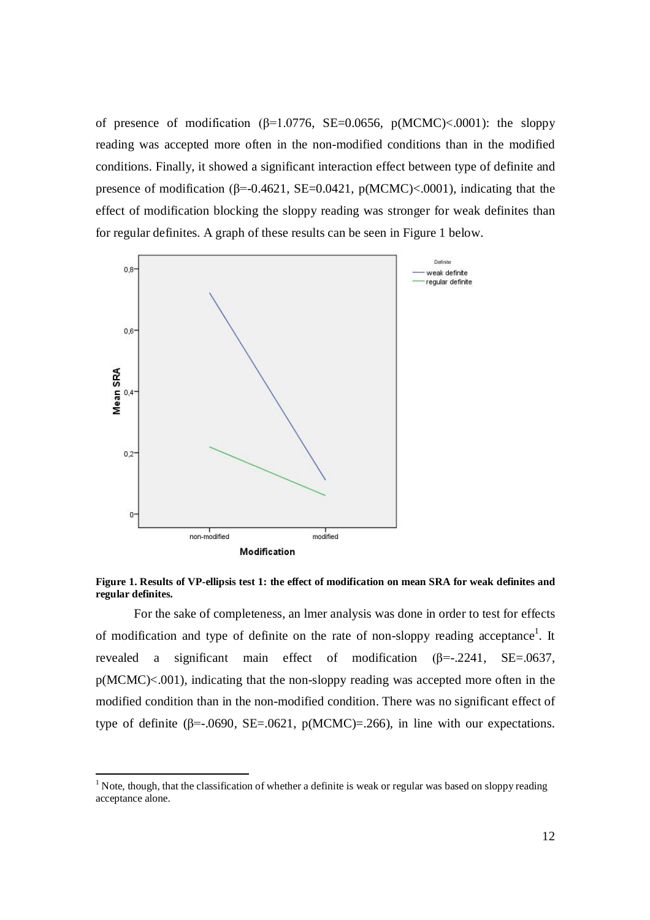of presence of modification (β=1.0776, SE=0.0656, p(MCMC)<.0001): the sloppy reading was accepted more often in the non-modified conditions than in the modified conditions. Finally, it showed a significant interaction effect between type of definite and presence of modification (β=-0.4621, SE=0.0421, p(MCMC)<.0001), indicating that the effect of modification blocking the sloppy reading was stronger for weak definites than for regular definites. A graph of these results can be seen in Figure 1 below.

**Figure 1. Results of VP-ellipsis test 1: the effect of modification on mean SRA for weak definites and regular definites.**

For the sake of completeness, an lmer analysis was done in order to test for effects of modification and type of definite on the rate of non-sloppy reading acceptance[1]. It revealed a significant main effect of modification (β=-.2241, SE=.0637, p(MCMC)<.001), indicating that the non-sloppy reading was accepted more often in the modified condition than in the non-modified condition. There was no significant effect of type of definite (β=-.0690, SE=.0621, p(MCMC)=.266), in line with our expectations.

[1] Note, though, that the classification of whether a definite is weak or regular was based on sloppy reading acceptance alone.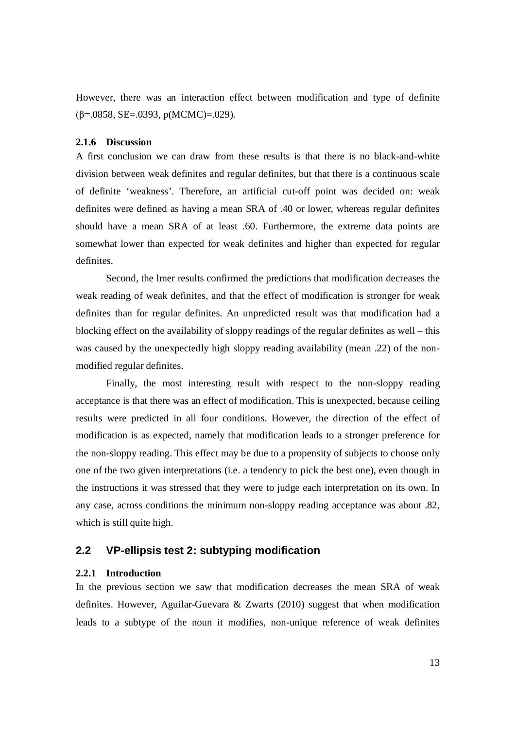However, there was an interaction effect between modification and type of definite ($\beta$=.0858, SE=.0393, p(MCMC)=.029).

### 2.1.6 Discussion

A first conclusion we can draw from these results is that there is no black-and-white division between weak definites and regular definites, but that there is a continuous scale of definite 'weakness'. Therefore, an artificial cut-off point was decided on: weak definites were defined as having a mean SRA of .40 or lower, whereas regular definites should have a mean SRA of at least .60. Furthermore, the extreme data points are somewhat lower than expected for weak definites and higher than expected for regular definites.

Second, the lmer results confirmed the predictions that modification decreases the weak reading of weak definites, and that the effect of modification is stronger for weak definites than for regular definites. An unpredicted result was that modification had a blocking effect on the availability of sloppy readings of the regular definites as well – this was caused by the unexpectedly high sloppy reading availability (mean .22) of the non-modified regular definites.

Finally, the most interesting result with respect to the non-sloppy reading acceptance is that there was an effect of modification. This is unexpected, because ceiling results were predicted in all four conditions. However, the direction of the effect of modification is as expected, namely that modification leads to a stronger preference for the non-sloppy reading. This effect may be due to a propensity of subjects to choose only one of the two given interpretations (i.e. a tendency to pick the best one), even though in the instructions it was stressed that they were to judge each interpretation on its own. In any case, across conditions the minimum non-sloppy reading acceptance was about .82, which is still quite high.

## 2.2 VP-ellipsis test 2: subtyping modification

### 2.2.1 Introduction

In the previous section we saw that modification decreases the mean SRA of weak definites. However, Aguilar-Guevara & Zwarts (2010) suggest that when modification leads to a subtype of the noun it modifies, non-unique reference of weak definites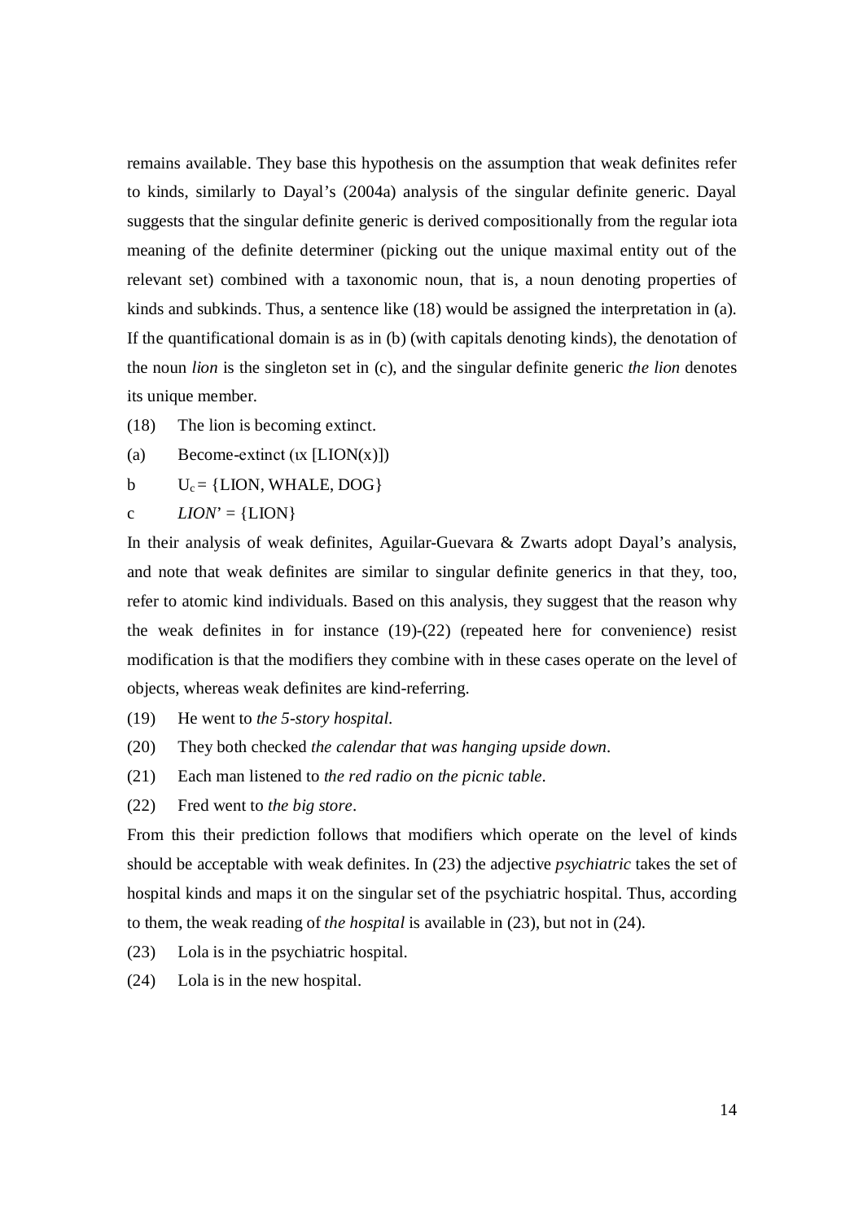remains available. They base this hypothesis on the assumption that weak definites refer to kinds, similarly to Dayal's (2004a) analysis of the singular definite generic. Dayal suggests that the singular definite generic is derived compositionally from the regular iota meaning of the definite determiner (picking out the unique maximal entity out of the relevant set) combined with a taxonomic noun, that is, a noun denoting properties of kinds and subkinds. Thus, a sentence like (18) would be assigned the interpretation in (a). If the quantificational domain is as in (b) (with capitals denoting kinds), the denotation of the noun *lion* is the singleton set in (c), and the singular definite generic *the lion* denotes its unique member.

(18) The lion is becoming extinct.

(a) Become-extinct (ιx [LION(x)])

b $U_c$ = {LION, WHALE, DOG}

c *LION*' = {LION}

In their analysis of weak definites, Aguilar-Guevara & Zwarts adopt Dayal's analysis, and note that weak definites are similar to singular definite generics in that they, too, refer to atomic kind individuals. Based on this analysis, they suggest that the reason why the weak definites in for instance (19)-(22) (repeated here for convenience) resist modification is that the modifiers they combine with in these cases operate on the level of objects, whereas weak definites are kind-referring.

(19) He went to *the 5-story hospital*.

(20) They both checked *the calendar that was hanging upside down*.

(21) Each man listened to *the red radio on the picnic table*.

(22) Fred went to *the big store*.

From this their prediction follows that modifiers which operate on the level of kinds should be acceptable with weak definites. In (23) the adjective *psychiatric* takes the set of hospital kinds and maps it on the singular set of the psychiatric hospital. Thus, according to them, the weak reading of *the hospital* is available in (23), but not in (24).

(23) Lola is in the psychiatric hospital.

(24) Lola is in the new hospital.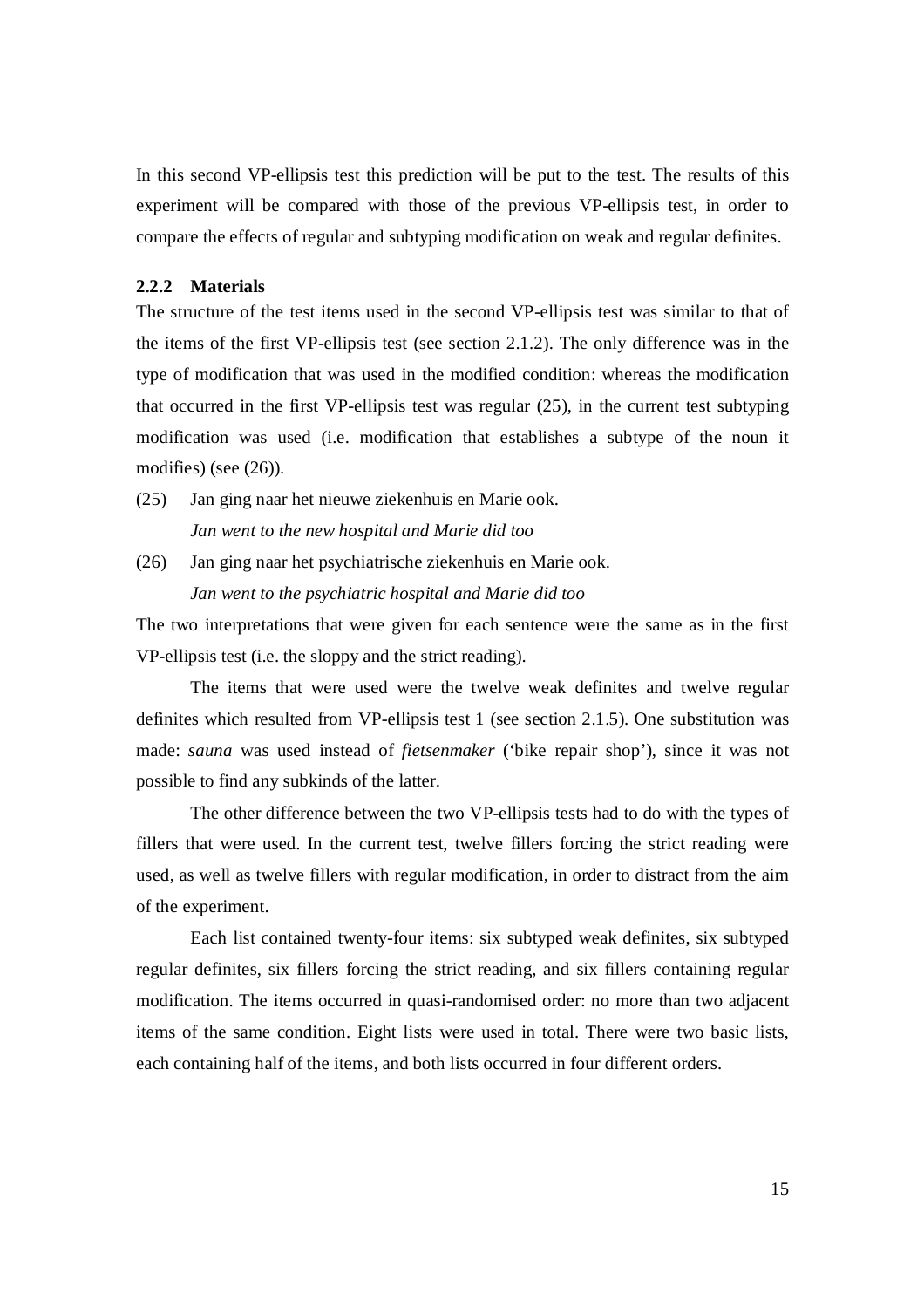In this second VP-ellipsis test this prediction will be put to the test. The results of this experiment will be compared with those of the previous VP-ellipsis test, in order to compare the effects of regular and subtyping modification on weak and regular definites.

### 2.2.2 Materials

The structure of the test items used in the second VP-ellipsis test was similar to that of the items of the first VP-ellipsis test (see section 2.1.2). The only difference was in the type of modification that was used in the modified condition: whereas the modification that occurred in the first VP-ellipsis test was regular (25), in the current test subtyping modification was used (i.e. modification that establishes a subtype of the noun it modifies) (see (26)).

(25) Jan ging naar het nieuwe ziekenhuis en Marie ook.
*Jan went to the new hospital and Marie did too*

(26) Jan ging naar het psychiatrische ziekenhuis en Marie ook.
*Jan went to the psychiatric hospital and Marie did too*

The two interpretations that were given for each sentence were the same as in the first VP-ellipsis test (i.e. the sloppy and the strict reading).

The items that were used were the twelve weak definites and twelve regular definites which resulted from VP-ellipsis test 1 (see section 2.1.5). One substitution was made: *sauna* was used instead of *fietsenmaker* ('bike repair shop'), since it was not possible to find any subkinds of the latter.

The other difference between the two VP-ellipsis tests had to do with the types of fillers that were used. In the current test, twelve fillers forcing the strict reading were used, as well as twelve fillers with regular modification, in order to distract from the aim of the experiment.

Each list contained twenty-four items: six subtyped weak definites, six subtyped regular definites, six fillers forcing the strict reading, and six fillers containing regular modification. The items occurred in quasi-randomised order: no more than two adjacent items of the same condition. Eight lists were used in total. There were two basic lists, each containing half of the items, and both lists occurred in four different orders.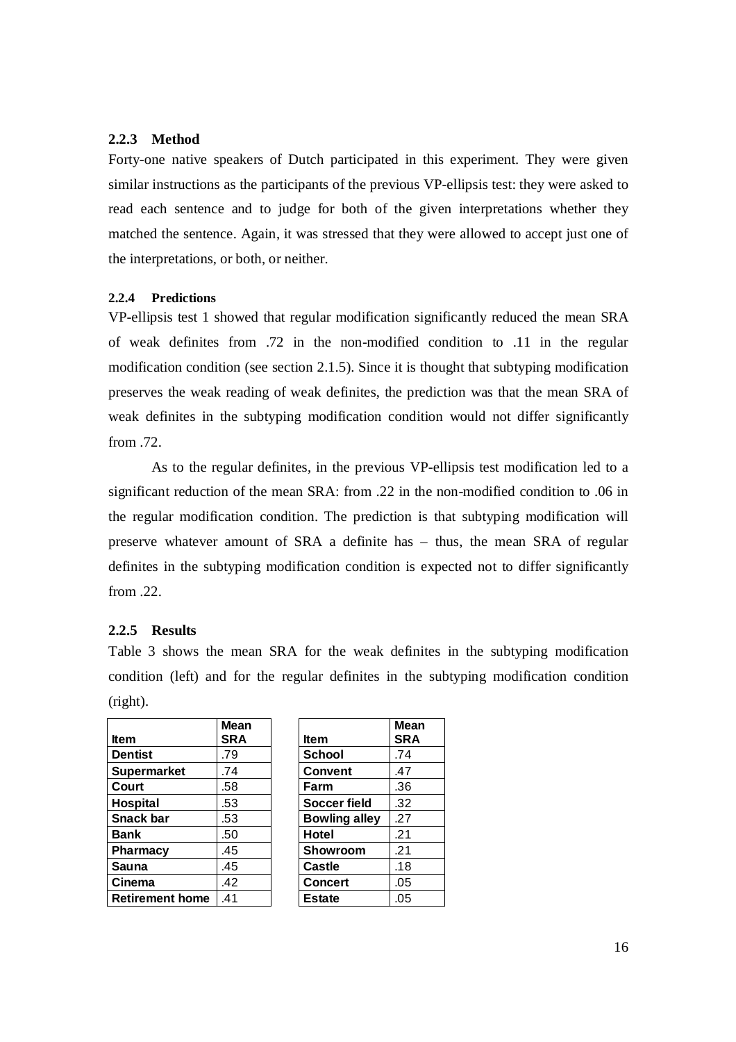### 2.2.3 Method

Forty-one native speakers of Dutch participated in this experiment. They were given similar instructions as the participants of the previous VP-ellipsis test: they were asked to read each sentence and to judge for both of the given interpretations whether they matched the sentence. Again, it was stressed that they were allowed to accept just one of the interpretations, or both, or neither.

#### 2.2.4 Predictions

VP-ellipsis test 1 showed that regular modification significantly reduced the mean SRA of weak definites from .72 in the non-modified condition to .11 in the regular modification condition (see section 2.1.5). Since it is thought that subtyping modification preserves the weak reading of weak definites, the prediction was that the mean SRA of weak definites in the subtyping modification condition would not differ significantly from .72.

As to the regular definites, in the previous VP-ellipsis test modification led to a significant reduction of the mean SRA: from .22 in the non-modified condition to .06 in the regular modification condition. The prediction is that subtyping modification will preserve whatever amount of SRA a definite has – thus, the mean SRA of regular definites in the subtyping modification condition is expected not to differ significantly from .22.

### 2.2.5 Results

Table 3 shows the mean SRA for the weak definites in the subtyping modification condition (left) and for the regular definites in the subtyping modification condition (right).

| Item | Mean SRA |
|---|---|
| **Dentist** | .79 |
| **Supermarket** | .74 |
| **Court** | .58 |
| **Hospital** | .53 |
| **Snack bar** | .53 |
| **Bank** | .50 |
| **Pharmacy** | .45 |
| **Sauna** | .45 |
| **Cinema** | .42 |
| **Retirement home** | .41 |

| Item | Mean SRA |
|---|---|
| **School** | .74 |
| **Convent** | .47 |
| **Farm** | .36 |
| **Soccer field** | .32 |
| **Bowling alley** | .27 |
| **Hotel** | .21 |
| **Showroom** | .21 |
| **Castle** | .18 |
| **Concert** | .05 |
| **Estate** | .05 |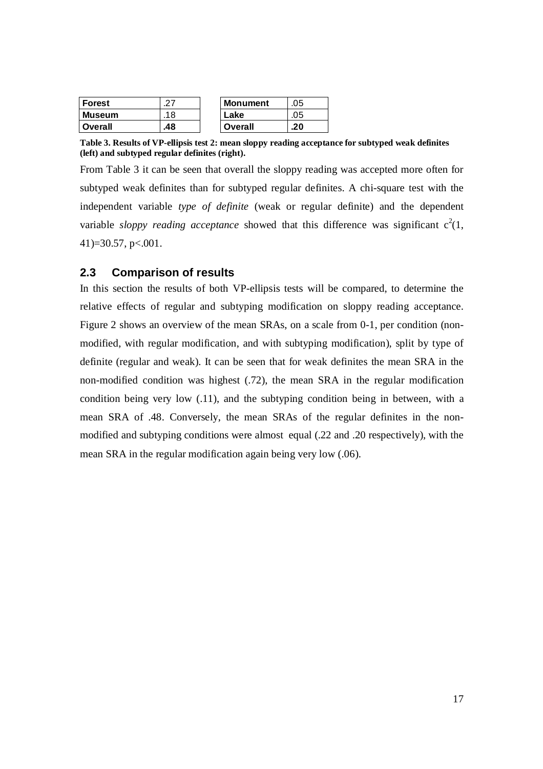| Forest | .27 |
|---|---|
| Museum | .18 |
| **Overall** | **.48** |

| Monument | .05 |
|---|---|
| Lake | .05 |
| **Overall** | **.20** |

**Table 3. Results of VP-ellipsis test 2: mean sloppy reading acceptance for subtyped weak definites (left) and subtyped regular definites (right).**

From Table 3 it can be seen that overall the sloppy reading was accepted more often for subtyped weak definites than for subtyped regular definites. A chi-square test with the independent variable *type of definite* (weak or regular definite) and the dependent variable *sloppy reading acceptance* showed that this difference was significant $c^2(1, 41)=30.57$, $p<.001$.

## 2.3 Comparison of results

In this section the results of both VP-ellipsis tests will be compared, to determine the relative effects of regular and subtyping modification on sloppy reading acceptance. Figure 2 shows an overview of the mean SRAs, on a scale from 0-1, per condition (non-modified, with regular modification, and with subtyping modification), split by type of definite (regular and weak). It can be seen that for weak definites the mean SRA in the non-modified condition was highest (.72), the mean SRA in the regular modification condition being very low (.11), and the subtyping condition being in between, with a mean SRA of .48. Conversely, the mean SRAs of the regular definites in the non-modified and subtyping conditions were almost equal (.22 and .20 respectively), with the mean SRA in the regular modification again being very low (.06).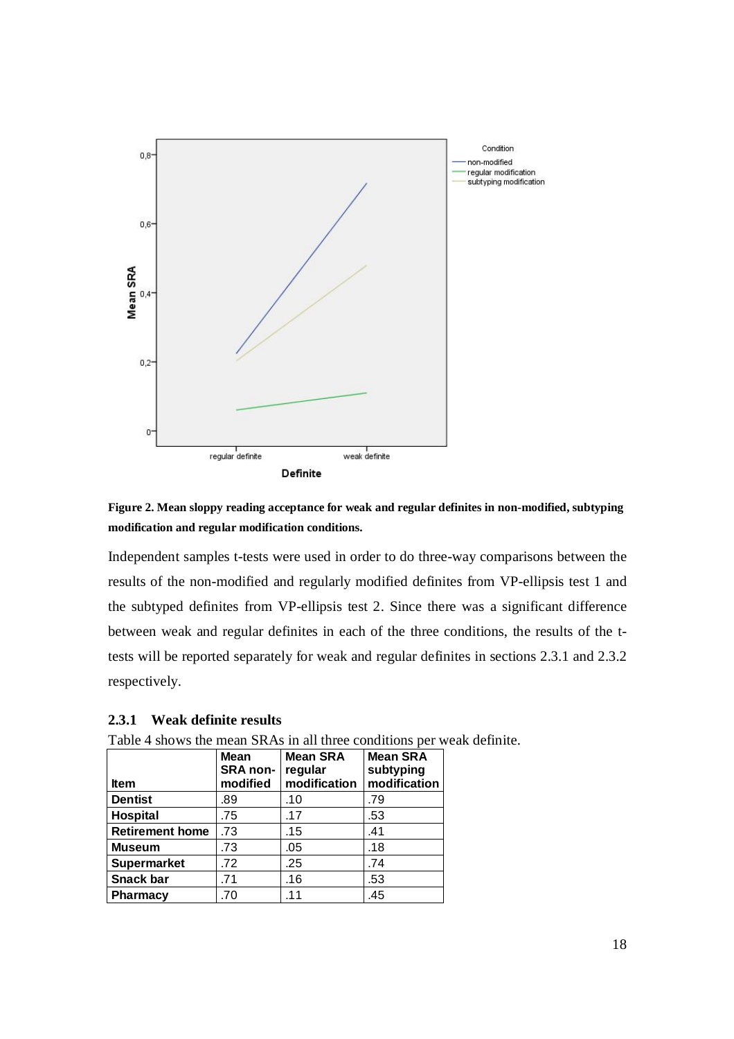**Figure 2. Mean sloppy reading acceptance for weak and regular definites in non-modified, subtyping modification and regular modification conditions.**

Independent samples t-tests were used in order to do three-way comparisons between the results of the non-modified and regularly modified definites from VP-ellipsis test 1 and the subtyped definites from VP-ellipsis test 2. Since there was a significant difference between weak and regular definites in each of the three conditions, the results of the t-tests will be reported separately for weak and regular definites in sections 2.3.1 and 2.3.2 respectively.

### 2.3.1 Weak definite results

Table 4 shows the mean SRAs in all three conditions per weak definite.

| Item | Mean SRA non-modified | Mean SRA regular modification | Mean SRA subtyping modification |
|---|---|---|---|
| Dentist | .89 | .10 | .79 |
| Hospital | .75 | .17 | .53 |
| Retirement home | .73 | .15 | .41 |
| Museum | .73 | .05 | .18 |
| Supermarket | .72 | .25 | .74 |
| Snack bar | .71 | .16 | .53 |
| Pharmacy | .70 | .11 | .45 |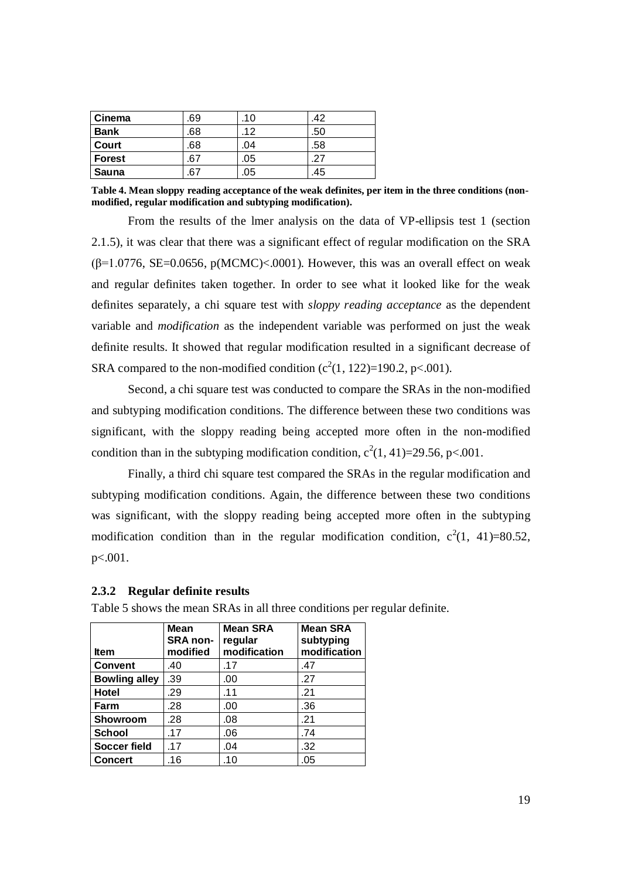| Cinema | .69 | .10 | .42 |
|---|---|---|---|
| Bank | .68 | .12 | .50 |
| Court | .68 | .04 | .58 |
| Forest | .67 | .05 | .27 |
| Sauna | .67 | .05 | .45 |

**Table 4. Mean sloppy reading acceptance of the weak definites, per item in the three conditions (non-modified, regular modification and subtyping modification).**

From the results of the lmer analysis on the data of VP-ellipsis test 1 (section 2.1.5), it was clear that there was a significant effect of regular modification on the SRA (β=1.0776, SE=0.0656, p(MCMC)<.0001). However, this was an overall effect on weak and regular definites taken together. In order to see what it looked like for the weak definites separately, a chi square test with *sloppy reading acceptance* as the dependent variable and *modification* as the independent variable was performed on just the weak definite results. It showed that regular modification resulted in a significant decrease of SRA compared to the non-modified condition ($c^2(1, 122)=190.2$, $p<.001$).

Second, a chi square test was conducted to compare the SRAs in the non-modified and subtyping modification conditions. The difference between these two conditions was significant, with the sloppy reading being accepted more often in the non-modified condition than in the subtyping modification condition, $c^2(1, 41)=29.56$, $p<.001$.

Finally, a third chi square test compared the SRAs in the regular modification and subtyping modification conditions. Again, the difference between these two conditions was significant, with the sloppy reading being accepted more often in the subtyping modification condition than in the regular modification condition, $c^2(1, 41)=80.52$, $p<.001$.

### 2.3.2 Regular definite results

Table 5 shows the mean SRAs in all three conditions per regular definite.

| Item | Mean SRA non-modified | Mean SRA regular modification | Mean SRA subtyping modification |
|---|---|---|---|
| Convent | .40 | .17 | .47 |
| Bowling alley | .39 | .00 | .27 |
| Hotel | .29 | .11 | .21 |
| Farm | .28 | .00 | .36 |
| Showroom | .28 | .08 | .21 |
| School | .17 | .06 | .74 |
| Soccer field | .17 | .04 | .32 |
| Concert | .16 | .10 | .05 |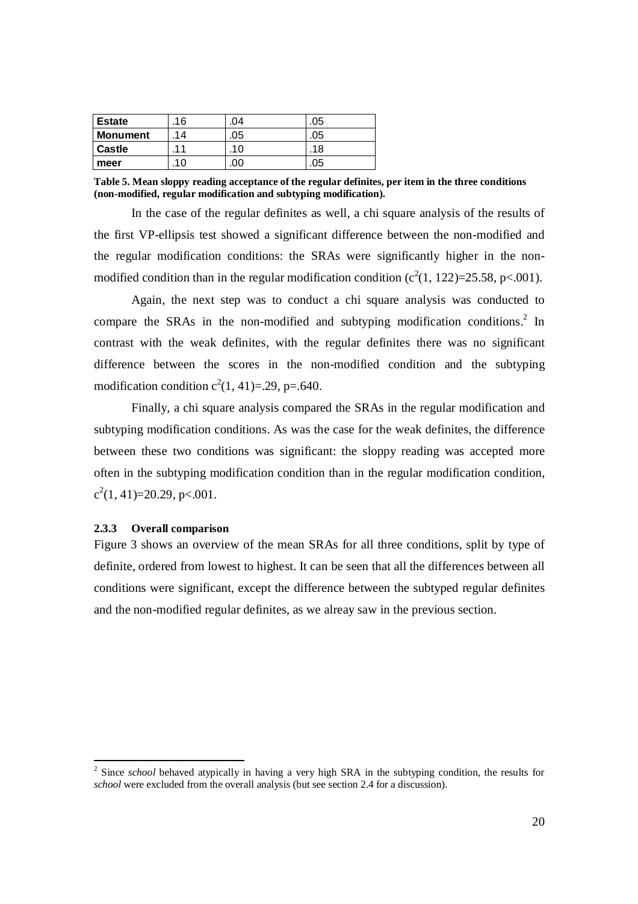| Estate | .16 | .04 | .05 |
|---|---|---|---|
| Monument | .14 | .05 | .05 |
| Castle | .11 | .10 | .18 |
| meer | .10 | .00 | .05 |

**Table 5. Mean sloppy reading acceptance of the regular definites, per item in the three conditions (non-modified, regular modification and subtyping modification).**

In the case of the regular definites as well, a chi square analysis of the results of the first VP-ellipsis test showed a significant difference between the non-modified and the regular modification conditions: the SRAs were significantly higher in the non-modified condition than in the regular modification condition ($c^2(1, 122)=25.58$, $p<.001$).

Again, the next step was to conduct a chi square analysis was conducted to compare the SRAs in the non-modified and subtyping modification conditions.[2] In contrast with the weak definites, with the regular definites there was no significant difference between the scores in the non-modified condition and the subtyping modification condition $c^2(1, 41)=.29$, $p=.640$.

Finally, a chi square analysis compared the SRAs in the regular modification and subtyping modification conditions. As was the case for the weak definites, the difference between these two conditions was significant: the sloppy reading was accepted more often in the subtyping modification condition than in the regular modification condition, $c^2(1, 41)=20.29$, $p<.001$.

### 2.3.3 Overall comparison

Figure 3 shows an overview of the mean SRAs for all three conditions, split by type of definite, ordered from lowest to highest. It can be seen that all the differences between all conditions were significant, except the difference between the subtyped regular definites and the non-modified regular definites, as we alreay saw in the previous section.

[2] Since *school* behaved atypically in having a very high SRA in the subtyping condition, the results for *school* were excluded from the overall analysis (but see section 2.4 for a discussion).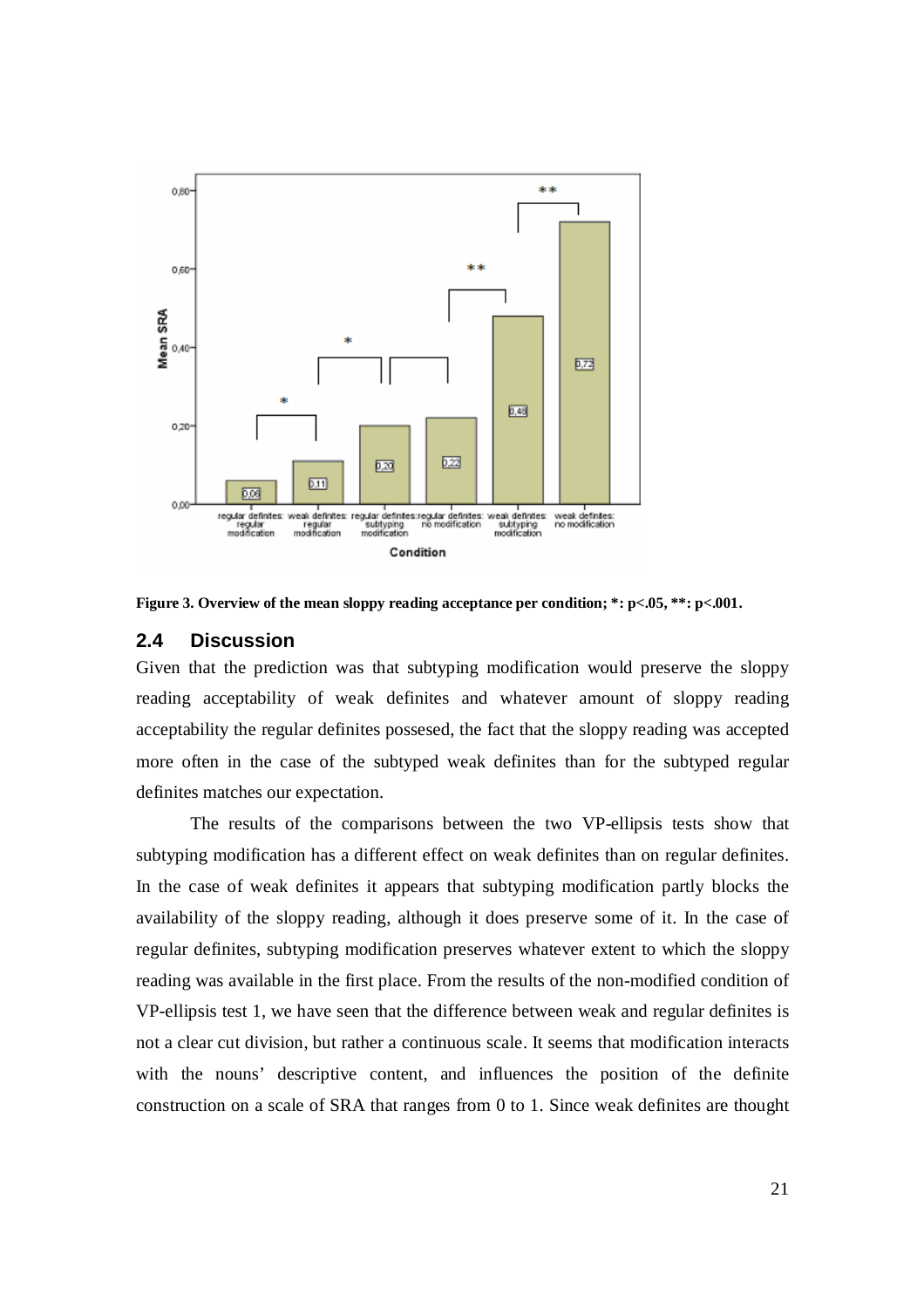Figure 3. Overview of the mean sloppy reading acceptance per condition; *: p<.05, **: p<.001.

## 2.4 Discussion

Given that the prediction was that subtyping modification would preserve the sloppy reading acceptability of weak definites and whatever amount of sloppy reading acceptability the regular definites possesed, the fact that the sloppy reading was accepted more often in the case of the subtyped weak definites than for the subtyped regular definites matches our expectation.

The results of the comparisons between the two VP-ellipsis tests show that subtyping modification has a different effect on weak definites than on regular definites. In the case of weak definites it appears that subtyping modification partly blocks the availability of the sloppy reading, although it does preserve some of it. In the case of regular definites, subtyping modification preserves whatever extent to which the sloppy reading was available in the first place. From the results of the non-modified condition of VP-ellipsis test 1, we have seen that the difference between weak and regular definites is not a clear cut division, but rather a continuous scale. It seems that modification interacts with the nouns' descriptive content, and influences the position of the definite construction on a scale of SRA that ranges from 0 to 1. Since weak definites are thought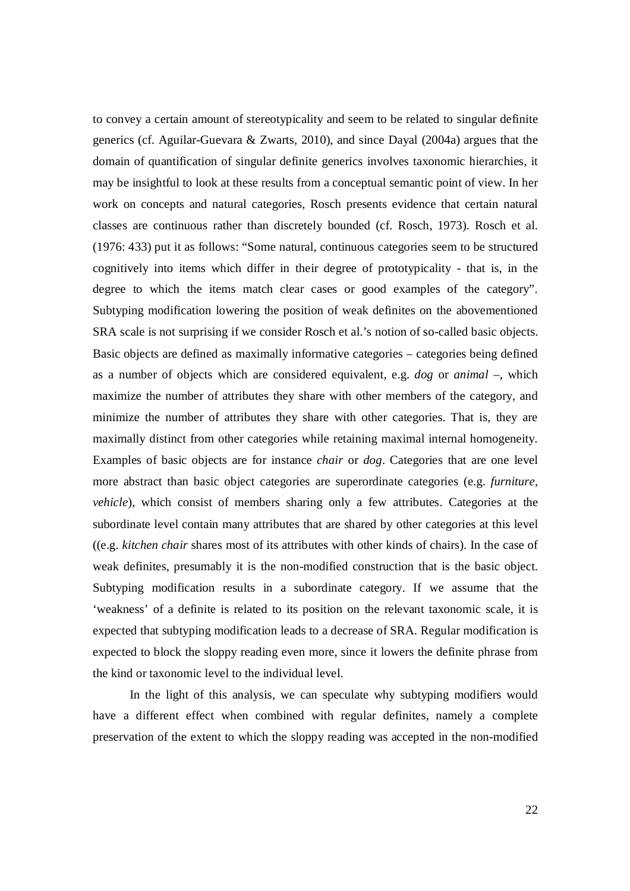to convey a certain amount of stereotypicality and seem to be related to singular definite generics (cf. Aguilar-Guevara & Zwarts, 2010), and since Dayal (2004a) argues that the domain of quantification of singular definite generics involves taxonomic hierarchies, it may be insightful to look at these results from a conceptual semantic point of view. In her work on concepts and natural categories, Rosch presents evidence that certain natural classes are continuous rather than discretely bounded (cf. Rosch, 1973). Rosch et al. (1976: 433) put it as follows: "Some natural, continuous categories seem to be structured cognitively into items which differ in their degree of prototypicality - that is, in the degree to which the items match clear cases or good examples of the category". Subtyping modification lowering the position of weak definites on the abovementioned SRA scale is not surprising if we consider Rosch et al.'s notion of so-called basic objects. Basic objects are defined as maximally informative categories – categories being defined as a number of objects which are considered equivalent, e.g. *dog* or *animal* –, which maximize the number of attributes they share with other members of the category, and minimize the number of attributes they share with other categories. That is, they are maximally distinct from other categories while retaining maximal internal homogeneity. Examples of basic objects are for instance *chair* or *dog*. Categories that are one level more abstract than basic object categories are superordinate categories (e.g. *furniture*, *vehicle*), which consist of members sharing only a few attributes. Categories at the subordinate level contain many attributes that are shared by other categories at this level ((e.g. *kitchen chair* shares most of its attributes with other kinds of chairs). In the case of weak definites, presumably it is the non-modified construction that is the basic object. Subtyping modification results in a subordinate category. If we assume that the 'weakness' of a definite is related to its position on the relevant taxonomic scale, it is expected that subtyping modification leads to a decrease of SRA. Regular modification is expected to block the sloppy reading even more, since it lowers the definite phrase from the kind or taxonomic level to the individual level.

In the light of this analysis, we can speculate why subtyping modifiers would have a different effect when combined with regular definites, namely a complete preservation of the extent to which the sloppy reading was accepted in the non-modified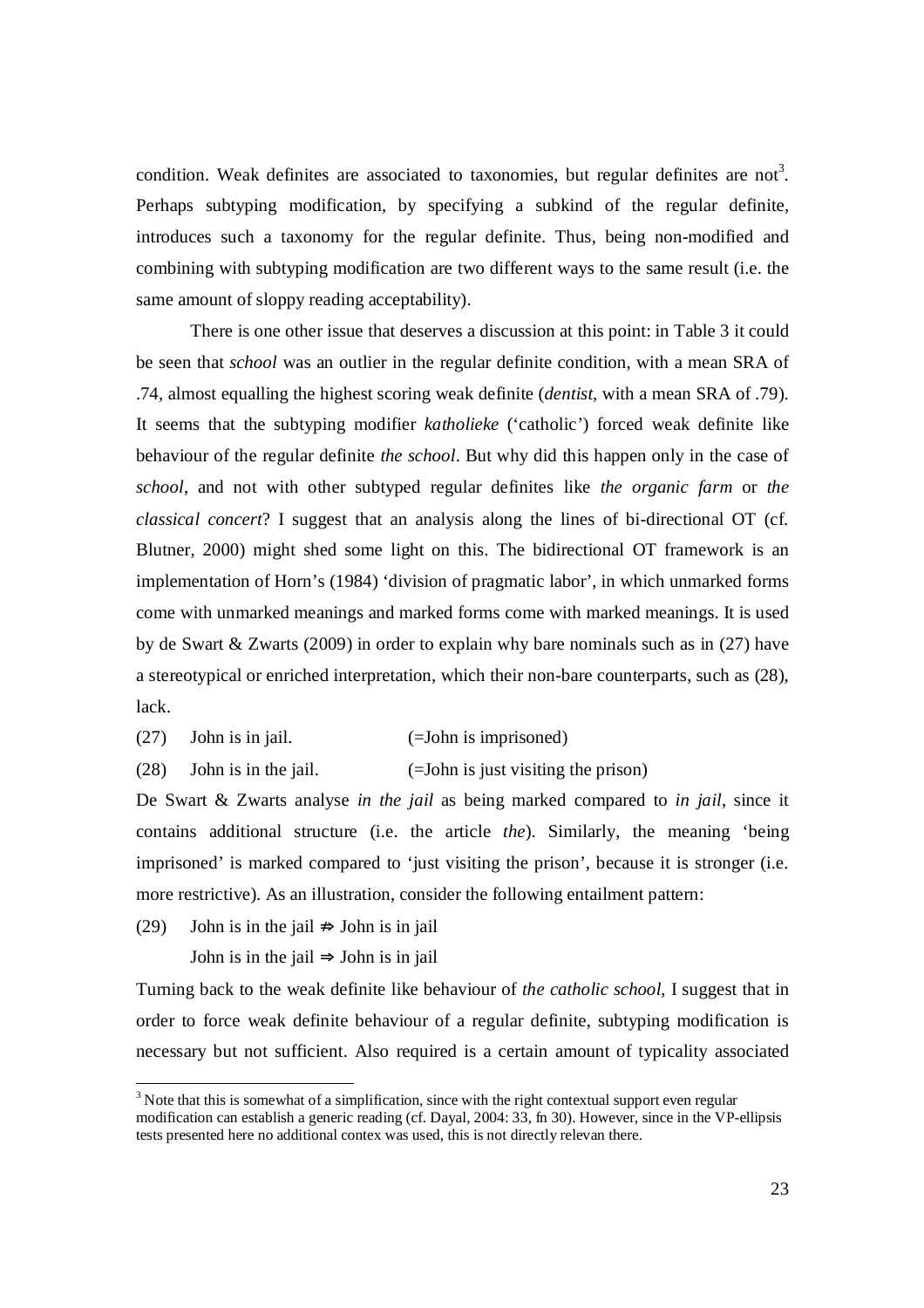condition. Weak definites are associated to taxonomies, but regular definites are not[3]. Perhaps subtyping modification, by specifying a subkind of the regular definite, introduces such a taxonomy for the regular definite. Thus, being non-modified and combining with subtyping modification are two different ways to the same result (i.e. the same amount of sloppy reading acceptability).

There is one other issue that deserves a discussion at this point: in Table 3 it could be seen that *school* was an outlier in the regular definite condition, with a mean SRA of .74, almost equalling the highest scoring weak definite (*dentist*, with a mean SRA of .79). It seems that the subtyping modifier *katholieke* ('catholic') forced weak definite like behaviour of the regular definite *the school*. But why did this happen only in the case of *school*, and not with other subtyped regular definites like *the organic farm* or *the classical concert*? I suggest that an analysis along the lines of bi-directional OT (cf. Blutner, 2000) might shed some light on this. The bidirectional OT framework is an implementation of Horn's (1984) 'division of pragmatic labor', in which unmarked forms come with unmarked meanings and marked forms come with marked meanings. It is used by de Swart & Zwarts (2009) in order to explain why bare nominals such as in (27) have a stereotypical or enriched interpretation, which their non-bare counterparts, such as (28), lack.

(27) John is in jail. (=John is imprisoned)

(28) John is in the jail. (=John is just visiting the prison)

De Swart & Zwarts analyse *in the jail* as being marked compared to *in jail*, since it contains additional structure (i.e. the article *the*). Similarly, the meaning 'being imprisoned' is marked compared to 'just visiting the prison', because it is stronger (i.e. more restrictive). As an illustration, consider the following entailment pattern:

(29) John is in the jail $\not\Rightarrow$ John is in jail

John is in the jail $\Rightarrow$ John is in jail

Turning back to the weak definite like behaviour of *the catholic school*, I suggest that in order to force weak definite behaviour of a regular definite, subtyping modification is necessary but not sufficient. Also required is a certain amount of typicality associated

---

[3] Note that this is somewhat of a simplification, since with the right contextual support even regular modification can establish a generic reading (cf. Dayal, 2004: 33, fn 30). However, since in the VP-ellipsis tests presented here no additional contex was used, this is not directly relevan there.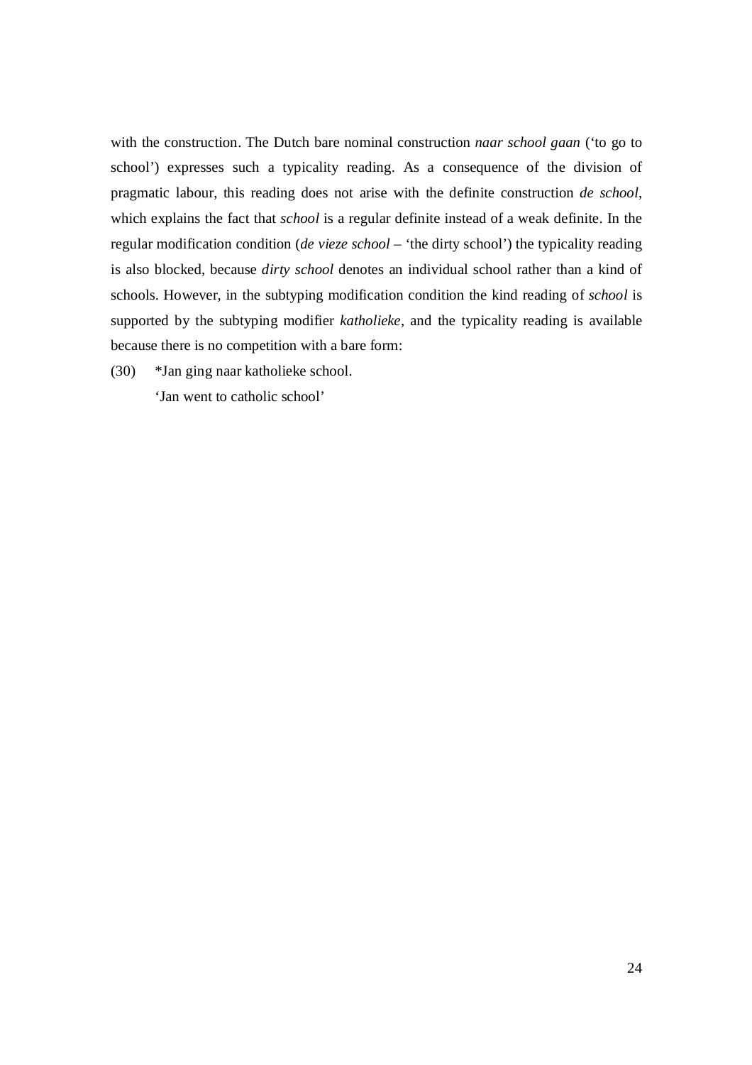with the construction. The Dutch bare nominal construction *naar school gaan* ('to go to school') expresses such a typicality reading. As a consequence of the division of pragmatic labour, this reading does not arise with the definite construction *de school*, which explains the fact that *school* is a regular definite instead of a weak definite. In the regular modification condition (*de vieze school* – 'the dirty school') the typicality reading is also blocked, because *dirty school* denotes an individual school rather than a kind of schools. However, in the subtyping modification condition the kind reading of *school* is supported by the subtyping modifier *katholieke*, and the typicality reading is available because there is no competition with a bare form:

(30) *Jan ging naar katholieke school.
'Jan went to catholic school'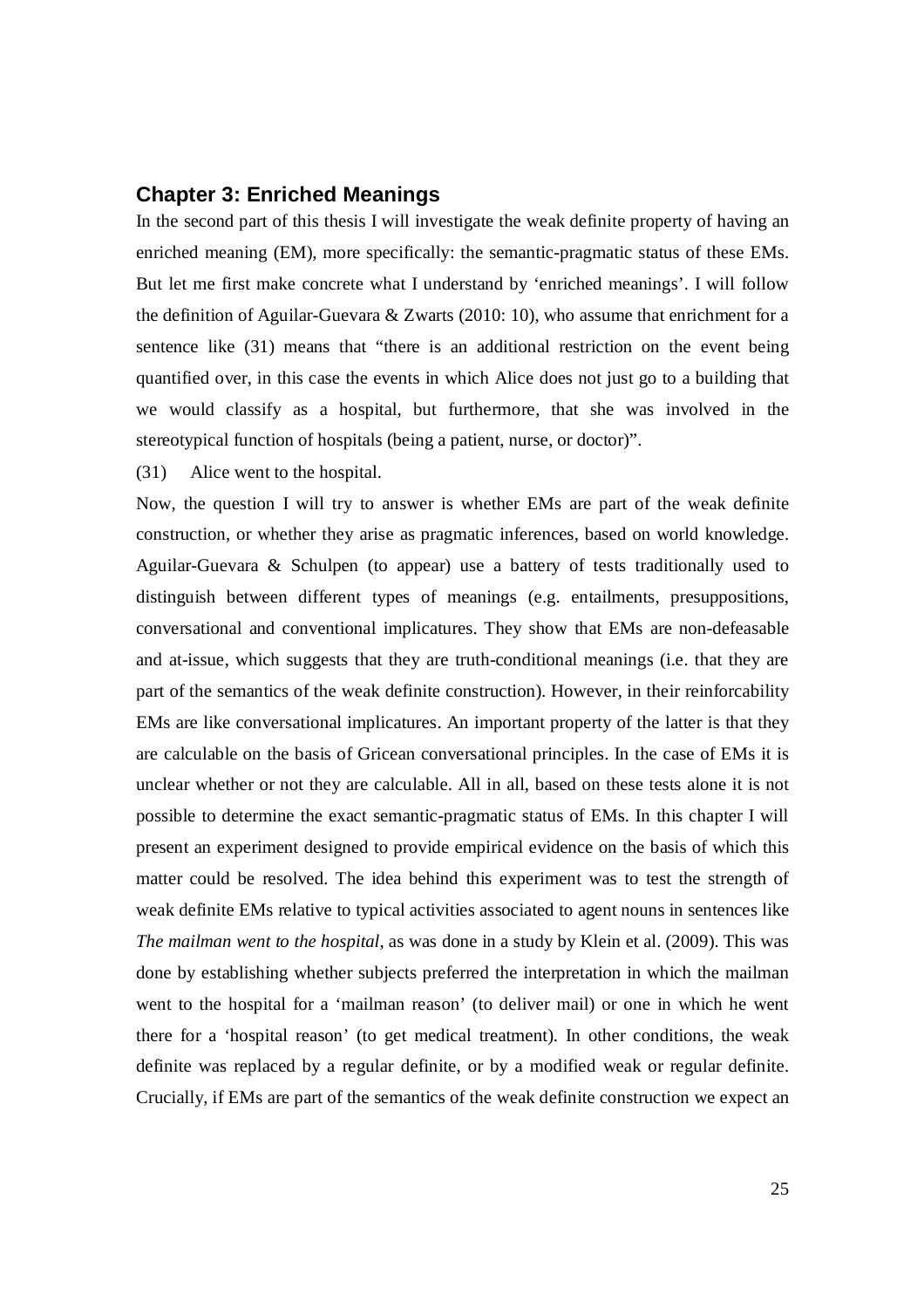## Chapter 3: Enriched Meanings

In the second part of this thesis I will investigate the weak definite property of having an enriched meaning (EM), more specifically: the semantic-pragmatic status of these EMs. But let me first make concrete what I understand by 'enriched meanings'. I will follow the definition of Aguilar-Guevara & Zwarts (2010: 10), who assume that enrichment for a sentence like (31) means that "there is an additional restriction on the event being quantified over, in this case the events in which Alice does not just go to a building that we would classify as a hospital, but furthermore, that she was involved in the stereotypical function of hospitals (being a patient, nurse, or doctor)".

(31) Alice went to the hospital.

Now, the question I will try to answer is whether EMs are part of the weak definite construction, or whether they arise as pragmatic inferences, based on world knowledge. Aguilar-Guevara & Schulpen (to appear) use a battery of tests traditionally used to distinguish between different types of meanings (e.g. entailments, presuppositions, conversational and conventional implicatures. They show that EMs are non-defeasable and at-issue, which suggests that they are truth-conditional meanings (i.e. that they are part of the semantics of the weak definite construction). However, in their reinforcability EMs are like conversational implicatures. An important property of the latter is that they are calculable on the basis of Gricean conversational principles. In the case of EMs it is unclear whether or not they are calculable. All in all, based on these tests alone it is not possible to determine the exact semantic-pragmatic status of EMs. In this chapter I will present an experiment designed to provide empirical evidence on the basis of which this matter could be resolved. The idea behind this experiment was to test the strength of weak definite EMs relative to typical activities associated to agent nouns in sentences like *The mailman went to the hospital*, as was done in a study by Klein et al. (2009). This was done by establishing whether subjects preferred the interpretation in which the mailman went to the hospital for a 'mailman reason' (to deliver mail) or one in which he went there for a 'hospital reason' (to get medical treatment). In other conditions, the weak definite was replaced by a regular definite, or by a modified weak or regular definite. Crucially, if EMs are part of the semantics of the weak definite construction we expect an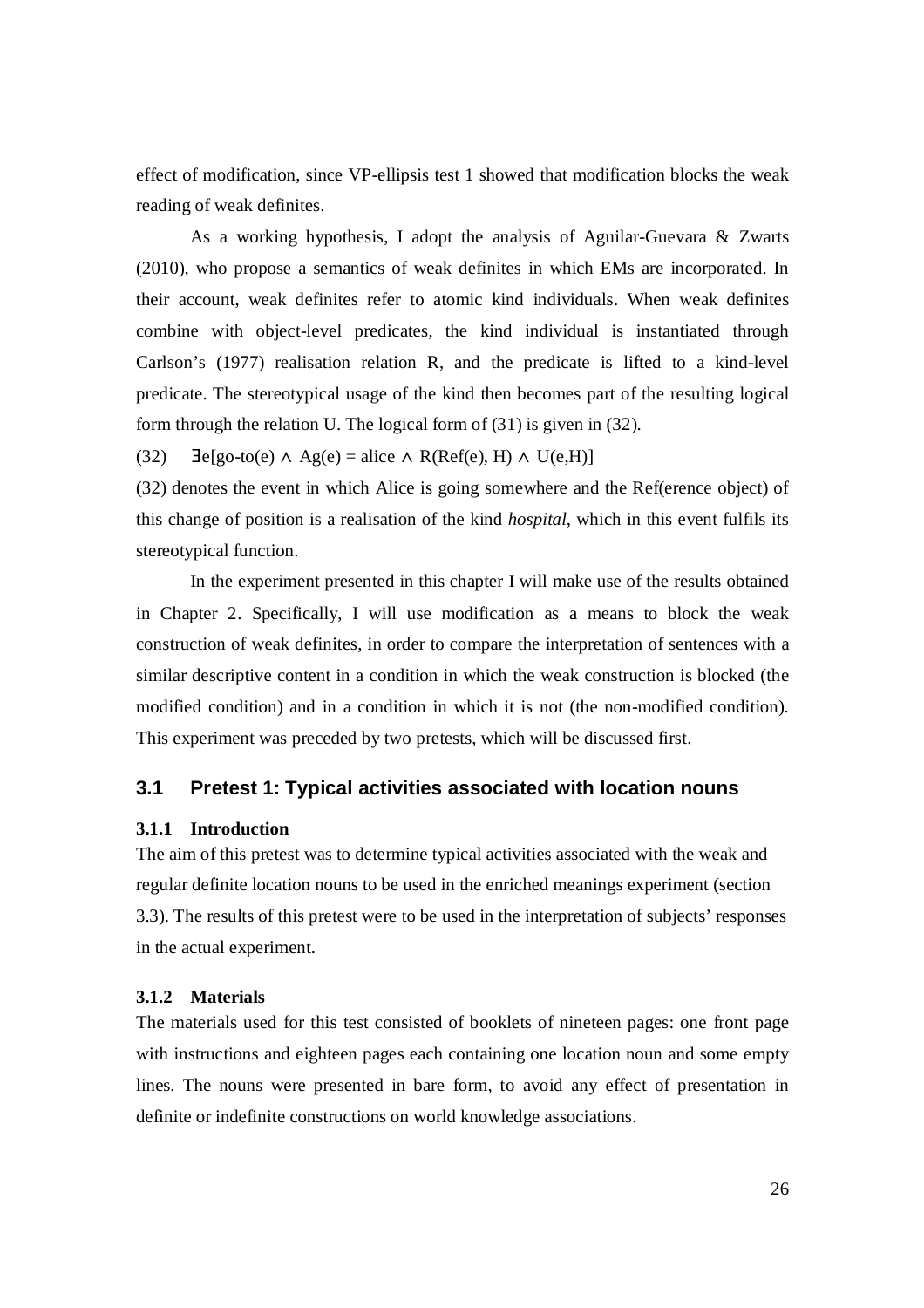effect of modification, since VP-ellipsis test 1 showed that modification blocks the weak reading of weak definites.

As a working hypothesis, I adopt the analysis of Aguilar-Guevara & Zwarts (2010), who propose a semantics of weak definites in which EMs are incorporated. In their account, weak definites refer to atomic kind individuals. When weak definites combine with object-level predicates, the kind individual is instantiated through Carlson's (1977) realisation relation R, and the predicate is lifted to a kind-level predicate. The stereotypical usage of the kind then becomes part of the resulting logical form through the relation U. The logical form of (31) is given in (32).

(32) $\exists e[\text{go-to}(e) \wedge \text{Ag}(e) = \text{alice} \wedge \text{R}(\text{Ref}(e), \text{H}) \wedge \text{U}(e,\text{H})]$

(32) denotes the event in which Alice is going somewhere and the Ref(erence object) of this change of position is a realisation of the kind *hospital*, which in this event fulfils its stereotypical function.

In the experiment presented in this chapter I will make use of the results obtained in Chapter 2. Specifically, I will use modification as a means to block the weak construction of weak definites, in order to compare the interpretation of sentences with a similar descriptive content in a condition in which the weak construction is blocked (the modified condition) and in a condition in which it is not (the non-modified condition). This experiment was preceded by two pretests, which will be discussed first.

## 3.1 Pretest 1: Typical activities associated with location nouns

### 3.1.1 Introduction

The aim of this pretest was to determine typical activities associated with the weak and regular definite location nouns to be used in the enriched meanings experiment (section 3.3). The results of this pretest were to be used in the interpretation of subjects' responses in the actual experiment.

### 3.1.2 Materials

The materials used for this test consisted of booklets of nineteen pages: one front page with instructions and eighteen pages each containing one location noun and some empty lines. The nouns were presented in bare form, to avoid any effect of presentation in definite or indefinite constructions on world knowledge associations.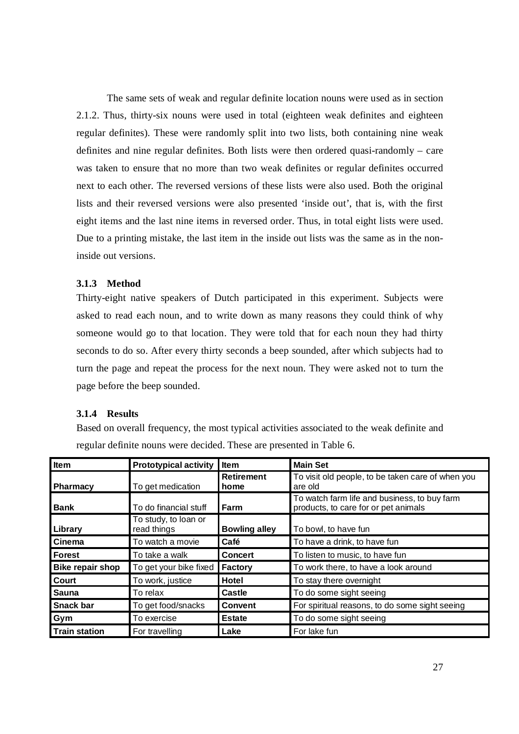The same sets of weak and regular definite location nouns were used as in section 2.1.2. Thus, thirty-six nouns were used in total (eighteen weak definites and eighteen regular definites). These were randomly split into two lists, both containing nine weak definites and nine regular definites. Both lists were then ordered quasi-randomly – care was taken to ensure that no more than two weak definites or regular definites occurred next to each other. The reversed versions of these lists were also used. Both the original lists and their reversed versions were also presented 'inside out', that is, with the first eight items and the last nine items in reversed order. Thus, in total eight lists were used. Due to a printing mistake, the last item in the inside out lists was the same as in the non-inside out versions.

### 3.1.3 Method

Thirty-eight native speakers of Dutch participated in this experiment. Subjects were asked to read each noun, and to write down as many reasons they could think of why someone would go to that location. They were told that for each noun they had thirty seconds to do so. After every thirty seconds a beep sounded, after which subjects had to turn the page and repeat the process for the next noun. They were asked not to turn the page before the beep sounded.

### 3.1.4 Results

Based on overall frequency, the most typical activities associated to the weak definite and regular definite nouns were decided. These are presented in Table 6.

| **Item** | **Prototypical activity** | **Item** | **Main Set** |
|---|---|---|---|
| **Pharmacy** | To get medication | **Retirement home** | To visit old people, to be taken care of when you are old |
| **Bank** | To do financial stuff | **Farm** | To watch farm life and business, to buy farm products, to care for or pet animals |
| **Library** | To study, to loan or read things | **Bowling alley** | To bowl, to have fun |
| **Cinema** | To watch a movie | **Café** | To have a drink, to have fun |
| **Forest** | To take a walk | **Concert** | To listen to music, to have fun |
| **Bike repair shop** | To get your bike fixed | **Factory** | To work there, to have a look around |
| **Court** | To work, justice | **Hotel** | To stay there overnight |
| **Sauna** | To relax | **Castle** | To do some sight seeing |
| **Snack bar** | To get food/snacks | **Convent** | For spiritual reasons, to do some sight seeing |
| **Gym** | To exercise | **Estate** | To do some sight seeing |
| **Train station** | For travelling | **Lake** | For lake fun |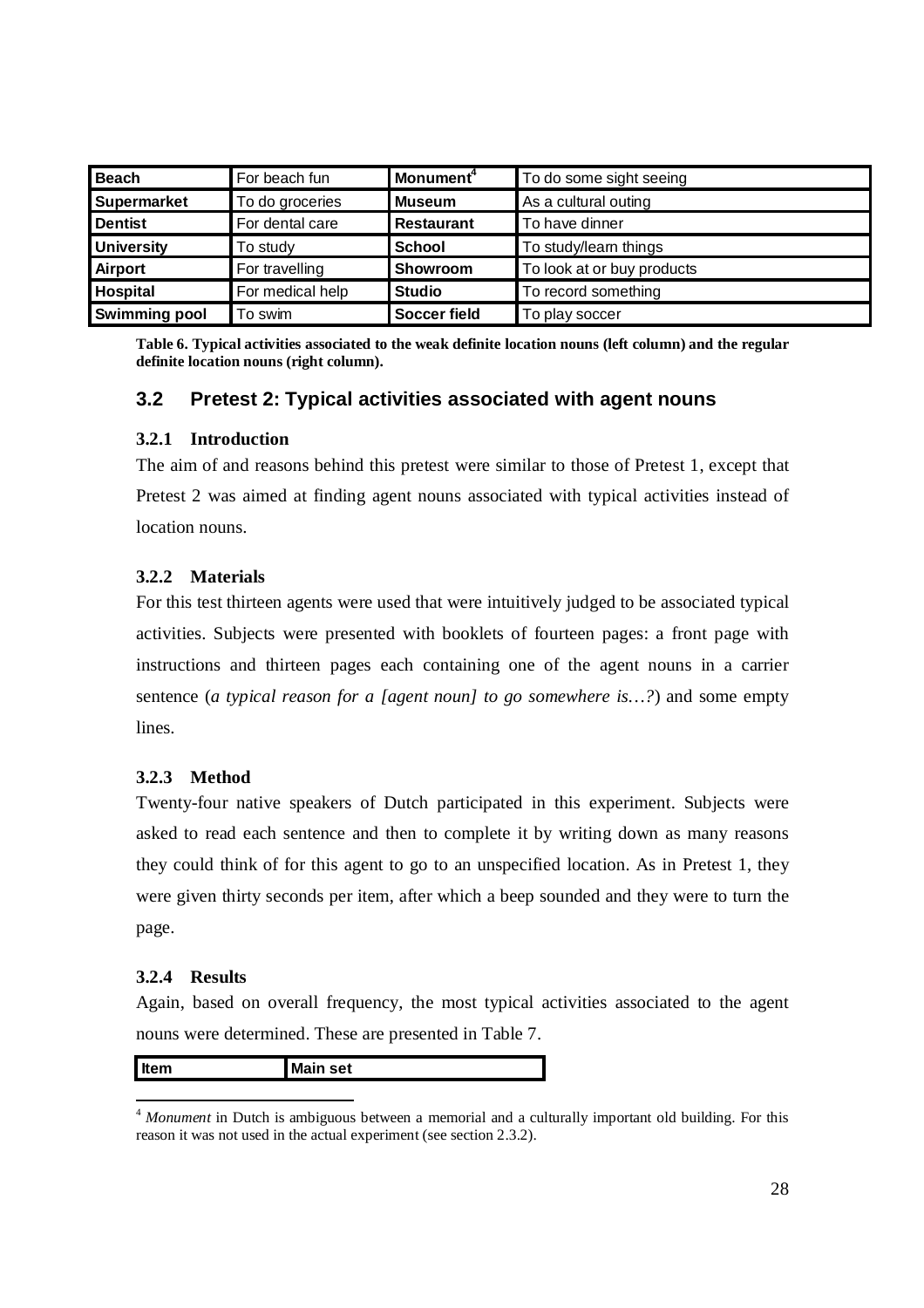| Beach | For beach fun | Monument[4] | To do some sight seeing |
|---|---|---|---|
| Supermarket | To do groceries | Museum | As a cultural outing |
| Dentist | For dental care | Restaurant | To have dinner |
| University | To study | School | To study/learn things |
| Airport | For travelling | Showroom | To look at or buy products |
| Hospital | For medical help | Studio | To record something |
| Swimming pool | To swim | Soccer field | To play soccer |

**Table 6. Typical activities associated to the weak definite location nouns (left column) and the regular definite location nouns (right column).**

## 3.2 Pretest 2: Typical activities associated with agent nouns

### 3.2.1 Introduction

The aim of and reasons behind this pretest were similar to those of Pretest 1, except that Pretest 2 was aimed at finding agent nouns associated with typical activities instead of location nouns.

### 3.2.2 Materials

For this test thirteen agents were used that were intuitively judged to be associated typical activities. Subjects were presented with booklets of fourteen pages: a front page with instructions and thirteen pages each containing one of the agent nouns in a carrier sentence (*a typical reason for a [agent noun] to go somewhere is…?*) and some empty lines.

### 3.2.3 Method

Twenty-four native speakers of Dutch participated in this experiment. Subjects were asked to read each sentence and then to complete it by writing down as many reasons they could think of for this agent to go to an unspecified location. As in Pretest 1, they were given thirty seconds per item, after which a beep sounded and they were to turn the page.

### 3.2.4 Results

Again, based on overall frequency, the most typical activities associated to the agent nouns were determined. These are presented in Table 7.

| Item | Main set |
|---|---|

[4] *Monument* in Dutch is ambiguous between a memorial and a culturally important old building. For this reason it was not used in the actual experiment (see section 2.3.2).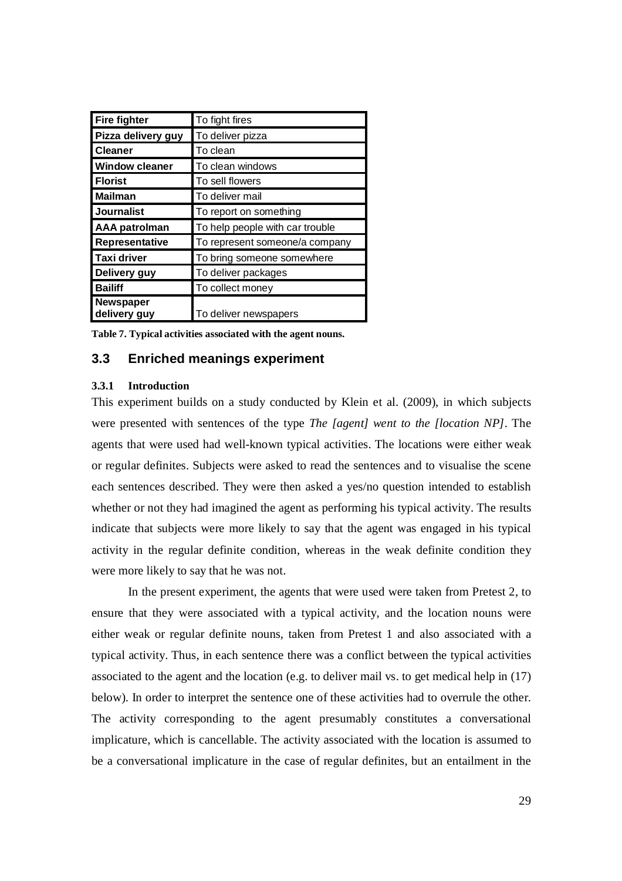| Fire fighter | To fight fires |
|---|---|
| Pizza delivery guy | To deliver pizza |
| Cleaner | To clean |
| Window cleaner | To clean windows |
| Florist | To sell flowers |
| Mailman | To deliver mail |
| Journalist | To report on something |
| AAA patrolman | To help people with car trouble |
| Representative | To represent someone/a company |
| Taxi driver | To bring someone somewhere |
| Delivery guy | To deliver packages |
| Bailiff | To collect money |
| Newspaper delivery guy | To deliver newspapers |

**Table 7. Typical activities associated with the agent nouns.**

## 3.3 Enriched meanings experiment

### 3.3.1 Introduction

This experiment builds on a study conducted by Klein et al. (2009), in which subjects were presented with sentences of the type *The [agent] went to the [location NP]*. The agents that were used had well-known typical activities. The locations were either weak or regular definites. Subjects were asked to read the sentences and to visualise the scene each sentences described. They were then asked a yes/no question intended to establish whether or not they had imagined the agent as performing his typical activity. The results indicate that subjects were more likely to say that the agent was engaged in his typical activity in the regular definite condition, whereas in the weak definite condition they were more likely to say that he was not.

In the present experiment, the agents that were used were taken from Pretest 2, to ensure that they were associated with a typical activity, and the location nouns were either weak or regular definite nouns, taken from Pretest 1 and also associated with a typical activity. Thus, in each sentence there was a conflict between the typical activities associated to the agent and the location (e.g. to deliver mail vs. to get medical help in (17) below). In order to interpret the sentence one of these activities had to overrule the other. The activity corresponding to the agent presumably constitutes a conversational implicature, which is cancellable. The activity associated with the location is assumed to be a conversational implicature in the case of regular definites, but an entailment in the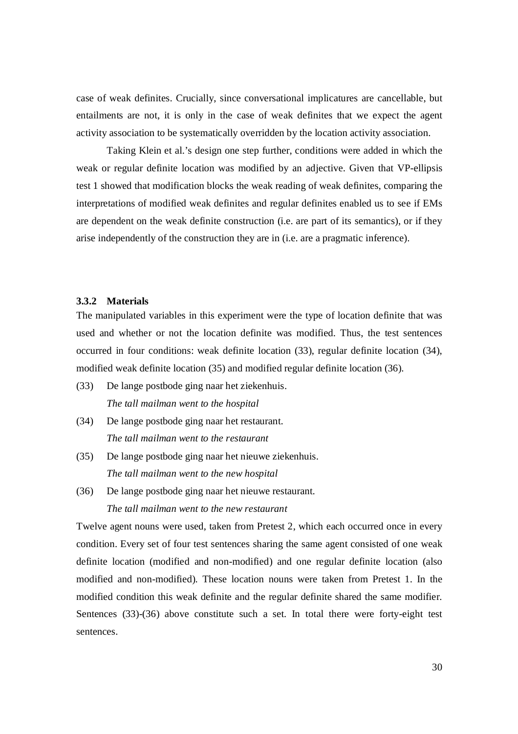case of weak definites. Crucially, since conversational implicatures are cancellable, but entailments are not, it is only in the case of weak definites that we expect the agent activity association to be systematically overridden by the location activity association.

Taking Klein et al.'s design one step further, conditions were added in which the weak or regular definite location was modified by an adjective. Given that VP-ellipsis test 1 showed that modification blocks the weak reading of weak definites, comparing the interpretations of modified weak definites and regular definites enabled us to see if EMs are dependent on the weak definite construction (i.e. are part of its semantics), or if they arise independently of the construction they are in (i.e. are a pragmatic inference).

### 3.3.2 Materials

The manipulated variables in this experiment were the type of location definite that was used and whether or not the location definite was modified. Thus, the test sentences occurred in four conditions: weak definite location (33), regular definite location (34), modified weak definite location (35) and modified regular definite location (36).

(33) De lange postbode ging naar het ziekenhuis.
*The tall mailman went to the hospital*

(34) De lange postbode ging naar het restaurant.
*The tall mailman went to the restaurant*

(35) De lange postbode ging naar het nieuwe ziekenhuis.
*The tall mailman went to the new hospital*

(36) De lange postbode ging naar het nieuwe restaurant.
*The tall mailman went to the new restaurant*

Twelve agent nouns were used, taken from Pretest 2, which each occurred once in every condition. Every set of four test sentences sharing the same agent consisted of one weak definite location (modified and non-modified) and one regular definite location (also modified and non-modified). These location nouns were taken from Pretest 1. In the modified condition this weak definite and the regular definite shared the same modifier. Sentences (33)-(36) above constitute such a set. In total there were forty-eight test sentences.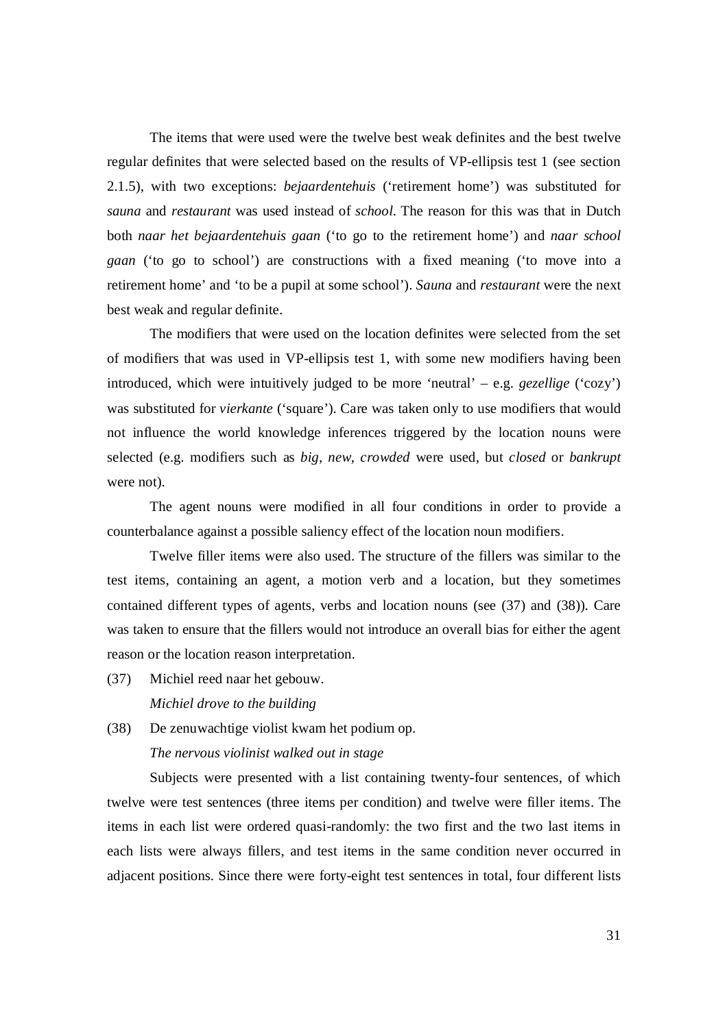The items that were used were the twelve best weak definites and the best twelve regular definites that were selected based on the results of VP-ellipsis test 1 (see section 2.1.5), with two exceptions: *bejaardentehuis* ('retirement home') was substituted for *sauna* and *restaurant* was used instead of *school*. The reason for this was that in Dutch both *naar het bejaardentehuis gaan* ('to go to the retirement home') and *naar school gaan* ('to go to school') are constructions with a fixed meaning ('to move into a retirement home' and 'to be a pupil at some school'). *Sauna* and *restaurant* were the next best weak and regular definite.

The modifiers that were used on the location definites were selected from the set of modifiers that was used in VP-ellipsis test 1, with some new modifiers having been introduced, which were intuitively judged to be more 'neutral' – e.g. *gezellige* ('cozy') was substituted for *vierkante* ('square'). Care was taken only to use modifiers that would not influence the world knowledge inferences triggered by the location nouns were selected (e.g. modifiers such as *big*, *new*, *crowded* were used, but *closed* or *bankrupt* were not).

The agent nouns were modified in all four conditions in order to provide a counterbalance against a possible saliency effect of the location noun modifiers.

Twelve filler items were also used. The structure of the fillers was similar to the test items, containing an agent, a motion verb and a location, but they sometimes contained different types of agents, verbs and location nouns (see (37) and (38)). Care was taken to ensure that the fillers would not introduce an overall bias for either the agent reason or the location reason interpretation.

(37) Michiel reed naar het gebouw.
*Michiel drove to the building*

(38) De zenuwachtige violist kwam het podium op.
*The nervous violinist walked out in stage*

Subjects were presented with a list containing twenty-four sentences, of which twelve were test sentences (three items per condition) and twelve were filler items. The items in each list were ordered quasi-randomly: the two first and the two last items in each lists were always fillers, and test items in the same condition never occurred in adjacent positions. Since there were forty-eight test sentences in total, four different lists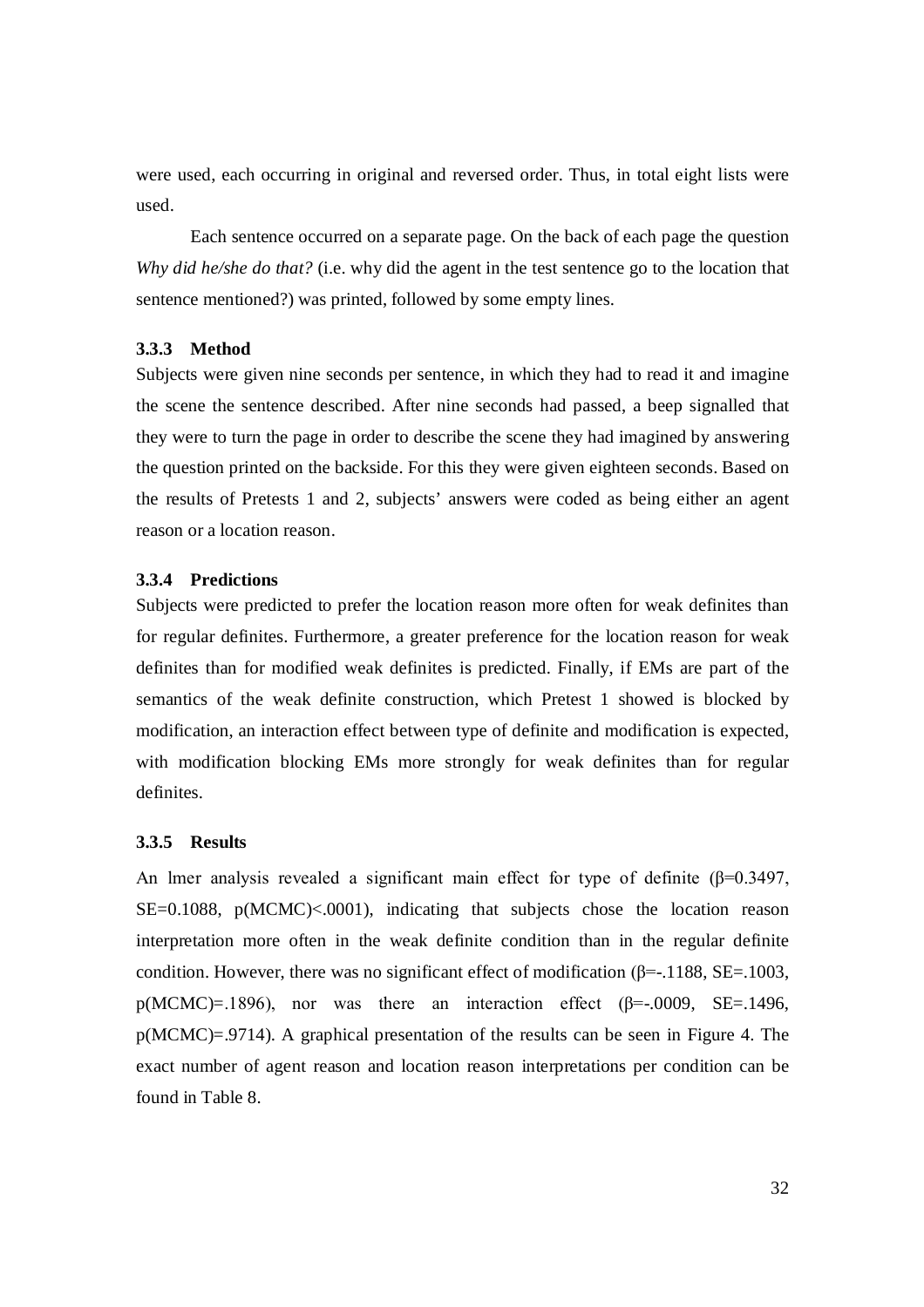were used, each occurring in original and reversed order. Thus, in total eight lists were used.

Each sentence occurred on a separate page. On the back of each page the question *Why did he/she do that?* (i.e. why did the agent in the test sentence go to the location that sentence mentioned?) was printed, followed by some empty lines.

### 3.3.3 Method

Subjects were given nine seconds per sentence, in which they had to read it and imagine the scene the sentence described. After nine seconds had passed, a beep signalled that they were to turn the page in order to describe the scene they had imagined by answering the question printed on the backside. For this they were given eighteen seconds. Based on the results of Pretests 1 and 2, subjects' answers were coded as being either an agent reason or a location reason.

### 3.3.4 Predictions

Subjects were predicted to prefer the location reason more often for weak definites than for regular definites. Furthermore, a greater preference for the location reason for weak definites than for modified weak definites is predicted. Finally, if EMs are part of the semantics of the weak definite construction, which Pretest 1 showed is blocked by modification, an interaction effect between type of definite and modification is expected, with modification blocking EMs more strongly for weak definites than for regular definites.

### 3.3.5 Results

An lmer analysis revealed a significant main effect for type of definite ($\beta=0.3497$, $SE=0.1088$, $p(MCMC)<.0001$), indicating that subjects chose the location reason interpretation more often in the weak definite condition than in the regular definite condition. However, there was no significant effect of modification ($\beta=-.1188$, $SE=.1003$, $p(MCMC)=.1896$), nor was there an interaction effect ($\beta=-.0009$, $SE=.1496$, $p(MCMC)=.9714$). A graphical presentation of the results can be seen in Figure 4. The exact number of agent reason and location reason interpretations per condition can be found in Table 8.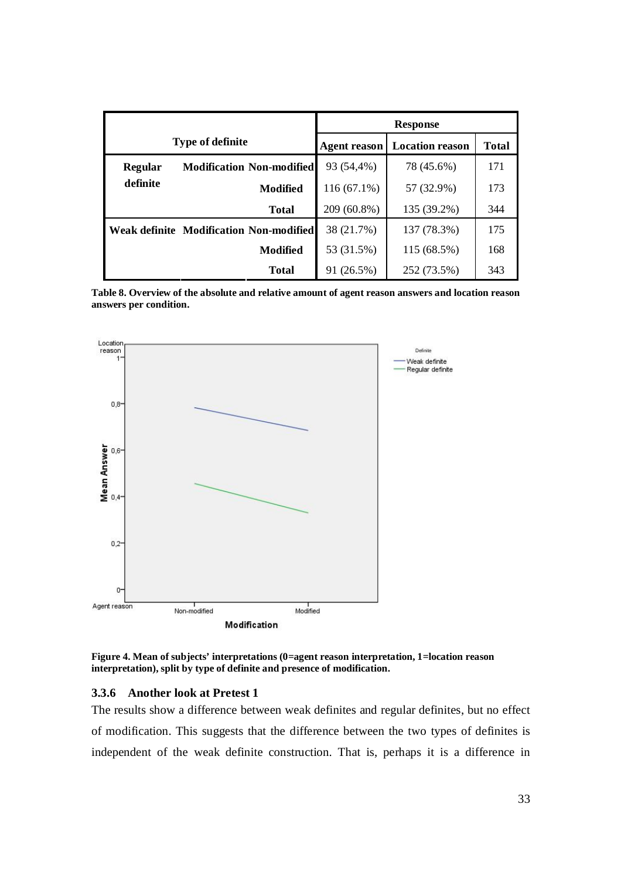| Type of definite | | | Response | | |
|---|---|---|---|---|---|
| | | | Agent reason | Location reason | Total |
| Regular definite | Modification | Non-modified | 93 (54,4%) | 78 (45.6%) | 171 |
| | | Modified | 116 (67.1%) | 57 (32.9%) | 173 |
| | | Total | 209 (60.8%) | 135 (39.2%) | 344 |
| Weak definite | Modification | Non-modified | 38 (21.7%) | 137 (78.3%) | 175 |
| | | Modified | 53 (31.5%) | 115 (68.5%) | 168 |
| | | Total | 91 (26.5%) | 252 (73.5%) | 343 |

**Table 8. Overview of the absolute and relative amount of agent reason answers and location reason answers per condition.**

**Figure 4. Mean of subjects' interpretations (0=agent reason interpretation, 1=location reason interpretation), split by type of definite and presence of modification.**

### 3.3.6 Another look at Pretest 1

The results show a difference between weak definites and regular definites, but no effect of modification. This suggests that the difference between the two types of definites is independent of the weak definite construction. That is, perhaps it is a difference in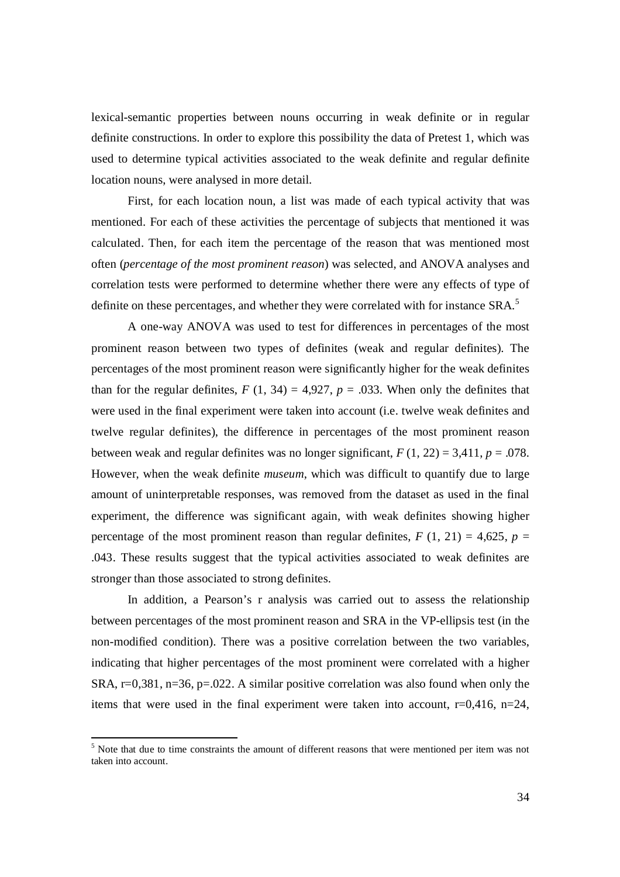lexical-semantic properties between nouns occurring in weak definite or in regular definite constructions. In order to explore this possibility the data of Pretest 1, which was used to determine typical activities associated to the weak definite and regular definite location nouns, were analysed in more detail.

First, for each location noun, a list was made of each typical activity that was mentioned. For each of these activities the percentage of subjects that mentioned it was calculated. Then, for each item the percentage of the reason that was mentioned most often (*percentage of the most prominent reason*) was selected, and ANOVA analyses and correlation tests were performed to determine whether there were any effects of type of definite on these percentages, and whether they were correlated with for instance SRA.[5]

A one-way ANOVA was used to test for differences in percentages of the most prominent reason between two types of definites (weak and regular definites). The percentages of the most prominent reason were significantly higher for the weak definites than for the regular definites, $F$ (1, 34) = 4,927, $p$ = .033. When only the definites that were used in the final experiment were taken into account (i.e. twelve weak definites and twelve regular definites), the difference in percentages of the most prominent reason between weak and regular definites was no longer significant, $F$ (1, 22) = 3,411, $p$ = .078. However, when the weak definite *museum*, which was difficult to quantify due to large amount of uninterpretable responses, was removed from the dataset as used in the final experiment, the difference was significant again, with weak definites showing higher percentage of the most prominent reason than regular definites, $F$ (1, 21) = 4,625, $p$ = .043. These results suggest that the typical activities associated to weak definites are stronger than those associated to strong definites.

In addition, a Pearson's r analysis was carried out to assess the relationship between percentages of the most prominent reason and SRA in the VP-ellipsis test (in the non-modified condition). There was a positive correlation between the two variables, indicating that higher percentages of the most prominent were correlated with a higher SRA, r=0,381, n=36, p=.022. A similar positive correlation was also found when only the items that were used in the final experiment were taken into account, r=0,416, n=24,

[5] Note that due to time constraints the amount of different reasons that were mentioned per item was not taken into account.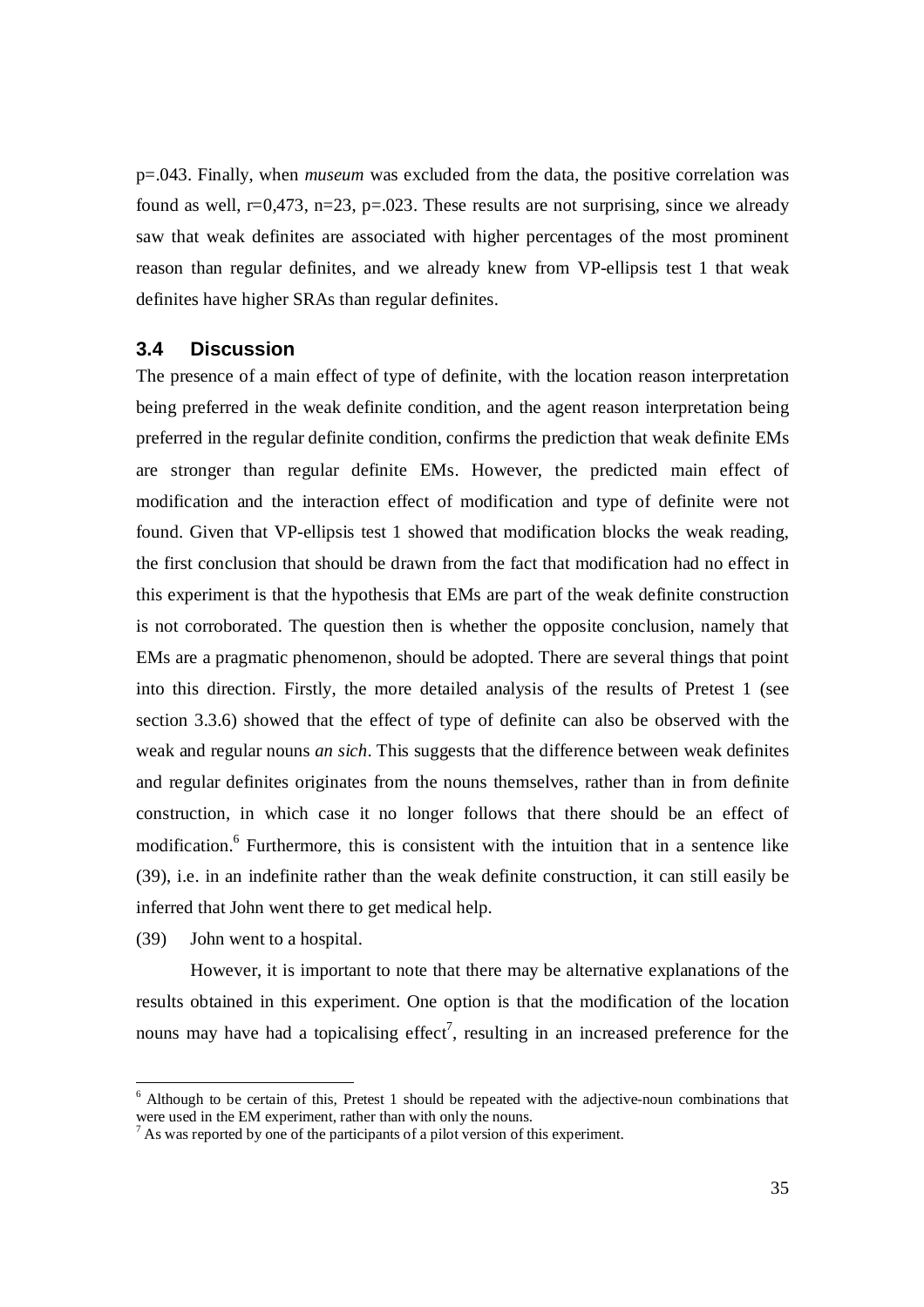p=.043. Finally, when *museum* was excluded from the data, the positive correlation was found as well, r=0,473, n=23, p=.023. These results are not surprising, since we already saw that weak definites are associated with higher percentages of the most prominent reason than regular definites, and we already knew from VP-ellipsis test 1 that weak definites have higher SRAs than regular definites.

### 3.4 Discussion

The presence of a main effect of type of definite, with the location reason interpretation being preferred in the weak definite condition, and the agent reason interpretation being preferred in the regular definite condition, confirms the prediction that weak definite EMs are stronger than regular definite EMs. However, the predicted main effect of modification and the interaction effect of modification and type of definite were not found. Given that VP-ellipsis test 1 showed that modification blocks the weak reading, the first conclusion that should be drawn from the fact that modification had no effect in this experiment is that the hypothesis that EMs are part of the weak definite construction is not corroborated. The question then is whether the opposite conclusion, namely that EMs are a pragmatic phenomenon, should be adopted. There are several things that point into this direction. Firstly, the more detailed analysis of the results of Pretest 1 (see section 3.3.6) showed that the effect of type of definite can also be observed with the weak and regular nouns *an sich*. This suggests that the difference between weak definites and regular definites originates from the nouns themselves, rather than in from definite construction, in which case it no longer follows that there should be an effect of modification.[6] Furthermore, this is consistent with the intuition that in a sentence like (39), i.e. in an indefinite rather than the weak definite construction, it can still easily be inferred that John went there to get medical help.

(39) John went to a hospital.

However, it is important to note that there may be alternative explanations of the results obtained in this experiment. One option is that the modification of the location nouns may have had a topicalising effect[7], resulting in an increased preference for the

---

[6] Although to be certain of this, Pretest 1 should be repeated with the adjective-noun combinations that were used in the EM experiment, rather than with only the nouns.

[7] As was reported by one of the participants of a pilot version of this experiment.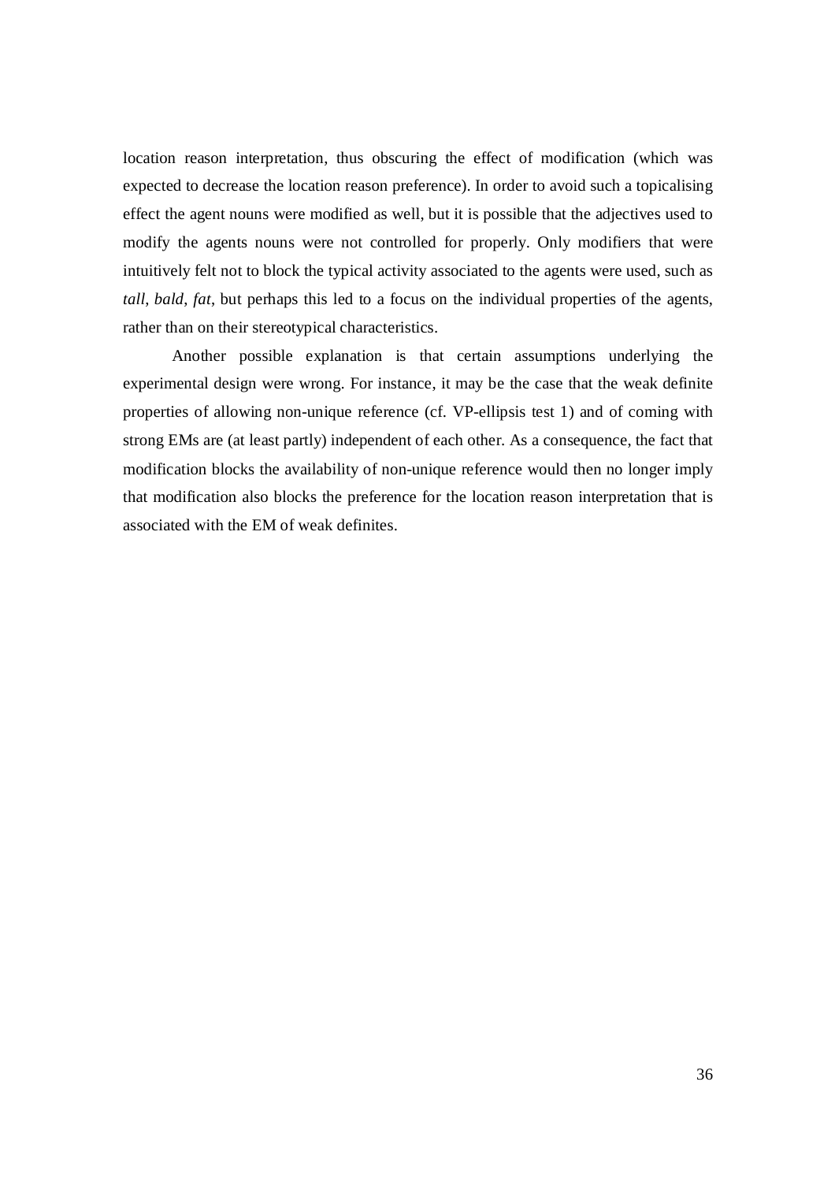location reason interpretation, thus obscuring the effect of modification (which was expected to decrease the location reason preference). In order to avoid such a topicalising effect the agent nouns were modified as well, but it is possible that the adjectives used to modify the agents nouns were not controlled for properly. Only modifiers that were intuitively felt not to block the typical activity associated to the agents were used, such as *tall*, *bald*, *fat*, but perhaps this led to a focus on the individual properties of the agents, rather than on their stereotypical characteristics.

Another possible explanation is that certain assumptions underlying the experimental design were wrong. For instance, it may be the case that the weak definite properties of allowing non-unique reference (cf. VP-ellipsis test 1) and of coming with strong EMs are (at least partly) independent of each other. As a consequence, the fact that modification blocks the availability of non-unique reference would then no longer imply that modification also blocks the preference for the location reason interpretation that is associated with the EM of weak definites.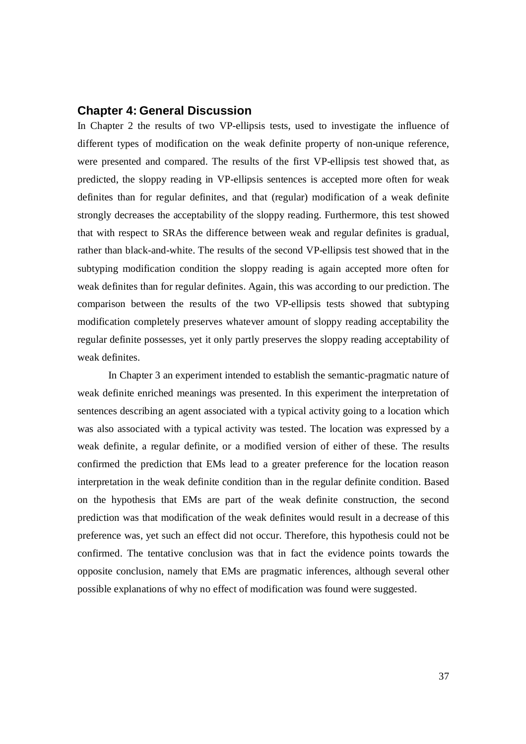# Chapter 4: General Discussion

In Chapter 2 the results of two VP-ellipsis tests, used to investigate the influence of different types of modification on the weak definite property of non-unique reference, were presented and compared. The results of the first VP-ellipsis test showed that, as predicted, the sloppy reading in VP-ellipsis sentences is accepted more often for weak definites than for regular definites, and that (regular) modification of a weak definite strongly decreases the acceptability of the sloppy reading. Furthermore, this test showed that with respect to SRAs the difference between weak and regular definites is gradual, rather than black-and-white. The results of the second VP-ellipsis test showed that in the subtyping modification condition the sloppy reading is again accepted more often for weak definites than for regular definites. Again, this was according to our prediction. The comparison between the results of the two VP-ellipsis tests showed that subtyping modification completely preserves whatever amount of sloppy reading acceptability the regular definite possesses, yet it only partly preserves the sloppy reading acceptability of weak definites.

In Chapter 3 an experiment intended to establish the semantic-pragmatic nature of weak definite enriched meanings was presented. In this experiment the interpretation of sentences describing an agent associated with a typical activity going to a location which was also associated with a typical activity was tested. The location was expressed by a weak definite, a regular definite, or a modified version of either of these. The results confirmed the prediction that EMs lead to a greater preference for the location reason interpretation in the weak definite condition than in the regular definite condition. Based on the hypothesis that EMs are part of the weak definite construction, the second prediction was that modification of the weak definites would result in a decrease of this preference was, yet such an effect did not occur. Therefore, this hypothesis could not be confirmed. The tentative conclusion was that in fact the evidence points towards the opposite conclusion, namely that EMs are pragmatic inferences, although several other possible explanations of why no effect of modification was found were suggested.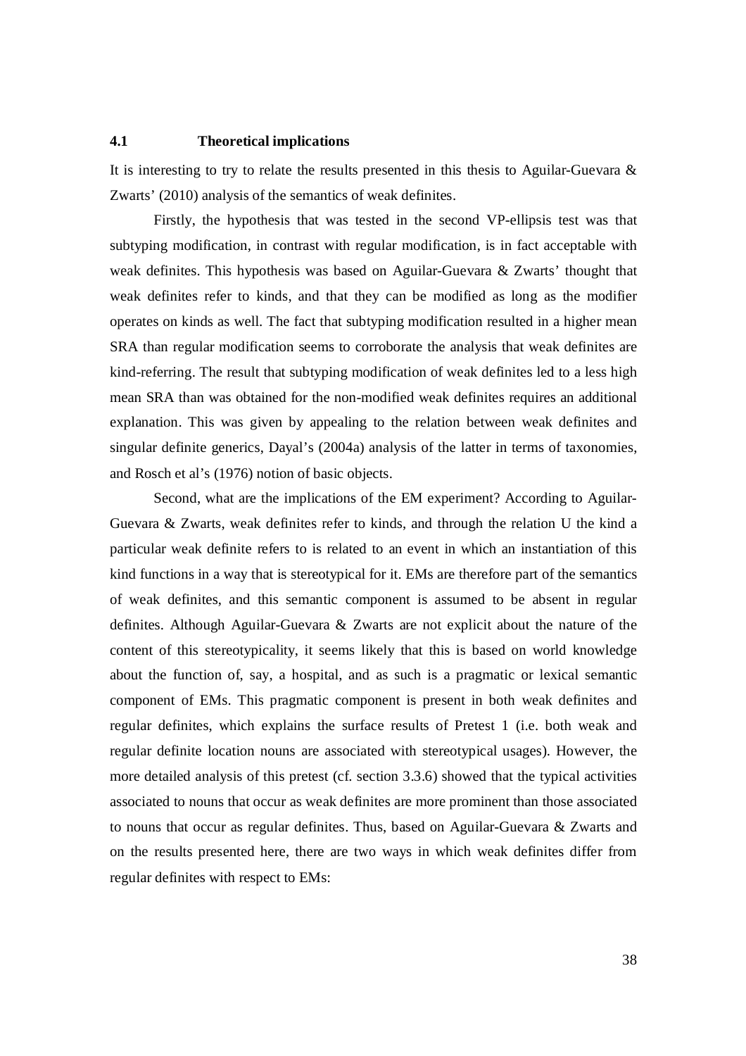## 4.1 Theoretical implications

It is interesting to try to relate the results presented in this thesis to Aguilar-Guevara & Zwarts' (2010) analysis of the semantics of weak definites.

Firstly, the hypothesis that was tested in the second VP-ellipsis test was that subtyping modification, in contrast with regular modification, is in fact acceptable with weak definites. This hypothesis was based on Aguilar-Guevara & Zwarts' thought that weak definites refer to kinds, and that they can be modified as long as the modifier operates on kinds as well. The fact that subtyping modification resulted in a higher mean SRA than regular modification seems to corroborate the analysis that weak definites are kind-referring. The result that subtyping modification of weak definites led to a less high mean SRA than was obtained for the non-modified weak definites requires an additional explanation. This was given by appealing to the relation between weak definites and singular definite generics, Dayal's (2004a) analysis of the latter in terms of taxonomies, and Rosch et al's (1976) notion of basic objects.

Second, what are the implications of the EM experiment? According to Aguilar-Guevara & Zwarts, weak definites refer to kinds, and through the relation U the kind a particular weak definite refers to is related to an event in which an instantiation of this kind functions in a way that is stereotypical for it. EMs are therefore part of the semantics of weak definites, and this semantic component is assumed to be absent in regular definites. Although Aguilar-Guevara & Zwarts are not explicit about the nature of the content of this stereotypicality, it seems likely that this is based on world knowledge about the function of, say, a hospital, and as such is a pragmatic or lexical semantic component of EMs. This pragmatic component is present in both weak definites and regular definites, which explains the surface results of Pretest 1 (i.e. both weak and regular definite location nouns are associated with stereotypical usages). However, the more detailed analysis of this pretest (cf. section 3.3.6) showed that the typical activities associated to nouns that occur as weak definites are more prominent than those associated to nouns that occur as regular definites. Thus, based on Aguilar-Guevara & Zwarts and on the results presented here, there are two ways in which weak definites differ from regular definites with respect to EMs: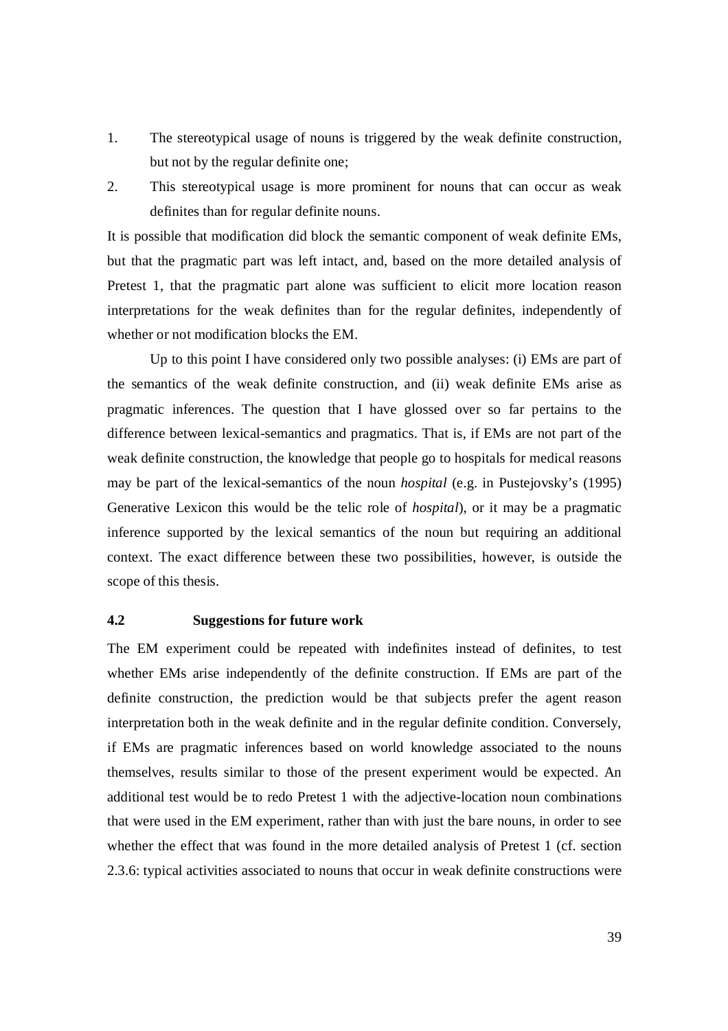1. The stereotypical usage of nouns is triggered by the weak definite construction, but not by the regular definite one;
2. This stereotypical usage is more prominent for nouns that can occur as weak definites than for regular definite nouns.

It is possible that modification did block the semantic component of weak definite EMs, but that the pragmatic part was left intact, and, based on the more detailed analysis of Pretest 1, that the pragmatic part alone was sufficient to elicit more location reason interpretations for the weak definites than for the regular definites, independently of whether or not modification blocks the EM.

Up to this point I have considered only two possible analyses: (i) EMs are part of the semantics of the weak definite construction, and (ii) weak definite EMs arise as pragmatic inferences. The question that I have glossed over so far pertains to the difference between lexical-semantics and pragmatics. That is, if EMs are not part of the weak definite construction, the knowledge that people go to hospitals for medical reasons may be part of the lexical-semantics of the noun *hospital* (e.g. in Pustejovsky's (1995) Generative Lexicon this would be the telic role of *hospital*), or it may be a pragmatic inference supported by the lexical semantics of the noun but requiring an additional context. The exact difference between these two possibilities, however, is outside the scope of this thesis.

## 4.2 Suggestions for future work

The EM experiment could be repeated with indefinites instead of definites, to test whether EMs arise independently of the definite construction. If EMs are part of the definite construction, the prediction would be that subjects prefer the agent reason interpretation both in the weak definite and in the regular definite condition. Conversely, if EMs are pragmatic inferences based on world knowledge associated to the nouns themselves, results similar to those of the present experiment would be expected. An additional test would be to redo Pretest 1 with the adjective-location noun combinations that were used in the EM experiment, rather than with just the bare nouns, in order to see whether the effect that was found in the more detailed analysis of Pretest 1 (cf. section 2.3.6: typical activities associated to nouns that occur in weak definite constructions were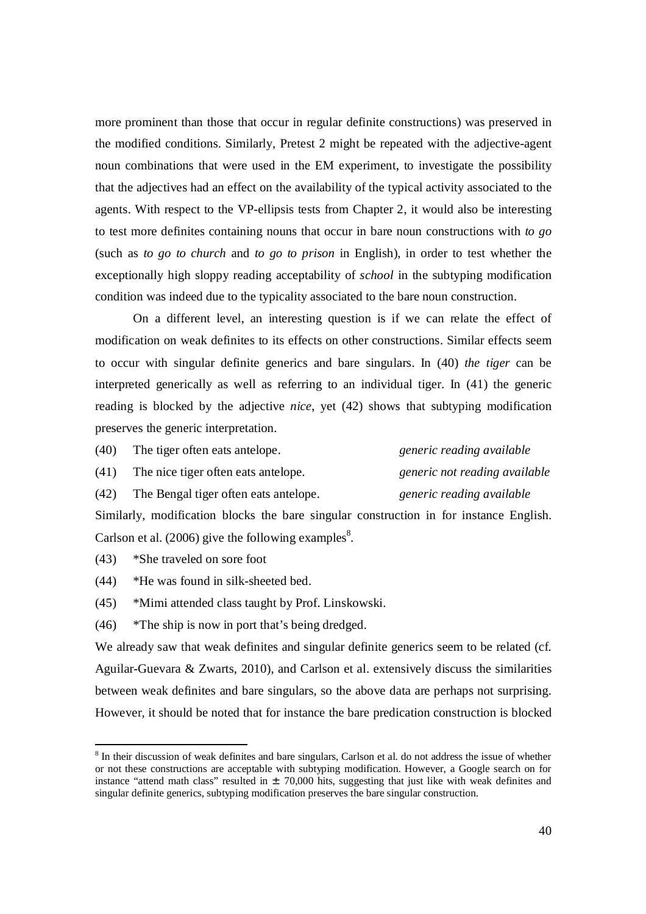more prominent than those that occur in regular definite constructions) was preserved in the modified conditions. Similarly, Pretest 2 might be repeated with the adjective-agent noun combinations that were used in the EM experiment, to investigate the possibility that the adjectives had an effect on the availability of the typical activity associated to the agents. With respect to the VP-ellipsis tests from Chapter 2, it would also be interesting to test more definites containing nouns that occur in bare noun constructions with *to go* (such as *to go to church* and *to go to prison* in English), in order to test whether the exceptionally high sloppy reading acceptability of *school* in the subtyping modification condition was indeed due to the typicality associated to the bare noun construction.

On a different level, an interesting question is if we can relate the effect of modification on weak definites to its effects on other constructions. Similar effects seem to occur with singular definite generics and bare singulars. In (40) *the tiger* can be interpreted generically as well as referring to an individual tiger. In (41) the generic reading is blocked by the adjective *nice*, yet (42) shows that subtyping modification preserves the generic interpretation.

(40) The tiger often eats antelope. *generic reading available*

(41) The nice tiger often eats antelope. *generic not reading available*

(42) The Bengal tiger often eats antelope. *generic reading available*

Similarly, modification blocks the bare singular construction in for instance English. Carlson et al. (2006) give the following examples[8].

(43) *She traveled on sore foot

(44) *He was found in silk-sheeted bed.

(45) *Mimi attended class taught by Prof. Linskowski.

(46) *The ship is now in port that's being dredged.

We already saw that weak definites and singular definite generics seem to be related (cf. Aguilar-Guevara & Zwarts, 2010), and Carlson et al. extensively discuss the similarities between weak definites and bare singulars, so the above data are perhaps not surprising. However, it should be noted that for instance the bare predication construction is blocked

[8] In their discussion of weak definites and bare singulars, Carlson et al. do not address the issue of whether or not these constructions are acceptable with subtyping modification. However, a Google search on for instance "attend math class" resulted in ± 70,000 hits, suggesting that just like with weak definites and singular definite generics, subtyping modification preserves the bare singular construction.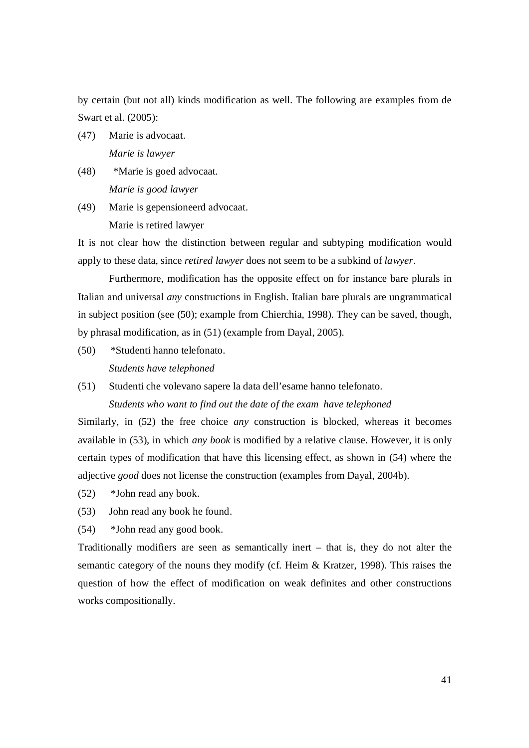by certain (but not all) kinds modification as well. The following are examples from de Swart et al. (2005):

(47) Marie is advocaat.
*Marie is lawyer*

(48) *Marie is goed advocaat.
*Marie is good lawyer*

(49) Marie is gepensioneerd advocaat.
Marie is retired lawyer

It is not clear how the distinction between regular and subtyping modification would apply to these data, since *retired lawyer* does not seem to be a subkind of *lawyer*.

Furthermore, modification has the opposite effect on for instance bare plurals in Italian and universal *any* constructions in English. Italian bare plurals are ungrammatical in subject position (see (50); example from Chierchia, 1998). They can be saved, though, by phrasal modification, as in (51) (example from Dayal, 2005).

(50) *Studenti hanno telefonato.
*Students have telephoned*

(51) Studenti che volevano sapere la data dell'esame hanno telefonato.
*Students who want to find out the date of the exam have telephoned*

Similarly, in (52) the free choice *any* construction is blocked, whereas it becomes available in (53), in which *any book* is modified by a relative clause. However, it is only certain types of modification that have this licensing effect, as shown in (54) where the adjective *good* does not license the construction (examples from Dayal, 2004b).

(52) *John read any book.

(53) John read any book he found.

(54) *John read any good book.

Traditionally modifiers are seen as semantically inert – that is, they do not alter the semantic category of the nouns they modify (cf. Heim & Kratzer, 1998). This raises the question of how the effect of modification on weak definites and other constructions works compositionally.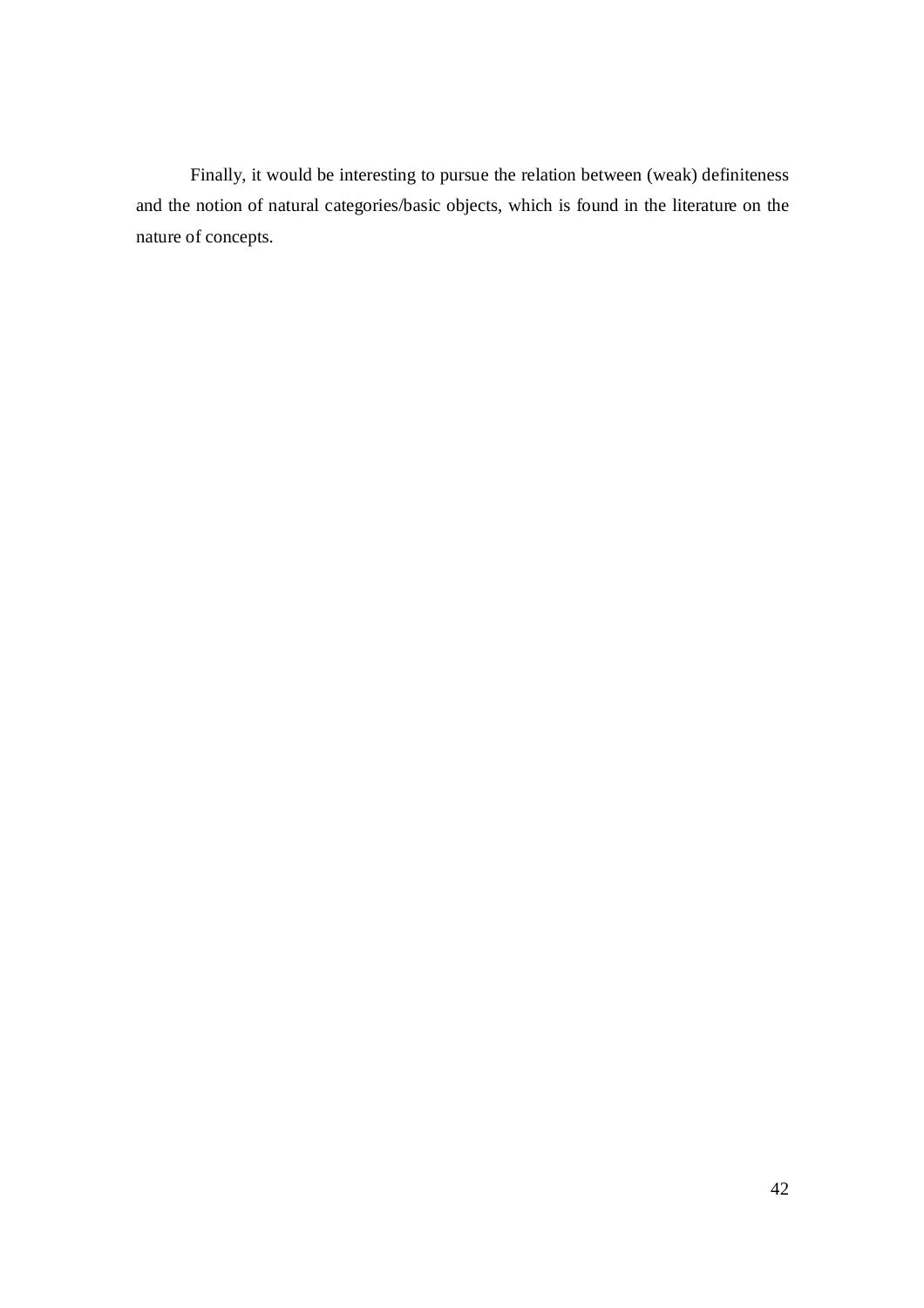Finally, it would be interesting to pursue the relation between (weak) definiteness and the notion of natural categories/basic objects, which is found in the literature on the nature of concepts.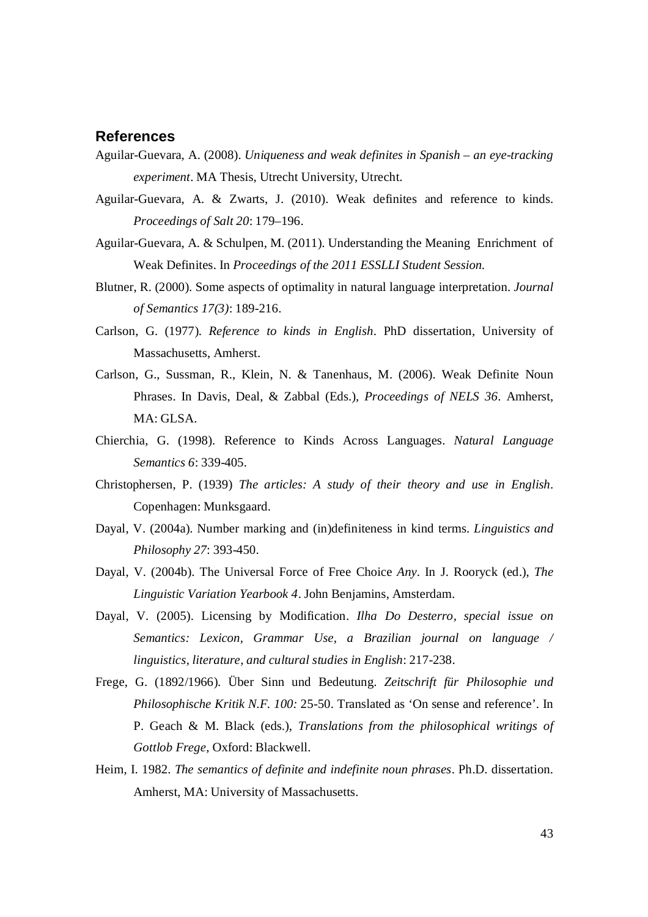## References

Aguilar-Guevara, A. (2008). *Uniqueness and weak definites in Spanish – an eye-tracking experiment*. MA Thesis, Utrecht University, Utrecht.

Aguilar-Guevara, A. & Zwarts, J. (2010). Weak definites and reference to kinds. *Proceedings of Salt 20*: 179–196.

Aguilar-Guevara, A. & Schulpen, M. (2011). Understanding the Meaning Enrichment of Weak Definites. In *Proceedings of the 2011 ESSLLI Student Session.*

Blutner, R. (2000). Some aspects of optimality in natural language interpretation. *Journal of Semantics 17(3)*: 189-216.

Carlson, G. (1977). *Reference to kinds in English*. PhD dissertation, University of Massachusetts, Amherst.

Carlson, G., Sussman, R., Klein, N. & Tanenhaus, M. (2006). Weak Definite Noun Phrases. In Davis, Deal, & Zabbal (Eds.), *Proceedings of NELS 36*. Amherst, MA: GLSA.

Chierchia, G. (1998). Reference to Kinds Across Languages. *Natural Language Semantics 6*: 339-405.

Christophersen, P. (1939) *The articles: A study of their theory and use in English*. Copenhagen: Munksgaard.

Dayal, V. (2004a). Number marking and (in)definiteness in kind terms. *Linguistics and Philosophy 27*: 393-450.

Dayal, V. (2004b). The Universal Force of Free Choice *Any*. In J. Rooryck (ed.), *The Linguistic Variation Yearbook 4*. John Benjamins, Amsterdam.

Dayal, V. (2005). Licensing by Modification. *Ilha Do Desterro, special issue on Semantics: Lexicon, Grammar Use, a Brazilian journal on language / linguistics, literature, and cultural studies in English*: 217-238.

Frege, G. (1892/1966). Über Sinn und Bedeutung. *Zeitschrift für Philosophie und Philosophische Kritik N.F. 100:* 25-50. Translated as 'On sense and reference'. In P. Geach & M. Black (eds.), *Translations from the philosophical writings of Gottlob Frege*, Oxford: Blackwell.

Heim, I. 1982. *The semantics of definite and indefinite noun phrases*. Ph.D. dissertation. Amherst, MA: University of Massachusetts.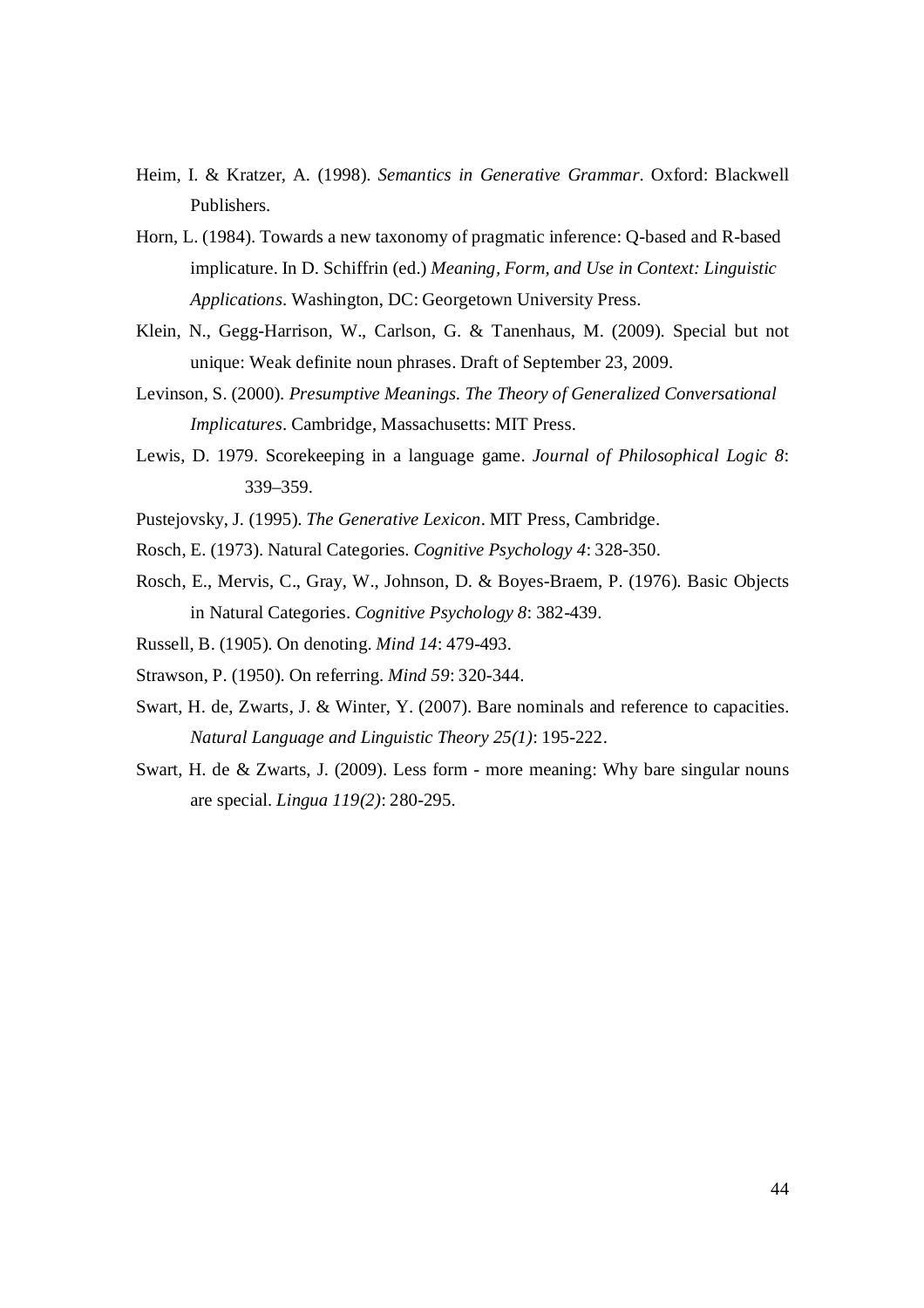Heim, I. & Kratzer, A. (1998). *Semantics in Generative Grammar*. Oxford: Blackwell Publishers.

Horn, L. (1984). Towards a new taxonomy of pragmatic inference: Q-based and R-based implicature. In D. Schiffrin (ed.) *Meaning, Form, and Use in Context: Linguistic Applications*. Washington, DC: Georgetown University Press.

Klein, N., Gegg-Harrison, W., Carlson, G. & Tanenhaus, M. (2009). Special but not unique: Weak definite noun phrases. Draft of September 23, 2009.

Levinson, S. (2000). *Presumptive Meanings. The Theory of Generalized Conversational Implicatures*. Cambridge, Massachusetts: MIT Press.

Lewis, D. 1979. Scorekeeping in a language game. *Journal of Philosophical Logic 8*: 339–359.

Pustejovsky, J. (1995). *The Generative Lexicon*. MIT Press, Cambridge.

Rosch, E. (1973). Natural Categories. *Cognitive Psychology 4*: 328-350.

Rosch, E., Mervis, C., Gray, W., Johnson, D. & Boyes-Braem, P. (1976). Basic Objects in Natural Categories. *Cognitive Psychology 8*: 382-439.

Russell, B. (1905). On denoting. *Mind 14*: 479-493.

Strawson, P. (1950). On referring. *Mind 59*: 320-344.

Swart, H. de, Zwarts, J. & Winter, Y. (2007). Bare nominals and reference to capacities. *Natural Language and Linguistic Theory 25(1)*: 195-222.

Swart, H. de & Zwarts, J. (2009). Less form - more meaning: Why bare singular nouns are special. *Lingua 119(2)*: 280-295.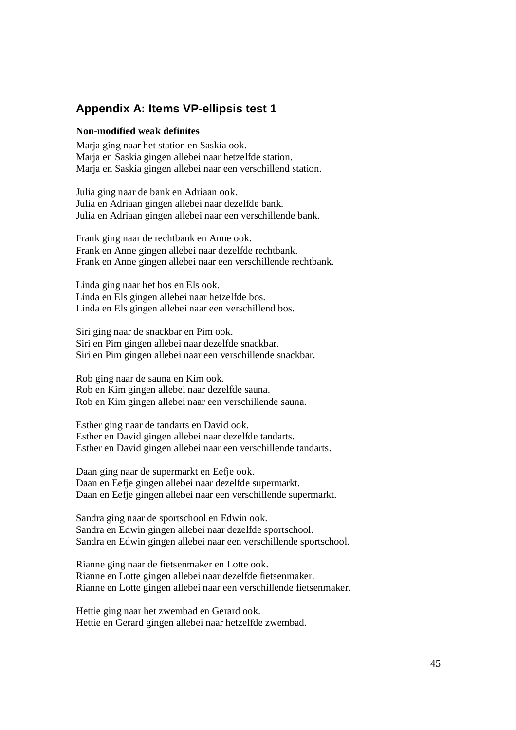## Appendix A: Items VP-ellipsis test 1

**Non-modified weak definites**

Marja ging naar het station en Saskia ook.
Marja en Saskia gingen allebei naar hetzelfde station.
Marja en Saskia gingen allebei naar een verschillend station.

Julia ging naar de bank en Adriaan ook.
Julia en Adriaan gingen allebei naar dezelfde bank.
Julia en Adriaan gingen allebei naar een verschillende bank.

Frank ging naar de rechtbank en Anne ook.
Frank en Anne gingen allebei naar dezelfde rechtbank.
Frank en Anne gingen allebei naar een verschillende rechtbank.

Linda ging naar het bos en Els ook.
Linda en Els gingen allebei naar hetzelfde bos.
Linda en Els gingen allebei naar een verschillend bos.

Siri ging naar de snackbar en Pim ook.
Siri en Pim gingen allebei naar dezelfde snackbar.
Siri en Pim gingen allebei naar een verschillende snackbar.

Rob ging naar de sauna en Kim ook.
Rob en Kim gingen allebei naar dezelfde sauna.
Rob en Kim gingen allebei naar een verschillende sauna.

Esther ging naar de tandarts en David ook.
Esther en David gingen allebei naar dezelfde tandarts.
Esther en David gingen allebei naar een verschillende tandarts.

Daan ging naar de supermarkt en Eefje ook.
Daan en Eefje gingen allebei naar dezelfde supermarkt.
Daan en Eefje gingen allebei naar een verschillende supermarkt.

Sandra ging naar de sportschool en Edwin ook.
Sandra en Edwin gingen allebei naar dezelfde sportschool.
Sandra en Edwin gingen allebei naar een verschillende sportschool.

Rianne ging naar de fietsenmaker en Lotte ook.
Rianne en Lotte gingen allebei naar dezelfde fietsenmaker.
Rianne en Lotte gingen allebei naar een verschillende fietsenmaker.

Hettie ging naar het zwembad en Gerard ook.
Hettie en Gerard gingen allebei naar hetzelfde zwembad.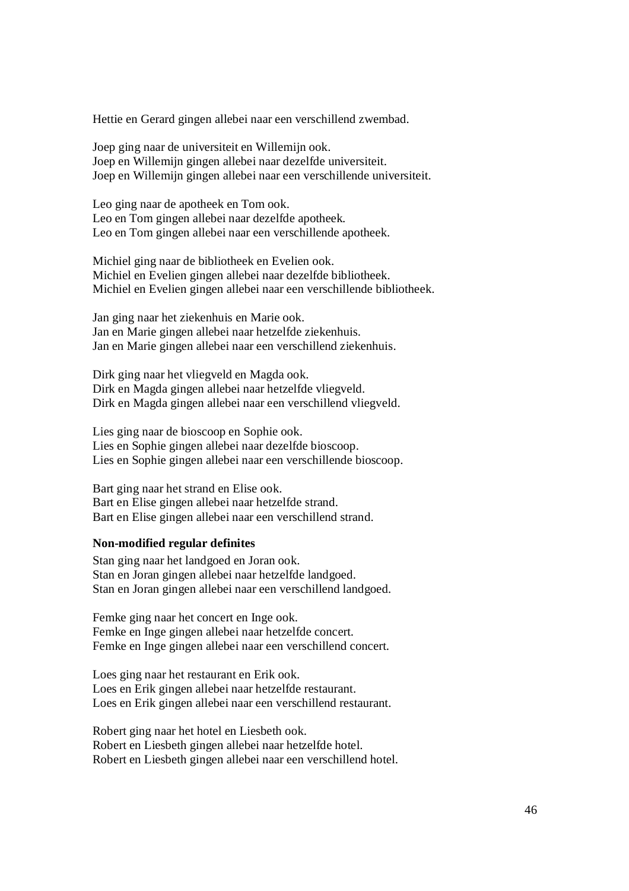Hettie en Gerard gingen allebei naar een verschillend zwembad.

Joep ging naar de universiteit en Willemijn ook.
Joep en Willemijn gingen allebei naar dezelfde universiteit.
Joep en Willemijn gingen allebei naar een verschillende universiteit.

Leo ging naar de apotheek en Tom ook.
Leo en Tom gingen allebei naar dezelfde apotheek.
Leo en Tom gingen allebei naar een verschillende apotheek.

Michiel ging naar de bibliotheek en Evelien ook.
Michiel en Evelien gingen allebei naar dezelfde bibliotheek.
Michiel en Evelien gingen allebei naar een verschillende bibliotheek.

Jan ging naar het ziekenhuis en Marie ook.
Jan en Marie gingen allebei naar hetzelfde ziekenhuis.
Jan en Marie gingen allebei naar een verschillend ziekenhuis.

Dirk ging naar het vliegveld en Magda ook.
Dirk en Magda gingen allebei naar hetzelfde vliegveld.
Dirk en Magda gingen allebei naar een verschillend vliegveld.

Lies ging naar de bioscoop en Sophie ook.
Lies en Sophie gingen allebei naar dezelfde bioscoop.
Lies en Sophie gingen allebei naar een verschillende bioscoop.

Bart ging naar het strand en Elise ook.
Bart en Elise gingen allebei naar hetzelfde strand.
Bart en Elise gingen allebei naar een verschillend strand.

**Non-modified regular definites**

Stan ging naar het landgoed en Joran ook.
Stan en Joran gingen allebei naar hetzelfde landgoed.
Stan en Joran gingen allebei naar een verschillend landgoed.

Femke ging naar het concert en Inge ook.
Femke en Inge gingen allebei naar hetzelfde concert.
Femke en Inge gingen allebei naar een verschillend concert.

Loes ging naar het restaurant en Erik ook.
Loes en Erik gingen allebei naar hetzelfde restaurant.
Loes en Erik gingen allebei naar een verschillend restaurant.

Robert ging naar het hotel en Liesbeth ook.
Robert en Liesbeth gingen allebei naar hetzelfde hotel.
Robert en Liesbeth gingen allebei naar een verschillend hotel.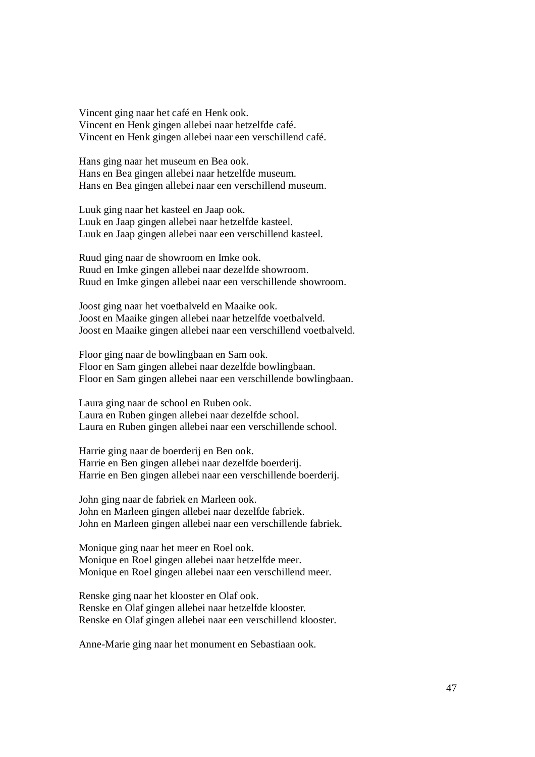Vincent ging naar het café en Henk ook.
Vincent en Henk gingen allebei naar hetzelfde café.
Vincent en Henk gingen allebei naar een verschillend café.

Hans ging naar het museum en Bea ook.
Hans en Bea gingen allebei naar hetzelfde museum.
Hans en Bea gingen allebei naar een verschillend museum.

Luuk ging naar het kasteel en Jaap ook.
Luuk en Jaap gingen allebei naar hetzelfde kasteel.
Luuk en Jaap gingen allebei naar een verschillend kasteel.

Ruud ging naar de showroom en Imke ook.
Ruud en Imke gingen allebei naar dezelfde showroom.
Ruud en Imke gingen allebei naar een verschillende showroom.

Joost ging naar het voetbalveld en Maaike ook.
Joost en Maaike gingen allebei naar hetzelfde voetbalveld.
Joost en Maaike gingen allebei naar een verschillend voetbalveld.

Floor ging naar de bowlingbaan en Sam ook.
Floor en Sam gingen allebei naar dezelfde bowlingbaan.
Floor en Sam gingen allebei naar een verschillende bowlingbaan.

Laura ging naar de school en Ruben ook.
Laura en Ruben gingen allebei naar dezelfde school.
Laura en Ruben gingen allebei naar een verschillende school.

Harrie ging naar de boerderij en Ben ook.
Harrie en Ben gingen allebei naar dezelfde boerderij.
Harrie en Ben gingen allebei naar een verschillende boerderij.

John ging naar de fabriek en Marleen ook.
John en Marleen gingen allebei naar dezelfde fabriek.
John en Marleen gingen allebei naar een verschillende fabriek.

Monique ging naar het meer en Roel ook.
Monique en Roel gingen allebei naar hetzelfde meer.
Monique en Roel gingen allebei naar een verschillend meer.

Renske ging naar het klooster en Olaf ook.
Renske en Olaf gingen allebei naar hetzelfde klooster.
Renske en Olaf gingen allebei naar een verschillend klooster.

Anne-Marie ging naar het monument en Sebastiaan ook.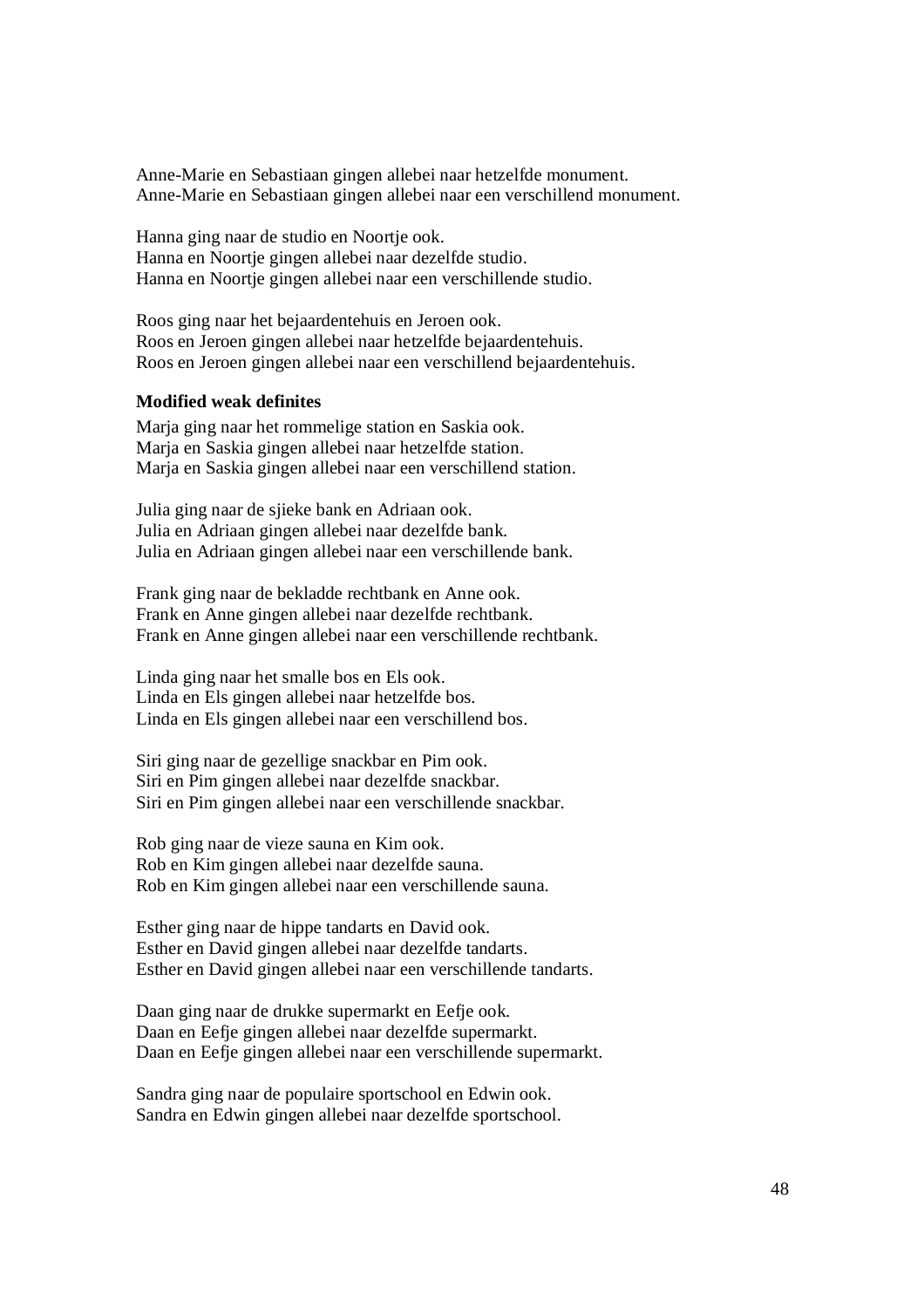Anne-Marie en Sebastiaan gingen allebei naar hetzelfde monument.
Anne-Marie en Sebastiaan gingen allebei naar een verschillend monument.

Hanna ging naar de studio en Noortje ook.
Hanna en Noortje gingen allebei naar dezelfde studio.
Hanna en Noortje gingen allebei naar een verschillende studio.

Roos ging naar het bejaardentehuis en Jeroen ook.
Roos en Jeroen gingen allebei naar hetzelfde bejaardentehuis.
Roos en Jeroen gingen allebei naar een verschillend bejaardentehuis.

**Modified weak definites**

Marja ging naar het rommelige station en Saskia ook.
Marja en Saskia gingen allebei naar hetzelfde station.
Marja en Saskia gingen allebei naar een verschillend station.

Julia ging naar de sjieke bank en Adriaan ook.
Julia en Adriaan gingen allebei naar dezelfde bank.
Julia en Adriaan gingen allebei naar een verschillende bank.

Frank ging naar de bekladde rechtbank en Anne ook.
Frank en Anne gingen allebei naar dezelfde rechtbank.
Frank en Anne gingen allebei naar een verschillende rechtbank.

Linda ging naar het smalle bos en Els ook.
Linda en Els gingen allebei naar hetzelfde bos.
Linda en Els gingen allebei naar een verschillend bos.

Siri ging naar de gezellige snackbar en Pim ook.
Siri en Pim gingen allebei naar dezelfde snackbar.
Siri en Pim gingen allebei naar een verschillende snackbar.

Rob ging naar de vieze sauna en Kim ook.
Rob en Kim gingen allebei naar dezelfde sauna.
Rob en Kim gingen allebei naar een verschillende sauna.

Esther ging naar de hippe tandarts en David ook.
Esther en David gingen allebei naar dezelfde tandarts.
Esther en David gingen allebei naar een verschillende tandarts.

Daan ging naar de drukke supermarkt en Eefje ook.
Daan en Eefje gingen allebei naar dezelfde supermarkt.
Daan en Eefje gingen allebei naar een verschillende supermarkt.

Sandra ging naar de populaire sportschool en Edwin ook.
Sandra en Edwin gingen allebei naar dezelfde sportschool.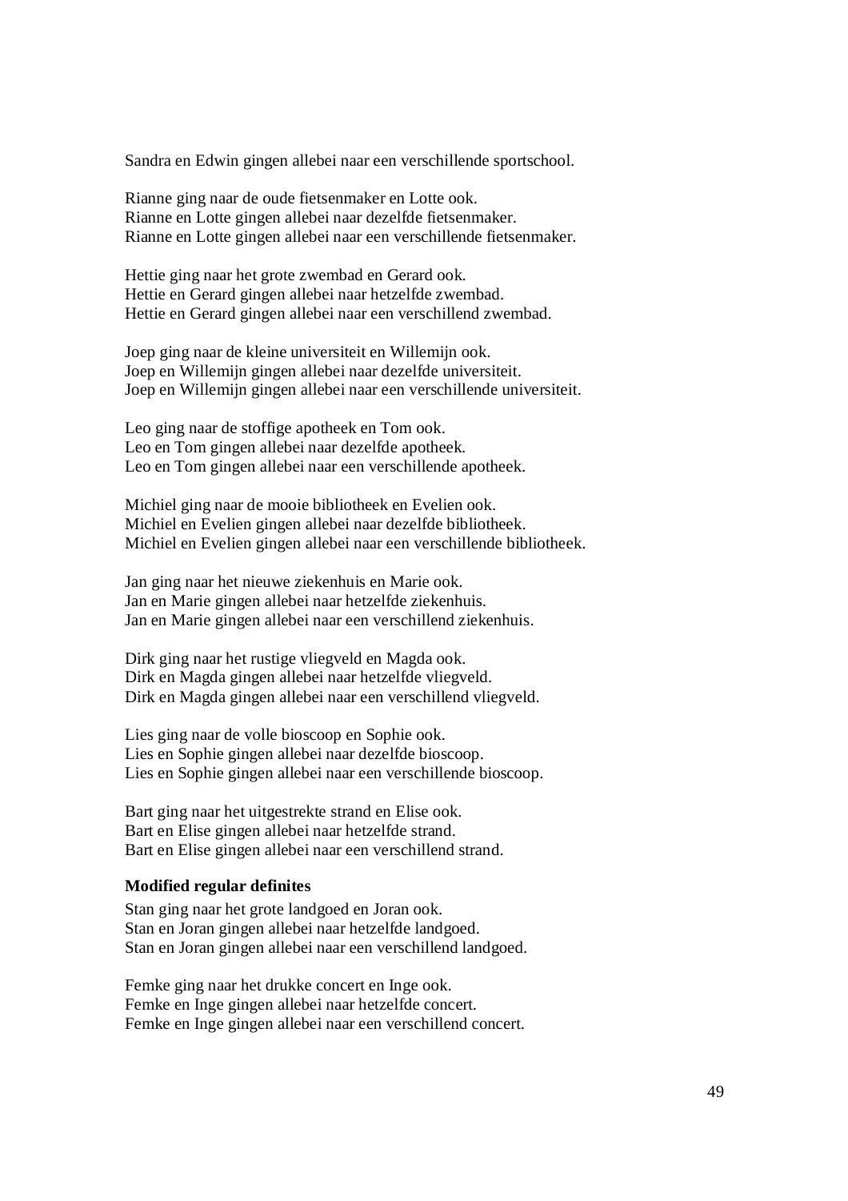Sandra en Edwin gingen allebei naar een verschillende sportschool.

Rianne ging naar de oude fietsenmaker en Lotte ook.
Rianne en Lotte gingen allebei naar dezelfde fietsenmaker.
Rianne en Lotte gingen allebei naar een verschillende fietsenmaker.

Hettie ging naar het grote zwembad en Gerard ook.
Hettie en Gerard gingen allebei naar hetzelfde zwembad.
Hettie en Gerard gingen allebei naar een verschillend zwembad.

Joep ging naar de kleine universiteit en Willemijn ook.
Joep en Willemijn gingen allebei naar dezelfde universiteit.
Joep en Willemijn gingen allebei naar een verschillende universiteit.

Leo ging naar de stoffige apotheek en Tom ook.
Leo en Tom gingen allebei naar dezelfde apotheek.
Leo en Tom gingen allebei naar een verschillende apotheek.

Michiel ging naar de mooie bibliotheek en Evelien ook.
Michiel en Evelien gingen allebei naar dezelfde bibliotheek.
Michiel en Evelien gingen allebei naar een verschillende bibliotheek.

Jan ging naar het nieuwe ziekenhuis en Marie ook.
Jan en Marie gingen allebei naar hetzelfde ziekenhuis.
Jan en Marie gingen allebei naar een verschillend ziekenhuis.

Dirk ging naar het rustige vliegveld en Magda ook.
Dirk en Magda gingen allebei naar hetzelfde vliegveld.
Dirk en Magda gingen allebei naar een verschillend vliegveld.

Lies ging naar de volle bioscoop en Sophie ook.
Lies en Sophie gingen allebei naar dezelfde bioscoop.
Lies en Sophie gingen allebei naar een verschillende bioscoop.

Bart ging naar het uitgestrekte strand en Elise ook.
Bart en Elise gingen allebei naar hetzelfde strand.
Bart en Elise gingen allebei naar een verschillend strand.

**Modified regular definites**

Stan ging naar het grote landgoed en Joran ook.
Stan en Joran gingen allebei naar hetzelfde landgoed.
Stan en Joran gingen allebei naar een verschillend landgoed.

Femke ging naar het drukke concert en Inge ook.
Femke en Inge gingen allebei naar hetzelfde concert.
Femke en Inge gingen allebei naar een verschillend concert.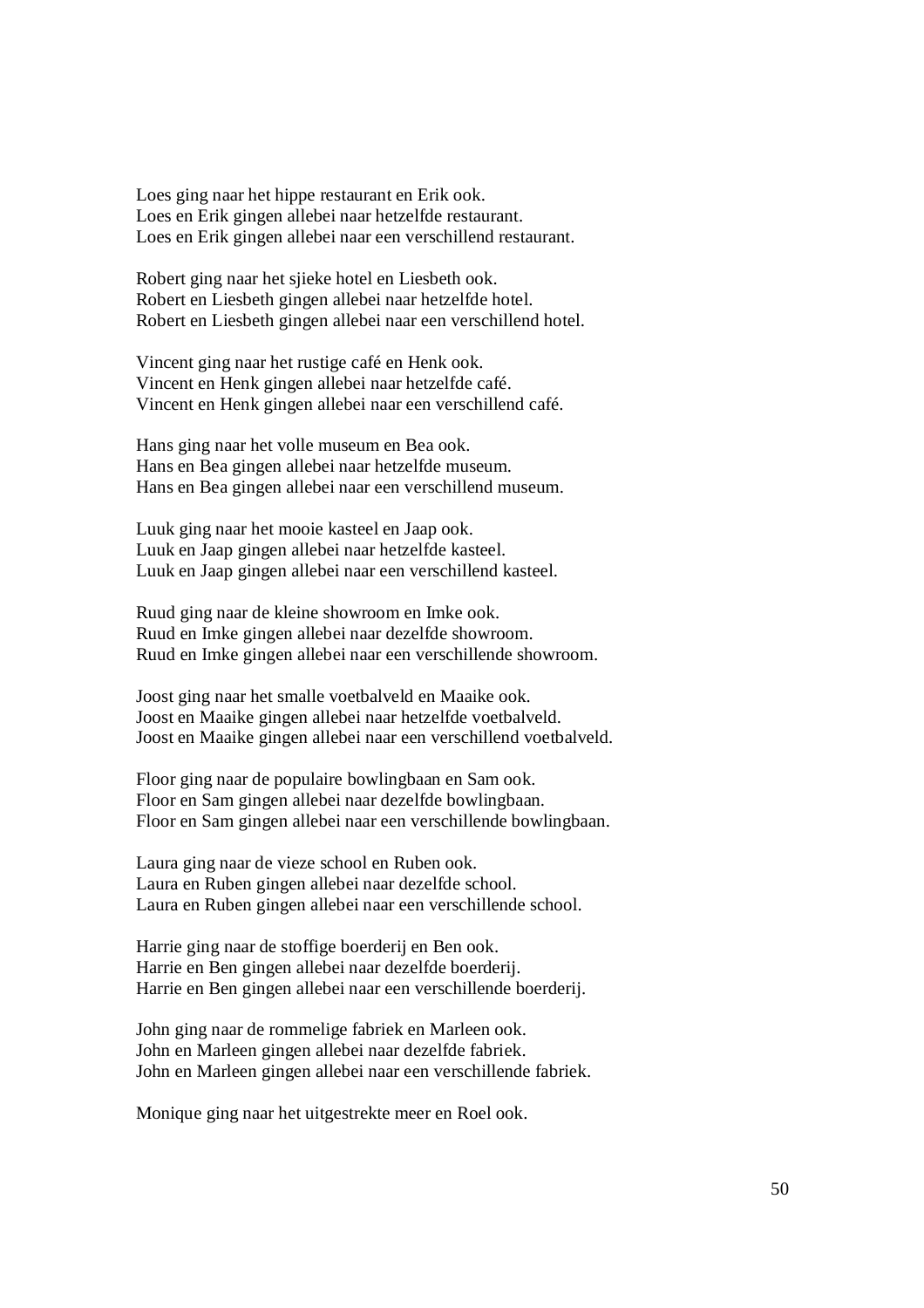Loes ging naar het hippe restaurant en Erik ook.
Loes en Erik gingen allebei naar hetzelfde restaurant.
Loes en Erik gingen allebei naar een verschillend restaurant.

Robert ging naar het sjieke hotel en Liesbeth ook.
Robert en Liesbeth gingen allebei naar hetzelfde hotel.
Robert en Liesbeth gingen allebei naar een verschillend hotel.

Vincent ging naar het rustige café en Henk ook.
Vincent en Henk gingen allebei naar hetzelfde café.
Vincent en Henk gingen allebei naar een verschillend café.

Hans ging naar het volle museum en Bea ook.
Hans en Bea gingen allebei naar hetzelfde museum.
Hans en Bea gingen allebei naar een verschillend museum.

Luuk ging naar het mooie kasteel en Jaap ook.
Luuk en Jaap gingen allebei naar hetzelfde kasteel.
Luuk en Jaap gingen allebei naar een verschillend kasteel.

Ruud ging naar de kleine showroom en Imke ook.
Ruud en Imke gingen allebei naar dezelfde showroom.
Ruud en Imke gingen allebei naar een verschillende showroom.

Joost ging naar het smalle voetbalveld en Maaike ook.
Joost en Maaike gingen allebei naar hetzelfde voetbalveld.
Joost en Maaike gingen allebei naar een verschillend voetbalveld.

Floor ging naar de populaire bowlingbaan en Sam ook.
Floor en Sam gingen allebei naar dezelfde bowlingbaan.
Floor en Sam gingen allebei naar een verschillende bowlingbaan.

Laura ging naar de vieze school en Ruben ook.
Laura en Ruben gingen allebei naar dezelfde school.
Laura en Ruben gingen allebei naar een verschillende school.

Harrie ging naar de stoffige boerderij en Ben ook.
Harrie en Ben gingen allebei naar dezelfde boerderij.
Harrie en Ben gingen allebei naar een verschillende boerderij.

John ging naar de rommelige fabriek en Marleen ook.
John en Marleen gingen allebei naar dezelfde fabriek.
John en Marleen gingen allebei naar een verschillende fabriek.

Monique ging naar het uitgestrekte meer en Roel ook.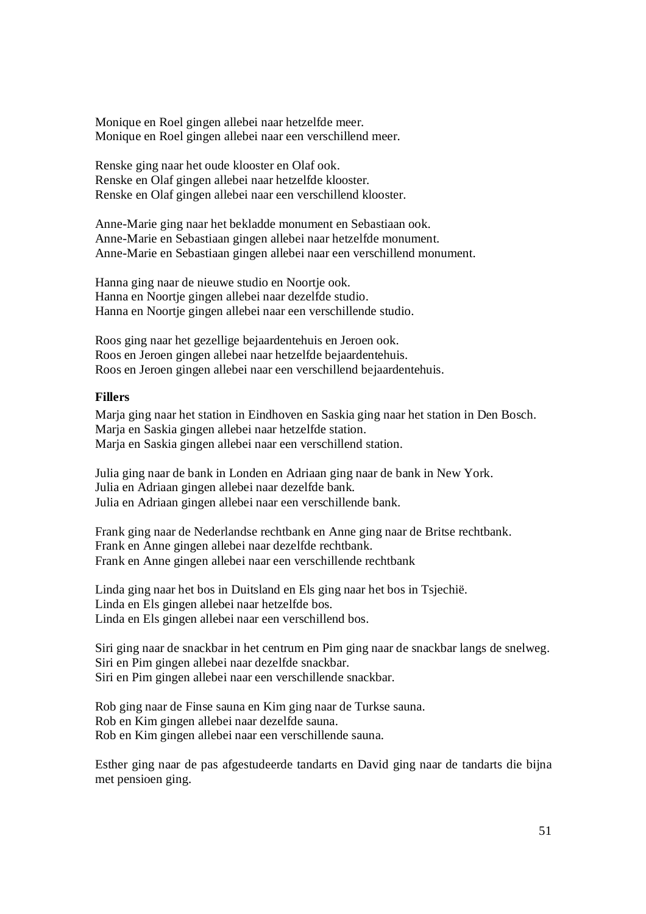Monique en Roel gingen allebei naar hetzelfde meer.
Monique en Roel gingen allebei naar een verschillend meer.

Renske ging naar het oude klooster en Olaf ook.
Renske en Olaf gingen allebei naar hetzelfde klooster.
Renske en Olaf gingen allebei naar een verschillend klooster.

Anne-Marie ging naar het bekladde monument en Sebastiaan ook.
Anne-Marie en Sebastiaan gingen allebei naar hetzelfde monument.
Anne-Marie en Sebastiaan gingen allebei naar een verschillend monument.

Hanna ging naar de nieuwe studio en Noortje ook.
Hanna en Noortje gingen allebei naar dezelfde studio.
Hanna en Noortje gingen allebei naar een verschillende studio.

Roos ging naar het gezellige bejaardentehuis en Jeroen ook.
Roos en Jeroen gingen allebei naar hetzelfde bejaardentehuis.
Roos en Jeroen gingen allebei naar een verschillend bejaardentehuis.

**Fillers**

Marja ging naar het station in Eindhoven en Saskia ging naar het station in Den Bosch.
Marja en Saskia gingen allebei naar hetzelfde station.
Marja en Saskia gingen allebei naar een verschillend station.

Julia ging naar de bank in Londen en Adriaan ging naar de bank in New York.
Julia en Adriaan gingen allebei naar dezelfde bank.
Julia en Adriaan gingen allebei naar een verschillende bank.

Frank ging naar de Nederlandse rechtbank en Anne ging naar de Britse rechtbank.
Frank en Anne gingen allebei naar dezelfde rechtbank.
Frank en Anne gingen allebei naar een verschillende rechtbank

Linda ging naar het bos in Duitsland en Els ging naar het bos in Tsjechië.
Linda en Els gingen allebei naar hetzelfde bos.
Linda en Els gingen allebei naar een verschillend bos.

Siri ging naar de snackbar in het centrum en Pim ging naar de snackbar langs de snelweg.
Siri en Pim gingen allebei naar dezelfde snackbar.
Siri en Pim gingen allebei naar een verschillende snackbar.

Rob ging naar de Finse sauna en Kim ging naar de Turkse sauna.
Rob en Kim gingen allebei naar dezelfde sauna.
Rob en Kim gingen allebei naar een verschillende sauna.

Esther ging naar de pas afgestudeerde tandarts en David ging naar de tandarts die bijna met pensioen ging.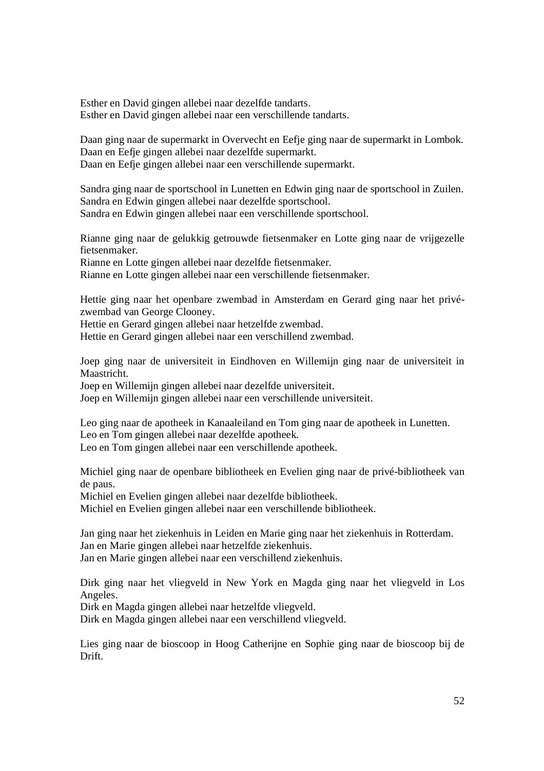Esther en David gingen allebei naar dezelfde tandarts.
Esther en David gingen allebei naar een verschillende tandarts.

Daan ging naar de supermarkt in Overvecht en Eefje ging naar de supermarkt in Lombok.
Daan en Eefje gingen allebei naar dezelfde supermarkt.
Daan en Eefje gingen allebei naar een verschillende supermarkt.

Sandra ging naar de sportschool in Lunetten en Edwin ging naar de sportschool in Zuilen.
Sandra en Edwin gingen allebei naar dezelfde sportschool.
Sandra en Edwin gingen allebei naar een verschillende sportschool.

Rianne ging naar de gelukkig getrouwde fietsenmaker en Lotte ging naar de vrijgezelle fietsenmaker.
Rianne en Lotte gingen allebei naar dezelfde fietsenmaker.
Rianne en Lotte gingen allebei naar een verschillende fietsenmaker.

Hettie ging naar het openbare zwembad in Amsterdam en Gerard ging naar het privé-zwembad van George Clooney.
Hettie en Gerard gingen allebei naar hetzelfde zwembad.
Hettie en Gerard gingen allebei naar een verschillend zwembad.

Joep ging naar de universiteit in Eindhoven en Willemijn ging naar de universiteit in Maastricht.
Joep en Willemijn gingen allebei naar dezelfde universiteit.
Joep en Willemijn gingen allebei naar een verschillende universiteit.

Leo ging naar de apotheek in Kanaaleiland en Tom ging naar de apotheek in Lunetten.
Leo en Tom gingen allebei naar dezelfde apotheek.
Leo en Tom gingen allebei naar een verschillende apotheek.

Michiel ging naar de openbare bibliotheek en Evelien ging naar de privé-bibliotheek van de paus.
Michiel en Evelien gingen allebei naar dezelfde bibliotheek.
Michiel en Evelien gingen allebei naar een verschillende bibliotheek.

Jan ging naar het ziekenhuis in Leiden en Marie ging naar het ziekenhuis in Rotterdam.
Jan en Marie gingen allebei naar hetzelfde ziekenhuis.
Jan en Marie gingen allebei naar een verschillend ziekenhuis.

Dirk ging naar het vliegveld in New York en Magda ging naar het vliegveld in Los Angeles.
Dirk en Magda gingen allebei naar hetzelfde vliegveld.
Dirk en Magda gingen allebei naar een verschillend vliegveld.

Lies ging naar de bioscoop in Hoog Catherijne en Sophie ging naar de bioscoop bij de Drift.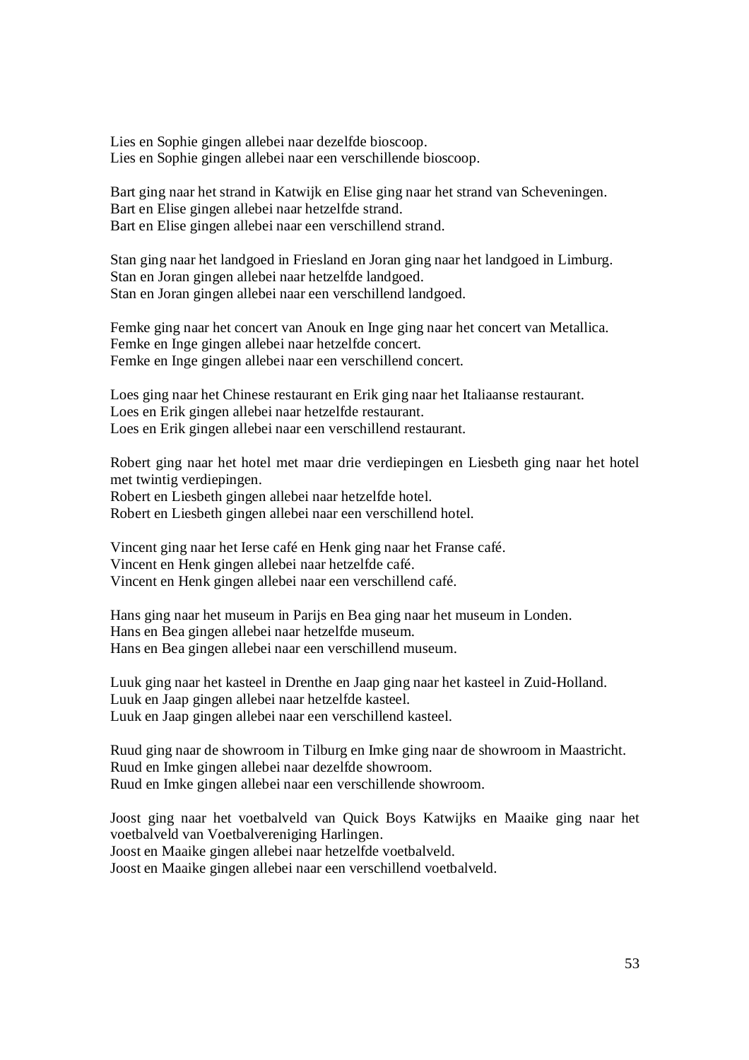Lies en Sophie gingen allebei naar dezelfde bioscoop.
Lies en Sophie gingen allebei naar een verschillende bioscoop.

Bart ging naar het strand in Katwijk en Elise ging naar het strand van Scheveningen.
Bart en Elise gingen allebei naar hetzelfde strand.
Bart en Elise gingen allebei naar een verschillend strand.

Stan ging naar het landgoed in Friesland en Joran ging naar het landgoed in Limburg.
Stan en Joran gingen allebei naar hetzelfde landgoed.
Stan en Joran gingen allebei naar een verschillend landgoed.

Femke ging naar het concert van Anouk en Inge ging naar het concert van Metallica.
Femke en Inge gingen allebei naar hetzelfde concert.
Femke en Inge gingen allebei naar een verschillend concert.

Loes ging naar het Chinese restaurant en Erik ging naar het Italiaanse restaurant.
Loes en Erik gingen allebei naar hetzelfde restaurant.
Loes en Erik gingen allebei naar een verschillend restaurant.

Robert ging naar het hotel met maar drie verdiepingen en Liesbeth ging naar het hotel met twintig verdiepingen.
Robert en Liesbeth gingen allebei naar hetzelfde hotel.
Robert en Liesbeth gingen allebei naar een verschillend hotel.

Vincent ging naar het Ierse café en Henk ging naar het Franse café.
Vincent en Henk gingen allebei naar hetzelfde café.
Vincent en Henk gingen allebei naar een verschillend café.

Hans ging naar het museum in Parijs en Bea ging naar het museum in Londen.
Hans en Bea gingen allebei naar hetzelfde museum.
Hans en Bea gingen allebei naar een verschillend museum.

Luuk ging naar het kasteel in Drenthe en Jaap ging naar het kasteel in Zuid-Holland.
Luuk en Jaap gingen allebei naar hetzelfde kasteel.
Luuk en Jaap gingen allebei naar een verschillend kasteel.

Ruud ging naar de showroom in Tilburg en Imke ging naar de showroom in Maastricht.
Ruud en Imke gingen allebei naar dezelfde showroom.
Ruud en Imke gingen allebei naar een verschillende showroom.

Joost ging naar het voetbalveld van Quick Boys Katwijks en Maaike ging naar het voetbalveld van Voetbalvereniging Harlingen.
Joost en Maaike gingen allebei naar hetzelfde voetbalveld.
Joost en Maaike gingen allebei naar een verschillend voetbalveld.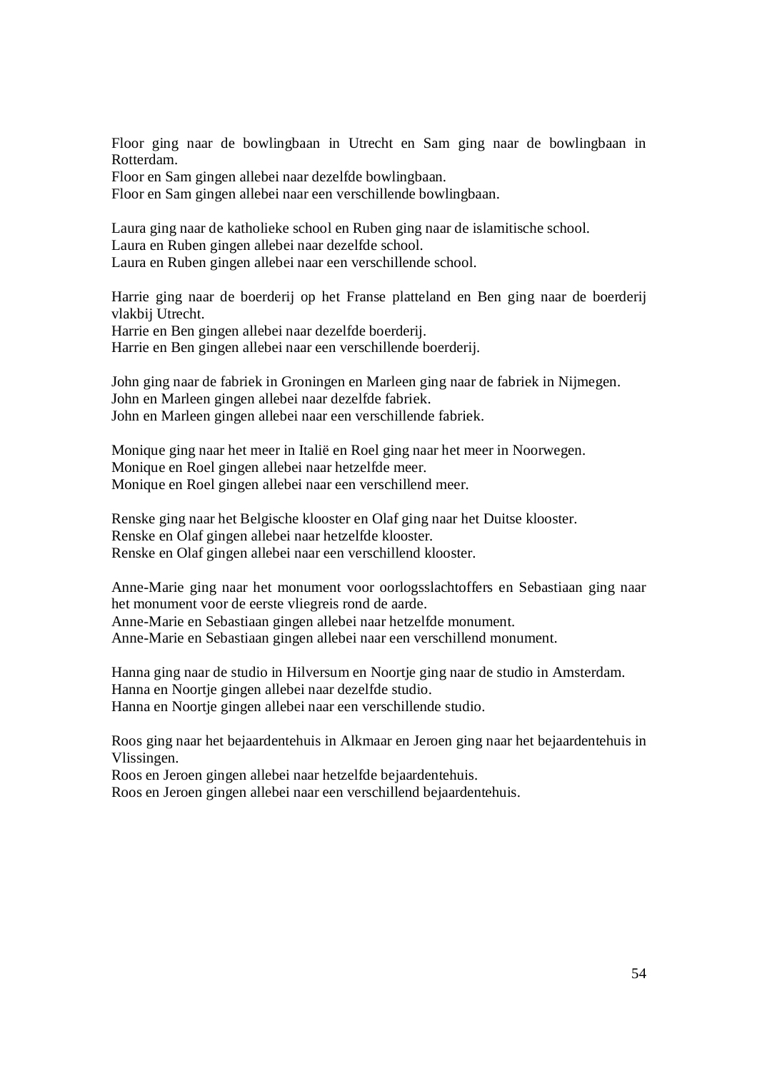Floor ging naar de bowlingbaan in Utrecht en Sam ging naar de bowlingbaan in Rotterdam.
Floor en Sam gingen allebei naar dezelfde bowlingbaan.
Floor en Sam gingen allebei naar een verschillende bowlingbaan.

Laura ging naar de katholieke school en Ruben ging naar de islamitische school.
Laura en Ruben gingen allebei naar dezelfde school.
Laura en Ruben gingen allebei naar een verschillende school.

Harrie ging naar de boerderij op het Franse platteland en Ben ging naar de boerderij vlakbij Utrecht.
Harrie en Ben gingen allebei naar dezelfde boerderij.
Harrie en Ben gingen allebei naar een verschillende boerderij.

John ging naar de fabriek in Groningen en Marleen ging naar de fabriek in Nijmegen.
John en Marleen gingen allebei naar dezelfde fabriek.
John en Marleen gingen allebei naar een verschillende fabriek.

Monique ging naar het meer in Italië en Roel ging naar het meer in Noorwegen.
Monique en Roel gingen allebei naar hetzelfde meer.
Monique en Roel gingen allebei naar een verschillend meer.

Renske ging naar het Belgische klooster en Olaf ging naar het Duitse klooster.
Renske en Olaf gingen allebei naar hetzelfde klooster.
Renske en Olaf gingen allebei naar een verschillend klooster.

Anne-Marie ging naar het monument voor oorlogsslachtoffers en Sebastiaan ging naar het monument voor de eerste vliegreis rond de aarde.
Anne-Marie en Sebastiaan gingen allebei naar hetzelfde monument.
Anne-Marie en Sebastiaan gingen allebei naar een verschillend monument.

Hanna ging naar de studio in Hilversum en Noortje ging naar de studio in Amsterdam.
Hanna en Noortje gingen allebei naar dezelfde studio.
Hanna en Noortje gingen allebei naar een verschillende studio.

Roos ging naar het bejaardentehuis in Alkmaar en Jeroen ging naar het bejaardentehuis in Vlissingen.
Roos en Jeroen gingen allebei naar hetzelfde bejaardentehuis.
Roos en Jeroen gingen allebei naar een verschillend bejaardentehuis.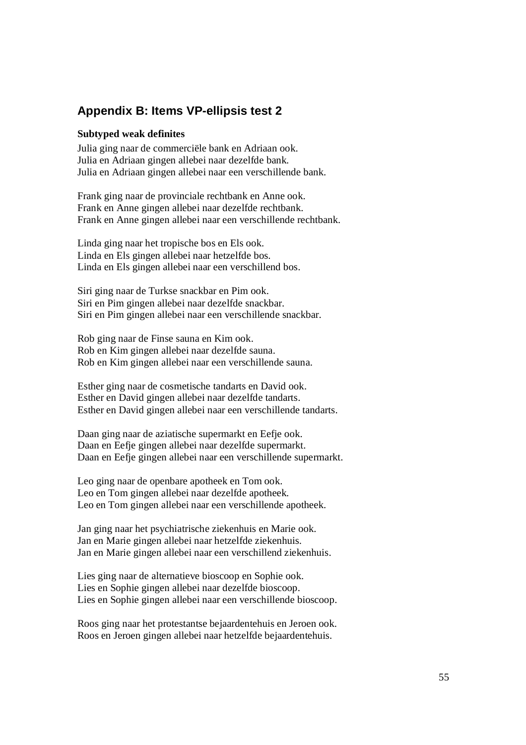## Appendix B: Items VP-ellipsis test 2

**Subtyped weak definites**

Julia ging naar de commerciële bank en Adriaan ook.
Julia en Adriaan gingen allebei naar dezelfde bank.
Julia en Adriaan gingen allebei naar een verschillende bank.

Frank ging naar de provinciale rechtbank en Anne ook.
Frank en Anne gingen allebei naar dezelfde rechtbank.
Frank en Anne gingen allebei naar een verschillende rechtbank.

Linda ging naar het tropische bos en Els ook.
Linda en Els gingen allebei naar hetzelfde bos.
Linda en Els gingen allebei naar een verschillend bos.

Siri ging naar de Turkse snackbar en Pim ook.
Siri en Pim gingen allebei naar dezelfde snackbar.
Siri en Pim gingen allebei naar een verschillende snackbar.

Rob ging naar de Finse sauna en Kim ook.
Rob en Kim gingen allebei naar dezelfde sauna.
Rob en Kim gingen allebei naar een verschillende sauna.

Esther ging naar de cosmetische tandarts en David ook.
Esther en David gingen allebei naar dezelfde tandarts.
Esther en David gingen allebei naar een verschillende tandarts.

Daan ging naar de aziatische supermarkt en Eefje ook.
Daan en Eefje gingen allebei naar dezelfde supermarkt.
Daan en Eefje gingen allebei naar een verschillende supermarkt.

Leo ging naar de openbare apotheek en Tom ook.
Leo en Tom gingen allebei naar dezelfde apotheek.
Leo en Tom gingen allebei naar een verschillende apotheek.

Jan ging naar het psychiatrische ziekenhuis en Marie ook.
Jan en Marie gingen allebei naar hetzelfde ziekenhuis.
Jan en Marie gingen allebei naar een verschillend ziekenhuis.

Lies ging naar de alternatieve bioscoop en Sophie ook.
Lies en Sophie gingen allebei naar dezelfde bioscoop.
Lies en Sophie gingen allebei naar een verschillende bioscoop.

Roos ging naar het protestantse bejaardentehuis en Jeroen ook.
Roos en Jeroen gingen allebei naar hetzelfde bejaardentehuis.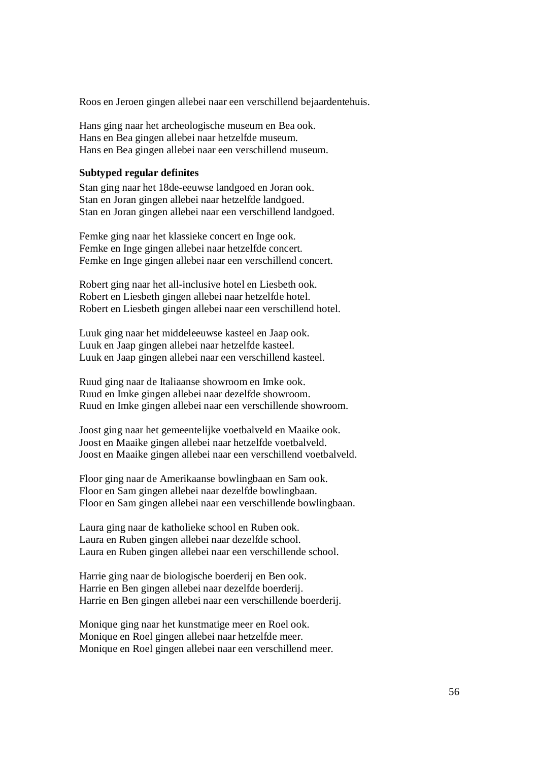Roos en Jeroen gingen allebei naar een verschillend bejaardentehuis.

Hans ging naar het archeologische museum en Bea ook.
Hans en Bea gingen allebei naar hetzelfde museum.
Hans en Bea gingen allebei naar een verschillend museum.

**Subtyped regular definites**

Stan ging naar het 18de-eeuwse landgoed en Joran ook.
Stan en Joran gingen allebei naar hetzelfde landgoed.
Stan en Joran gingen allebei naar een verschillend landgoed.

Femke ging naar het klassieke concert en Inge ook.
Femke en Inge gingen allebei naar hetzelfde concert.
Femke en Inge gingen allebei naar een verschillend concert.

Robert ging naar het all-inclusive hotel en Liesbeth ook.
Robert en Liesbeth gingen allebei naar hetzelfde hotel.
Robert en Liesbeth gingen allebei naar een verschillend hotel.

Luuk ging naar het middeleeuwse kasteel en Jaap ook.
Luuk en Jaap gingen allebei naar hetzelfde kasteel.
Luuk en Jaap gingen allebei naar een verschillend kasteel.

Ruud ging naar de Italiaanse showroom en Imke ook.
Ruud en Imke gingen allebei naar dezelfde showroom.
Ruud en Imke gingen allebei naar een verschillende showroom.

Joost ging naar het gemeentelijke voetbalveld en Maaike ook.
Joost en Maaike gingen allebei naar hetzelfde voetbalveld.
Joost en Maaike gingen allebei naar een verschillend voetbalveld.

Floor ging naar de Amerikaanse bowlingbaan en Sam ook.
Floor en Sam gingen allebei naar dezelfde bowlingbaan.
Floor en Sam gingen allebei naar een verschillende bowlingbaan.

Laura ging naar de katholieke school en Ruben ook.
Laura en Ruben gingen allebei naar dezelfde school.
Laura en Ruben gingen allebei naar een verschillende school.

Harrie ging naar de biologische boerderij en Ben ook.
Harrie en Ben gingen allebei naar dezelfde boerderij.
Harrie en Ben gingen allebei naar een verschillende boerderij.

Monique ging naar het kunstmatige meer en Roel ook.
Monique en Roel gingen allebei naar hetzelfde meer.
Monique en Roel gingen allebei naar een verschillend meer.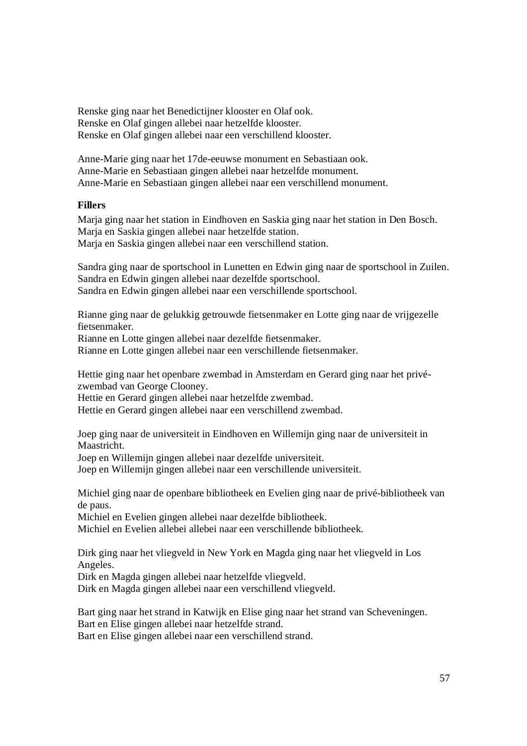Renske ging naar het Benedictijner klooster en Olaf ook.
Renske en Olaf gingen allebei naar hetzelfde klooster.
Renske en Olaf gingen allebei naar een verschillend klooster.

Anne-Marie ging naar het 17de-eeuwse monument en Sebastiaan ook.
Anne-Marie en Sebastiaan gingen allebei naar hetzelfde monument.
Anne-Marie en Sebastiaan gingen allebei naar een verschillend monument.

**Fillers**

Marja ging naar het station in Eindhoven en Saskia ging naar het station in Den Bosch.
Marja en Saskia gingen allebei naar hetzelfde station.
Marja en Saskia gingen allebei naar een verschillend station.

Sandra ging naar de sportschool in Lunetten en Edwin ging naar de sportschool in Zuilen.
Sandra en Edwin gingen allebei naar dezelfde sportschool.
Sandra en Edwin gingen allebei naar een verschillende sportschool.

Rianne ging naar de gelukkig getrouwde fietsenmaker en Lotte ging naar de vrijgezelle fietsenmaker.
Rianne en Lotte gingen allebei naar dezelfde fietsenmaker.
Rianne en Lotte gingen allebei naar een verschillende fietsenmaker.

Hettie ging naar het openbare zwembad in Amsterdam en Gerard ging naar het privé-zwembad van George Clooney.
Hettie en Gerard gingen allebei naar hetzelfde zwembad.
Hettie en Gerard gingen allebei naar een verschillend zwembad.

Joep ging naar de universiteit in Eindhoven en Willemijn ging naar de universiteit in Maastricht.
Joep en Willemijn gingen allebei naar dezelfde universiteit.
Joep en Willemijn gingen allebei naar een verschillende universiteit.

Michiel ging naar de openbare bibliotheek en Evelien ging naar de privé-bibliotheek van de paus.
Michiel en Evelien gingen allebei naar dezelfde bibliotheek.
Michiel en Evelien allebei allebei naar een verschillende bibliotheek.

Dirk ging naar het vliegveld in New York en Magda ging naar het vliegveld in Los Angeles.
Dirk en Magda gingen allebei naar hetzelfde vliegveld.
Dirk en Magda gingen allebei naar een verschillend vliegveld.

Bart ging naar het strand in Katwijk en Elise ging naar het strand van Scheveningen.
Bart en Elise gingen allebei naar hetzelfde strand.
Bart en Elise gingen allebei naar een verschillend strand.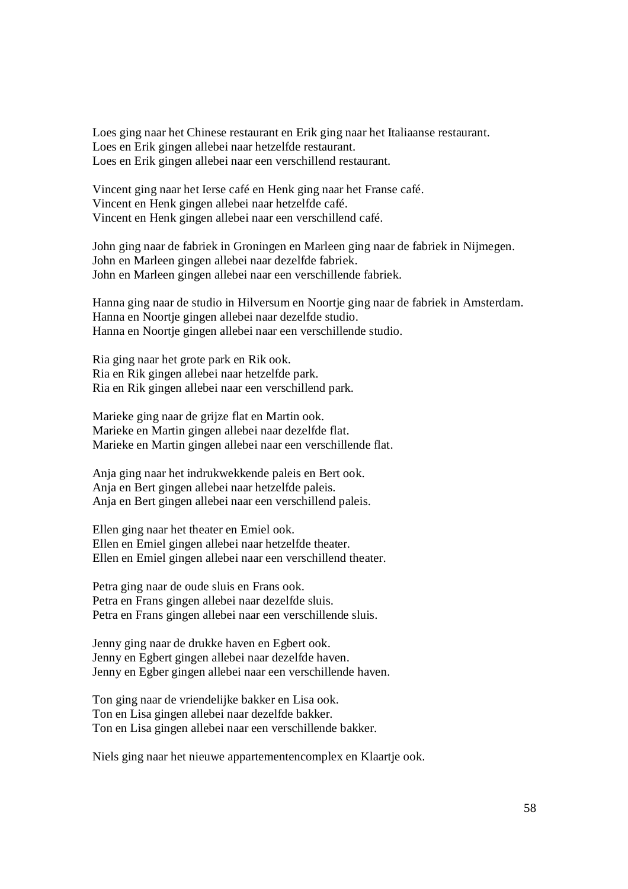Loes ging naar het Chinese restaurant en Erik ging naar het Italiaanse restaurant.
Loes en Erik gingen allebei naar hetzelfde restaurant.
Loes en Erik gingen allebei naar een verschillend restaurant.

Vincent ging naar het Ierse café en Henk ging naar het Franse café.
Vincent en Henk gingen allebei naar hetzelfde café.
Vincent en Henk gingen allebei naar een verschillend café.

John ging naar de fabriek in Groningen en Marleen ging naar de fabriek in Nijmegen.
John en Marleen gingen allebei naar dezelfde fabriek.
John en Marleen gingen allebei naar een verschillende fabriek.

Hanna ging naar de studio in Hilversum en Noortje ging naar de fabriek in Amsterdam.
Hanna en Noortje gingen allebei naar dezelfde studio.
Hanna en Noortje gingen allebei naar een verschillende studio.

Ria ging naar het grote park en Rik ook.
Ria en Rik gingen allebei naar hetzelfde park.
Ria en Rik gingen allebei naar een verschillend park.

Marieke ging naar de grijze flat en Martin ook.
Marieke en Martin gingen allebei naar dezelfde flat.
Marieke en Martin gingen allebei naar een verschillende flat.

Anja ging naar het indrukwekkende paleis en Bert ook.
Anja en Bert gingen allebei naar hetzelfde paleis.
Anja en Bert gingen allebei naar een verschillend paleis.

Ellen ging naar het theater en Emiel ook.
Ellen en Emiel gingen allebei naar hetzelfde theater.
Ellen en Emiel gingen allebei naar een verschillend theater.

Petra ging naar de oude sluis en Frans ook.
Petra en Frans gingen allebei naar dezelfde sluis.
Petra en Frans gingen allebei naar een verschillende sluis.

Jenny ging naar de drukke haven en Egbert ook.
Jenny en Egbert gingen allebei naar dezelfde haven.
Jenny en Egber gingen allebei naar een verschillende haven.

Ton ging naar de vriendelijke bakker en Lisa ook.
Ton en Lisa gingen allebei naar dezelfde bakker.
Ton en Lisa gingen allebei naar een verschillende bakker.

Niels ging naar het nieuwe appartementencomplex en Klaartje ook.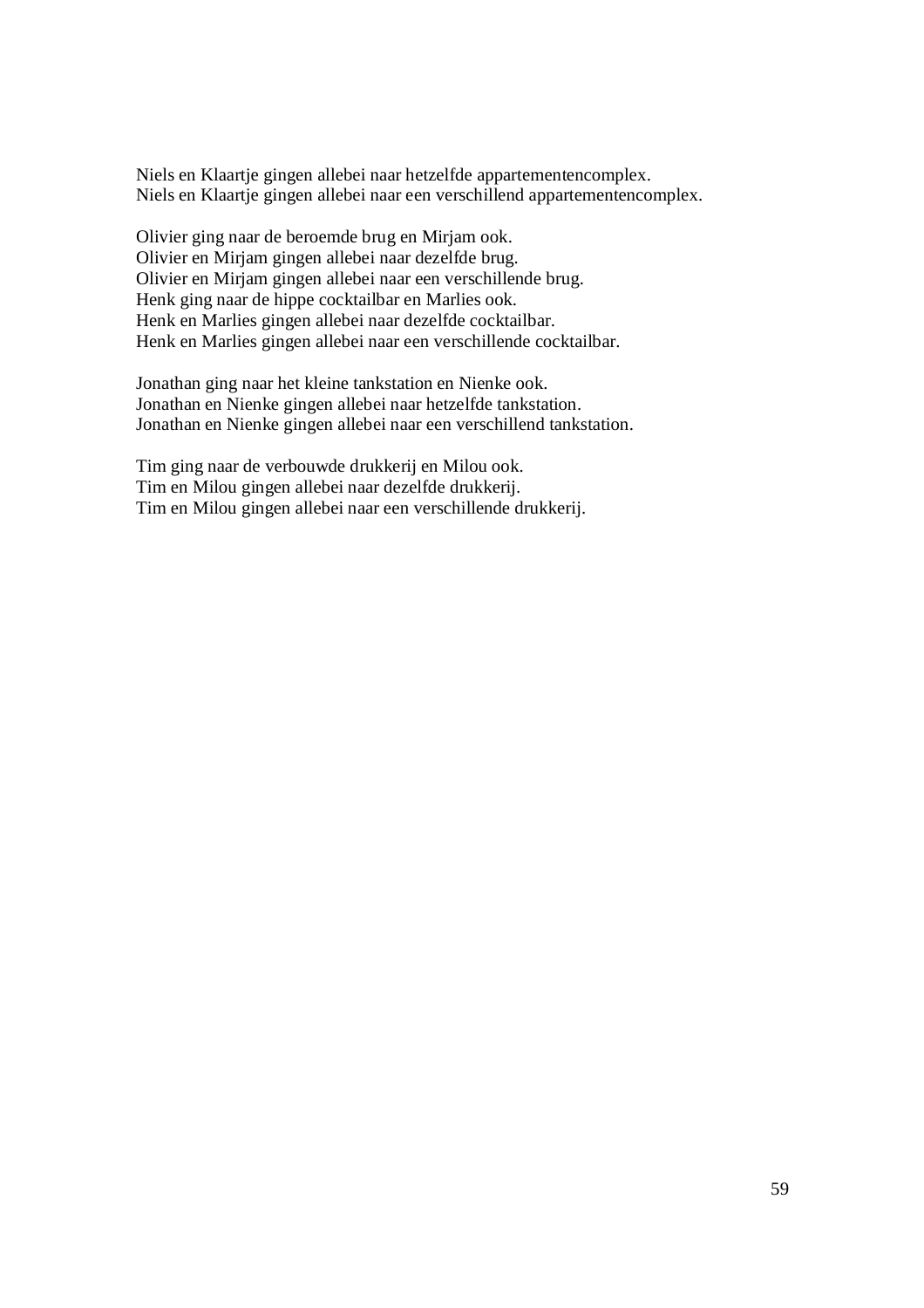Niels en Klaartje gingen allebei naar hetzelfde appartementencomplex.
Niels en Klaartje gingen allebei naar een verschillend appartementencomplex.

Olivier ging naar de beroemde brug en Mirjam ook.
Olivier en Mirjam gingen allebei naar dezelfde brug.
Olivier en Mirjam gingen allebei naar een verschillende brug.
Henk ging naar de hippe cocktailbar en Marlies ook.
Henk en Marlies gingen allebei naar dezelfde cocktailbar.
Henk en Marlies gingen allebei naar een verschillende cocktailbar.

Jonathan ging naar het kleine tankstation en Nienke ook.
Jonathan en Nienke gingen allebei naar hetzelfde tankstation.
Jonathan en Nienke gingen allebei naar een verschillend tankstation.

Tim ging naar de verbouwde drukkerij en Milou ook.
Tim en Milou gingen allebei naar dezelfde drukkerij.
Tim en Milou gingen allebei naar een verschillende drukkerij.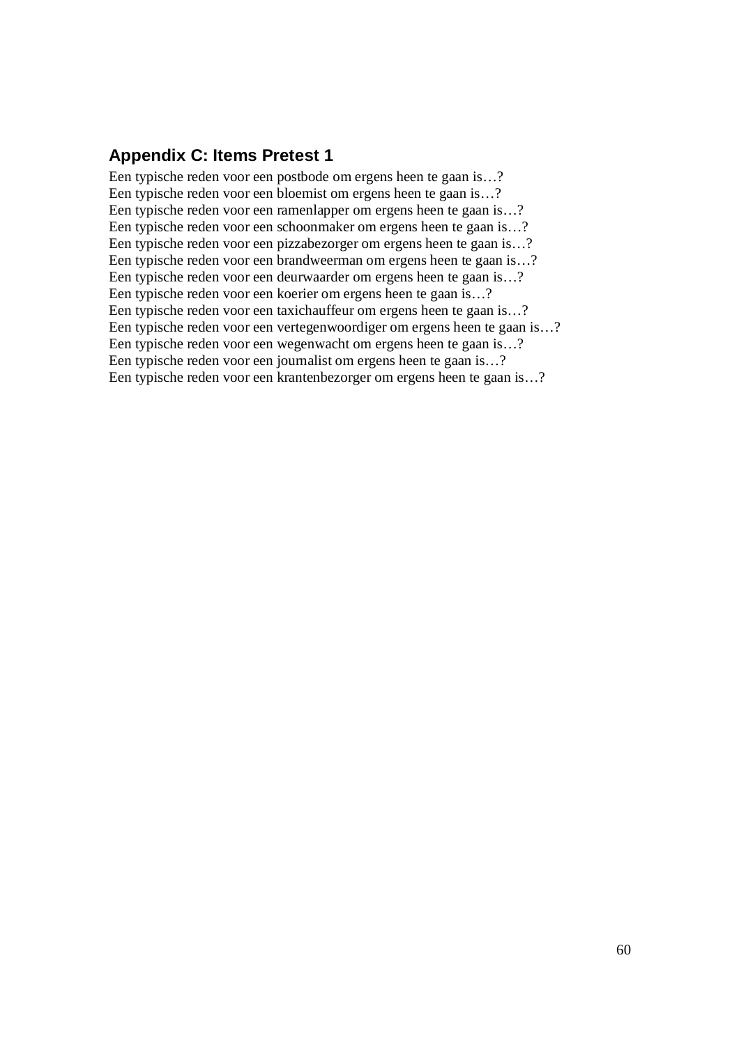## Appendix C: Items Pretest 1

Een typische reden voor een postbode om ergens heen te gaan is…?
Een typische reden voor een bloemist om ergens heen te gaan is…?
Een typische reden voor een ramenlapper om ergens heen te gaan is…?
Een typische reden voor een schoonmaker om ergens heen te gaan is…?
Een typische reden voor een pizzabezorger om ergens heen te gaan is…?
Een typische reden voor een brandweerman om ergens heen te gaan is…?
Een typische reden voor een deurwaarder om ergens heen te gaan is…?
Een typische reden voor een koerier om ergens heen te gaan is…?
Een typische reden voor een taxichauffeur om ergens heen te gaan is…?
Een typische reden voor een vertegenwoordiger om ergens heen te gaan is…?
Een typische reden voor een wegenwacht om ergens heen te gaan is…?
Een typische reden voor een journalist om ergens heen te gaan is…?
Een typische reden voor een krantenbezorger om ergens heen te gaan is…?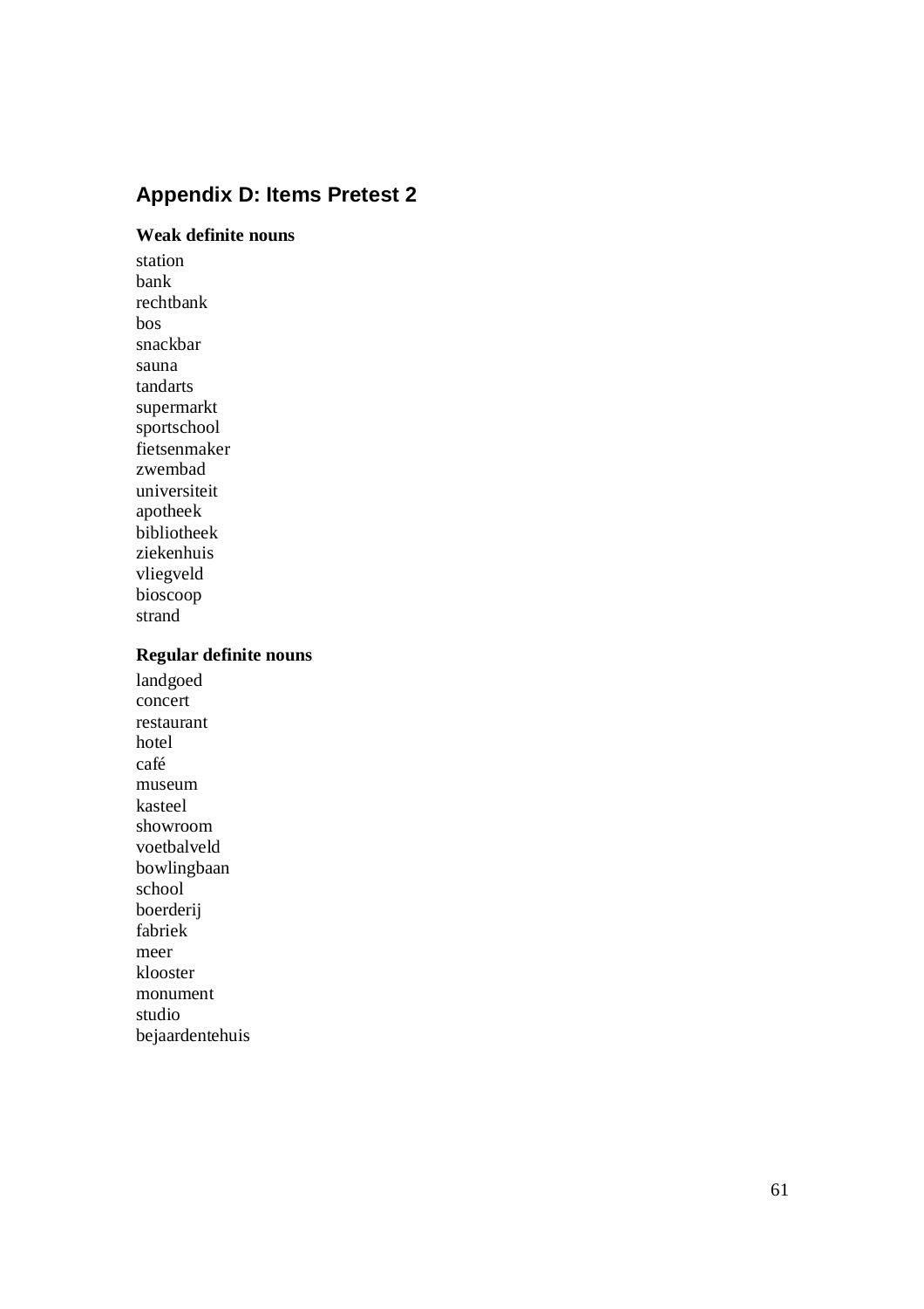## Appendix D: Items Pretest 2

**Weak definite nouns**

station
bank
rechtbank
bos
snackbar
sauna
tandarts
supermarkt
sportschool
fietsenmaker
zwembad
universiteit
apotheek
bibliotheek
ziekenhuis
vliegveld
bioscoop
strand

**Regular definite nouns**

landgoed
concert
restaurant
hotel
café
museum
kasteel
showroom
voetbalveld
bowlingbaan
school
boerderij
fabriek
meer
klooster
monument
studio
bejaardentehuis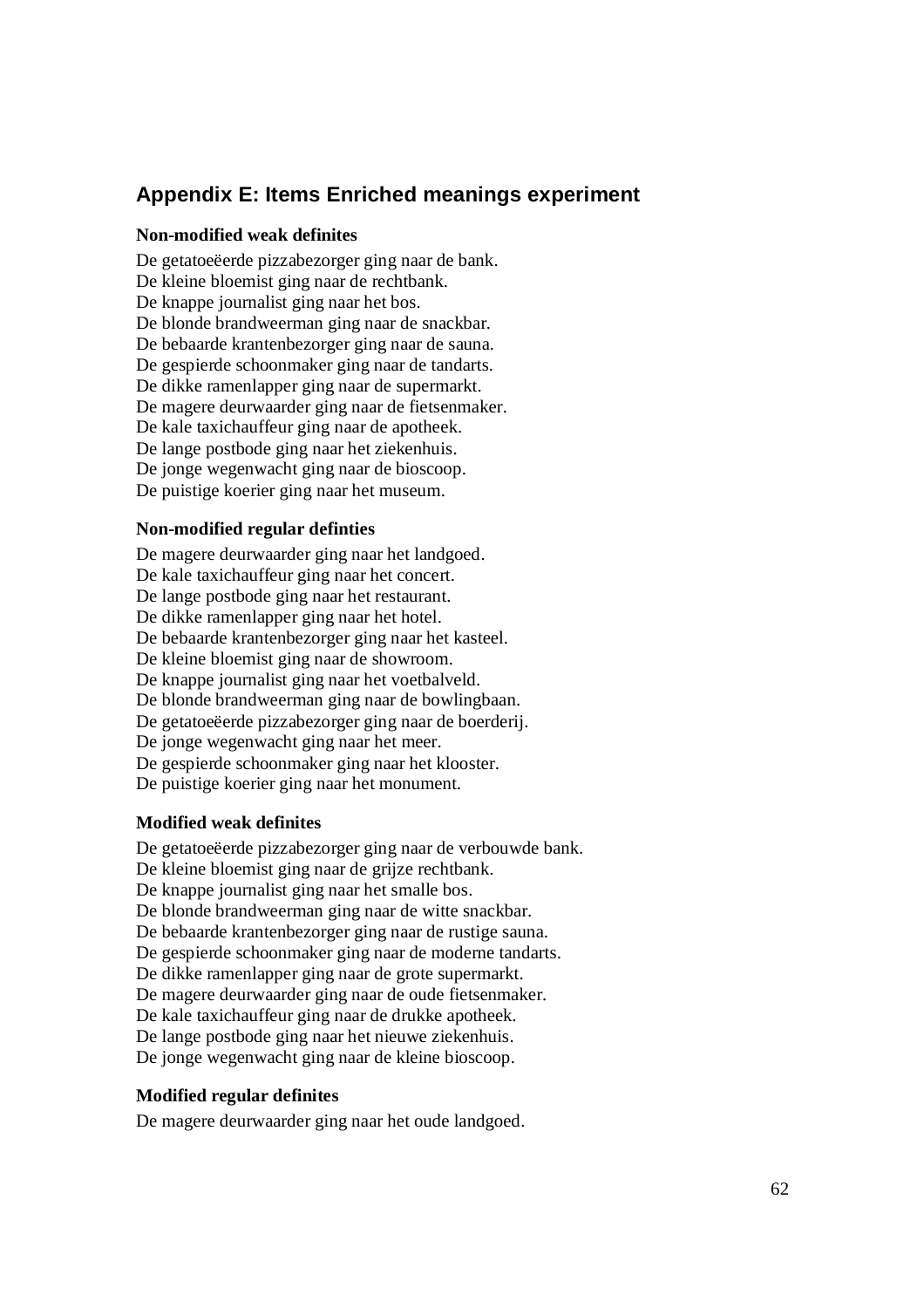## Appendix E: Items Enriched meanings experiment

**Non-modified weak definites**

De getatoeëerde pizzabezorger ging naar de bank.
De kleine bloemist ging naar de rechtbank.
De knappe journalist ging naar het bos.
De blonde brandweerman ging naar de snackbar.
De bebaarde krantenbezorger ging naar de sauna.
De gespierde schoonmaker ging naar de tandarts.
De dikke ramenlapper ging naar de supermarkt.
De magere deurwaarder ging naar de fietsenmaker.
De kale taxichauffeur ging naar de apotheek.
De lange postbode ging naar het ziekenhuis.
De jonge wegenwacht ging naar de bioscoop.
De puistige koerier ging naar het museum.

**Non-modified regular defintíes**

De magere deurwaarder ging naar het landgoed.
De kale taxichauffeur ging naar het concert.
De lange postbode ging naar het restaurant.
De dikke ramenlapper ging naar het hotel.
De bebaarde krantenbezorger ging naar het kasteel.
De kleine bloemist ging naar de showroom.
De knappe journalist ging naar het voetbalveld.
De blonde brandweerman ging naar de bowlingbaan.
De getatoeëerde pizzabezorger ging naar de boerderij.
De jonge wegenwacht ging naar het meer.
De gespierde schoonmaker ging naar het klooster.
De puistige koerier ging naar het monument.

**Modified weak definites**

De getatoeëerde pizzabezorger ging naar de verbouwde bank.
De kleine bloemist ging naar de grijze rechtbank.
De knappe journalist ging naar het smalle bos.
De blonde brandweerman ging naar de witte snackbar.
De bebaarde krantenbezorger ging naar de rustige sauna.
De gespierde schoonmaker ging naar de moderne tandarts.
De dikke ramenlapper ging naar de grote supermarkt.
De magere deurwaarder ging naar de oude fietsenmaker.
De kale taxichauffeur ging naar de drukke apotheek.
De lange postbode ging naar het nieuwe ziekenhuis.
De jonge wegenwacht ging naar de kleine bioscoop.

**Modified regular definites**

De magere deurwaarder ging naar het oude landgoed.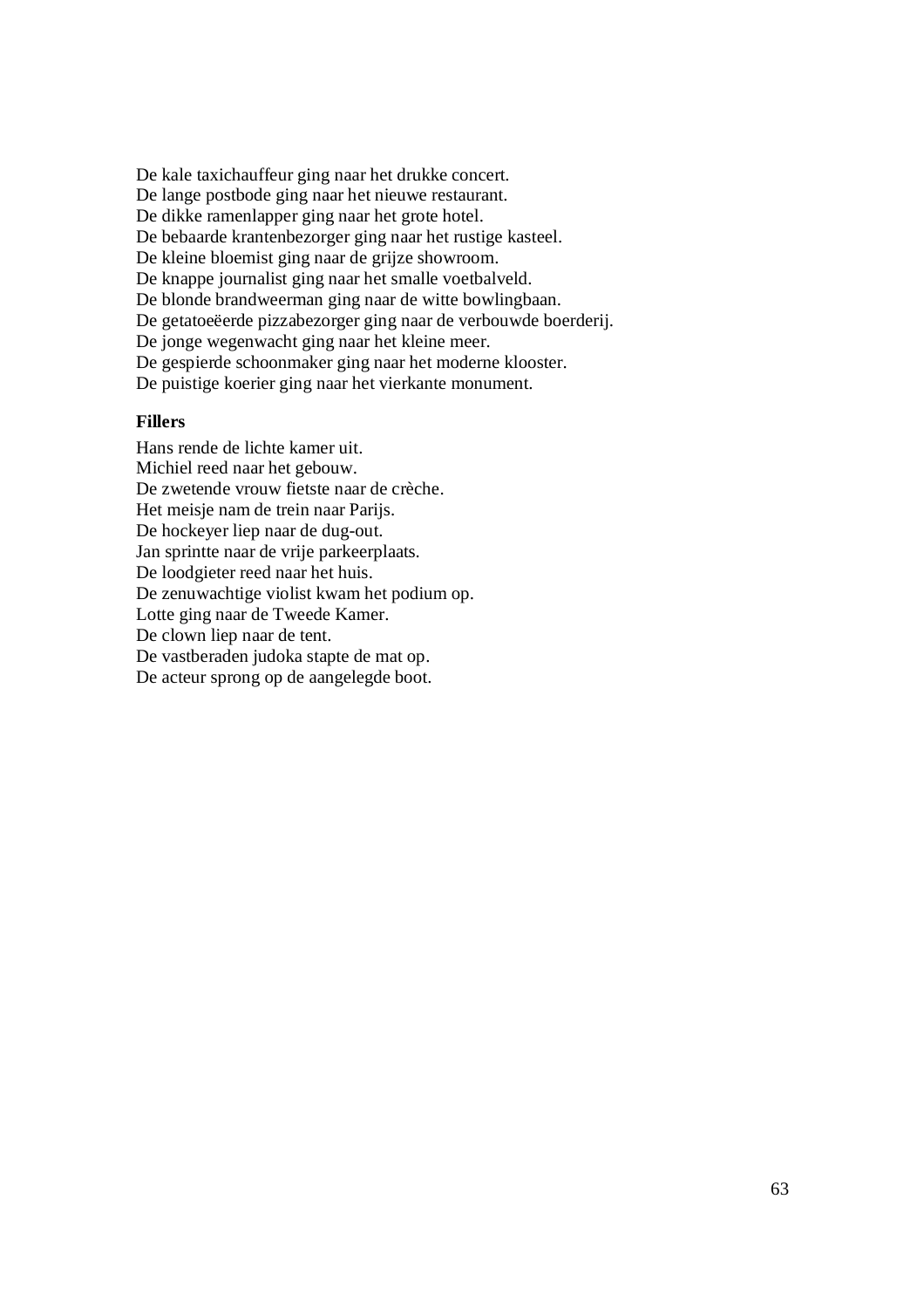De kale taxichauffeur ging naar het drukke concert.
De lange postbode ging naar het nieuwe restaurant.
De dikke ramenlapper ging naar het grote hotel.
De bebaarde krantenbezorger ging naar het rustige kasteel.
De kleine bloemist ging naar de grijze showroom.
De knappe journalist ging naar het smalle voetbalveld.
De blonde brandweerman ging naar de witte bowlingbaan.
De getatoeëerde pizzabezorger ging naar de verbouwde boerderij.
De jonge wegenwacht ging naar het kleine meer.
De gespierde schoonmaker ging naar het moderne klooster.
De puistige koerier ging naar het vierkante monument.

**Fillers**

Hans rende de lichte kamer uit.
Michiel reed naar het gebouw.
De zwetende vrouw fietste naar de crèche.
Het meisje nam de trein naar Parijs.
De hockeyer liep naar de dug-out.
Jan sprintte naar de vrije parkeerplaats.
De loodgieter reed naar het huis.
De zenuwachtige violist kwam het podium op.
Lotte ging naar de Tweede Kamer.
De clown liep naar de tent.
De vastberaden judoka stapte de mat op.
De acteur sprong op de aangelegde boot.